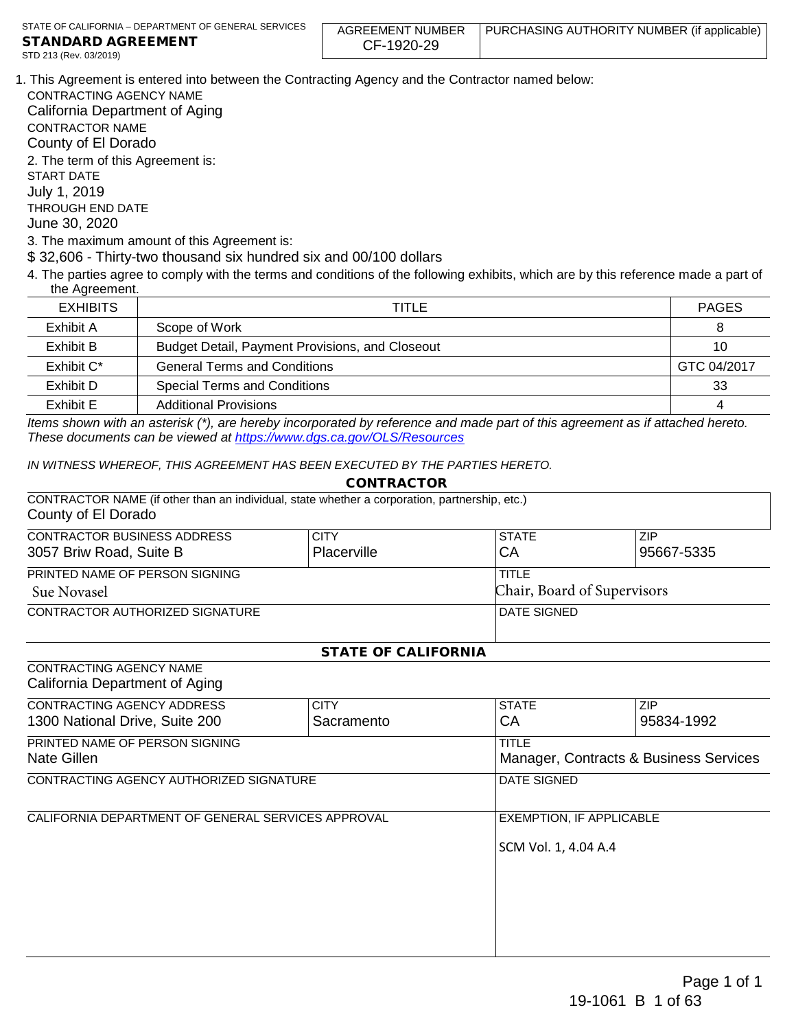STATE OF CALIFORNIA – DEPARTMENT OF GENERAL SERVICES

**STANDARD AGREEMENT**

STD 213 (Rev. 03/2019)

| AGREEMENT NUMBER | PURCHASING AUTHORITY NUMBER (if applicable) |
|---|---|
| CF-1920-29 | |

1. This Agreement is entered into between the Contracting Agency and the Contractor named below:

CONTRACTING AGENCY NAME
California Department of Aging

CONTRACTOR NAME
County of El Dorado

2. The term of this Agreement is:

START DATE
July 1, 2019

THROUGH END DATE
June 30, 2020

3. The maximum amount of this Agreement is:

$ 32,606 - Thirty-two thousand six hundred six and 00/100 dollars

4. The parties agree to comply with the terms and conditions of the following exhibits, which are by this reference made a part of the Agreement.

| EXHIBITS | TITLE | PAGES |
|---|---|---|
| Exhibit A | Scope of Work | 8 |
| Exhibit B | Budget Detail, Payment Provisions, and Closeout | 10 |
| Exhibit C* | General Terms and Conditions | GTC 04/2017 |
| Exhibit D | Special Terms and Conditions | 33 |
| Exhibit E | Additional Provisions | 4 |

*Items shown with an asterisk (*), are hereby incorporated by reference and made part of this agreement as if attached hereto. These documents can be viewed at https://www.dgs.ca.gov/OLS/Resources*

*IN WITNESS WHEREOF, THIS AGREEMENT HAS BEEN EXECUTED BY THE PARTIES HERETO.*

## CONTRACTOR

CONTRACTOR NAME (if other than an individual, state whether a corporation, partnership, etc.)
County of El Dorado

| CONTRACTOR BUSINESS ADDRESS | CITY | STATE | ZIP |
|---|---|---|---|
| 3057 Briw Road, Suite B | Placerville | CA | 95667-5335 |

| PRINTED NAME OF PERSON SIGNING | TITLE |
|---|---|
| Sue Novasel | Chair, Board of Supervisors |

| CONTRACTOR AUTHORIZED SIGNATURE | DATE SIGNED |
|---|---|
| | |

## STATE OF CALIFORNIA

CONTRACTING AGENCY NAME
California Department of Aging

| CONTRACTING AGENCY ADDRESS | CITY | STATE | ZIP |
|---|---|---|---|
| 1300 National Drive, Suite 200 | Sacramento | CA | 95834-1992 |

| PRINTED NAME OF PERSON SIGNING | TITLE |
|---|---|
| Nate Gillen | Manager, Contracts & Business Services |

| CONTRACTING AGENCY AUTHORIZED SIGNATURE | DATE SIGNED |
|---|---|
| | |

| CALIFORNIA DEPARTMENT OF GENERAL SERVICES APPROVAL | EXEMPTION, IF APPLICABLE |
|---|---|
| | SCM Vol. 1, 4.04 A.4 |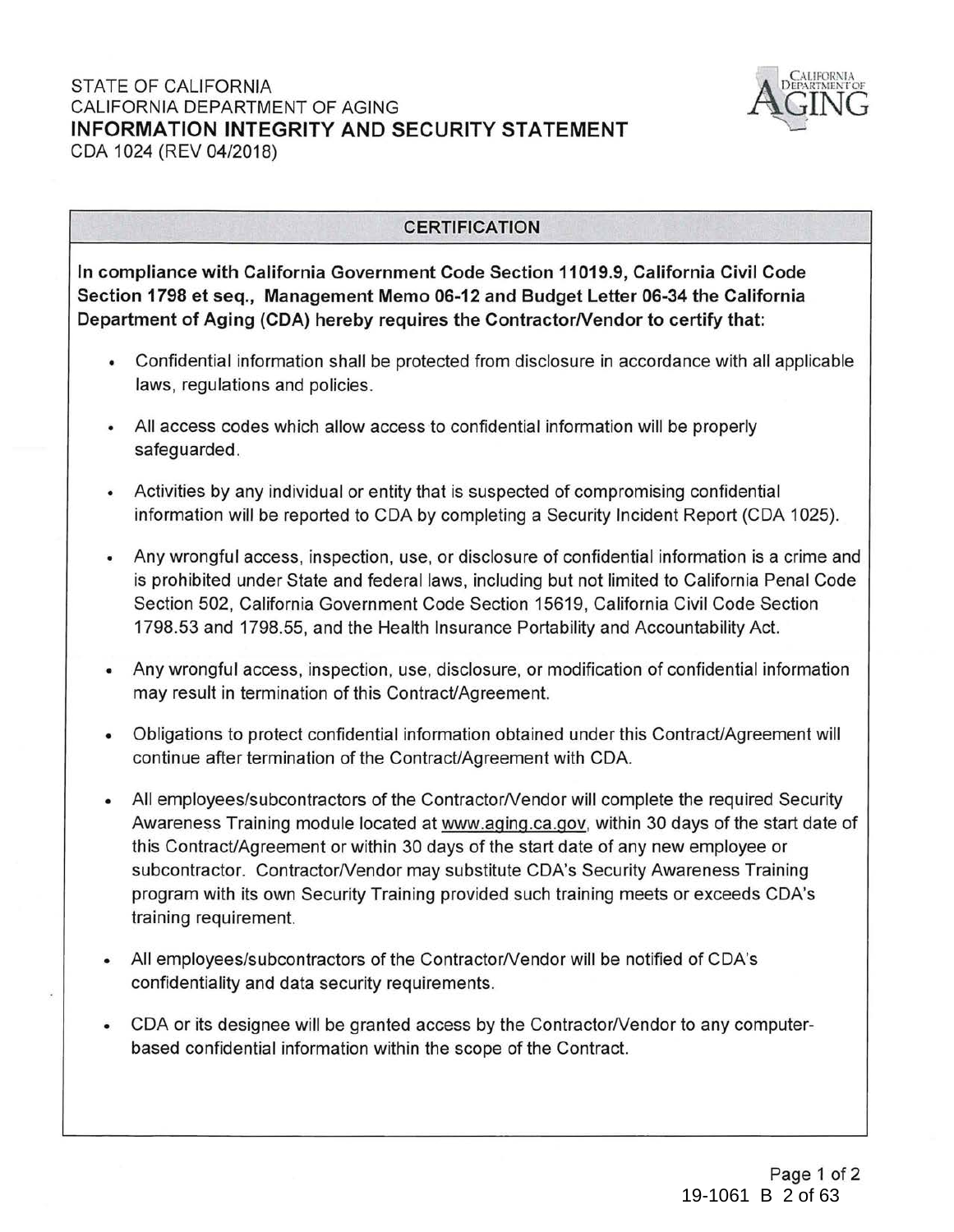STATE OF CALIFORNIA
CALIFORNIA DEPARTMENT OF AGING
**INFORMATION INTEGRITY AND SECURITY STATEMENT**
CDA 1024 (REV 04/2018)

## CERTIFICATION

**In compliance with California Government Code Section 11019.9, California Civil Code Section 1798 et seq., Management Memo 06-12 and Budget Letter 06-34 the California Department of Aging (CDA) hereby requires the Contractor/Vendor to certify that:**

- Confidential information shall be protected from disclosure in accordance with all applicable laws, regulations and policies.
- All access codes which allow access to confidential information will be properly safeguarded.
- Activities by any individual or entity that is suspected of compromising confidential information will be reported to CDA by completing a Security Incident Report (CDA 1025).
- Any wrongful access, inspection, use, or disclosure of confidential information is a crime and is prohibited under State and federal laws, including but not limited to California Penal Code Section 502, California Government Code Section 15619, California Civil Code Section 1798.53 and 1798.55, and the Health Insurance Portability and Accountability Act.
- Any wrongful access, inspection, use, disclosure, or modification of confidential information may result in termination of this Contract/Agreement.
- Obligations to protect confidential information obtained under this Contract/Agreement will continue after termination of the Contract/Agreement with CDA.
- All employees/subcontractors of the Contractor/Vendor will complete the required Security Awareness Training module located at www.aging.ca.gov, within 30 days of the start date of this Contract/Agreement or within 30 days of the start date of any new employee or subcontractor. Contractor/Vendor may substitute CDA's Security Awareness Training program with its own Security Training provided such training meets or exceeds CDA's training requirement.
- All employees/subcontractors of the Contractor/Vendor will be notified of CDA's confidentiality and data security requirements.
- CDA or its designee will be granted access by the Contractor/Vendor to any computer-based confidential information within the scope of the Contract.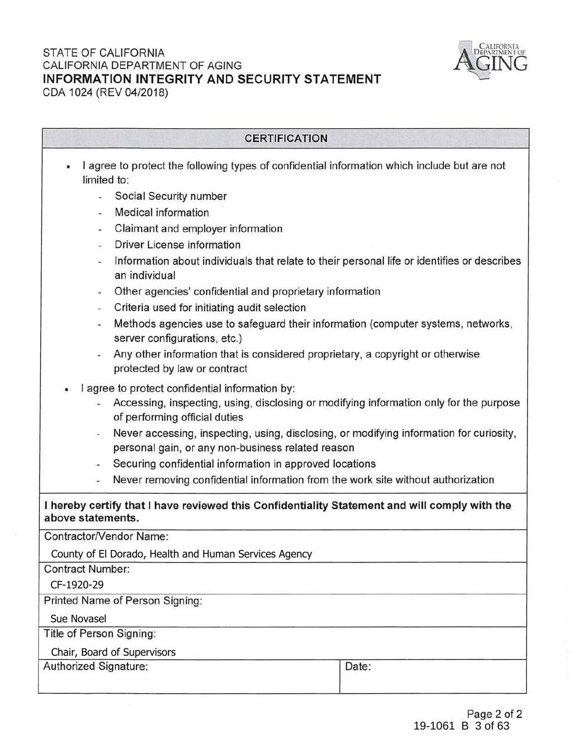STATE OF CALIFORNIA
CALIFORNIA DEPARTMENT OF AGING
**INFORMATION INTEGRITY AND SECURITY STATEMENT**
CDA 1024 (REV 04/2018)

## CERTIFICATION

- I agree to protect the following types of confidential information which include but are not limited to:
  - Social Security number
  - Medical information
  - Claimant and employer information
  - Driver License information
  - Information about individuals that relate to their personal life or identifies or describes an individual
  - Other agencies' confidential and proprietary information
  - Criteria used for initiating audit selection
  - Methods agencies use to safeguard their information (computer systems, networks, server configurations, etc.)
  - Any other information that is considered proprietary, a copyright or otherwise protected by law or contract
- I agree to protect confidential information by:
  - Accessing, inspecting, using, disclosing or modifying information only for the purpose of performing official duties
  - Never accessing, inspecting, using, disclosing, or modifying information for curiosity, personal gain, or any non-business related reason
  - Securing confidential information in approved locations
  - Never removing confidential information from the work site without authorization

**I hereby certify that I have reviewed this Confidentiality Statement and will comply with the above statements.**

| Contractor/Vendor Name: | |
|---|---|
| County of El Dorado, Health and Human Services Agency | |
| Contract Number: | |
| CF-1920-29 | |
| Printed Name of Person Signing: | |
| Sue Novasel | |
| Title of Person Signing: | |
| Chair, Board of Supervisors | |
| Authorized Signature: | Date: |

Page 2 of 2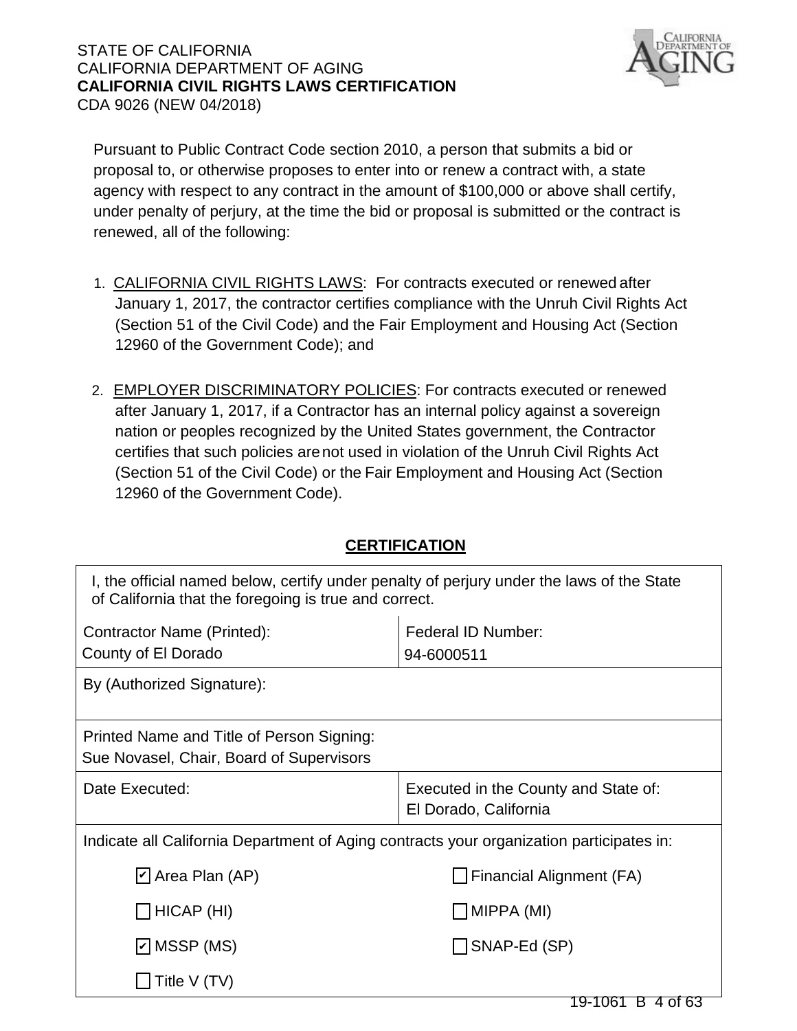STATE OF CALIFORNIA
CALIFORNIA DEPARTMENT OF AGING
**CALIFORNIA CIVIL RIGHTS LAWS CERTIFICATION**
CDA 9026 (NEW 04/2018)

Pursuant to Public Contract Code section 2010, a person that submits a bid or proposal to, or otherwise proposes to enter into or renew a contract with, a state agency with respect to any contract in the amount of $100,000 or above shall certify, under penalty of perjury, at the time the bid or proposal is submitted or the contract is renewed, all of the following:

1. CALIFORNIA CIVIL RIGHTS LAWS: For contracts executed or renewed after January 1, 2017, the contractor certifies compliance with the Unruh Civil Rights Act (Section 51 of the Civil Code) and the Fair Employment and Housing Act (Section 12960 of the Government Code); and

2. EMPLOYER DISCRIMINATORY POLICIES: For contracts executed or renewed after January 1, 2017, if a Contractor has an internal policy against a sovereign nation or peoples recognized by the United States government, the Contractor certifies that such policies are not used in violation of the Unruh Civil Rights Act (Section 51 of the Civil Code) or the Fair Employment and Housing Act (Section 12960 of the Government Code).

## CERTIFICATION

I, the official named below, certify under penalty of perjury under the laws of the State of California that the foregoing is true and correct.

| Contractor Name (Printed): County of El Dorado | Federal ID Number: 94-6000511 |
|---|---|
| By (Authorized Signature): | |
| Printed Name and Title of Person Signing: Sue Novasel, Chair, Board of Supervisors | |
| Date Executed: | Executed in the County and State of: El Dorado, California |

Indicate all California Department of Aging contracts your organization participates in:

| | |
|---|---|
| ☑ Area Plan (AP) | ☐ Financial Alignment (FA) |
| ☐ HICAP (HI) | ☐ MIPPA (MI) |
| ☑ MSSP (MS) | ☐ SNAP-Ed (SP) |
| ☐ Title V (TV) | |

19-1061 B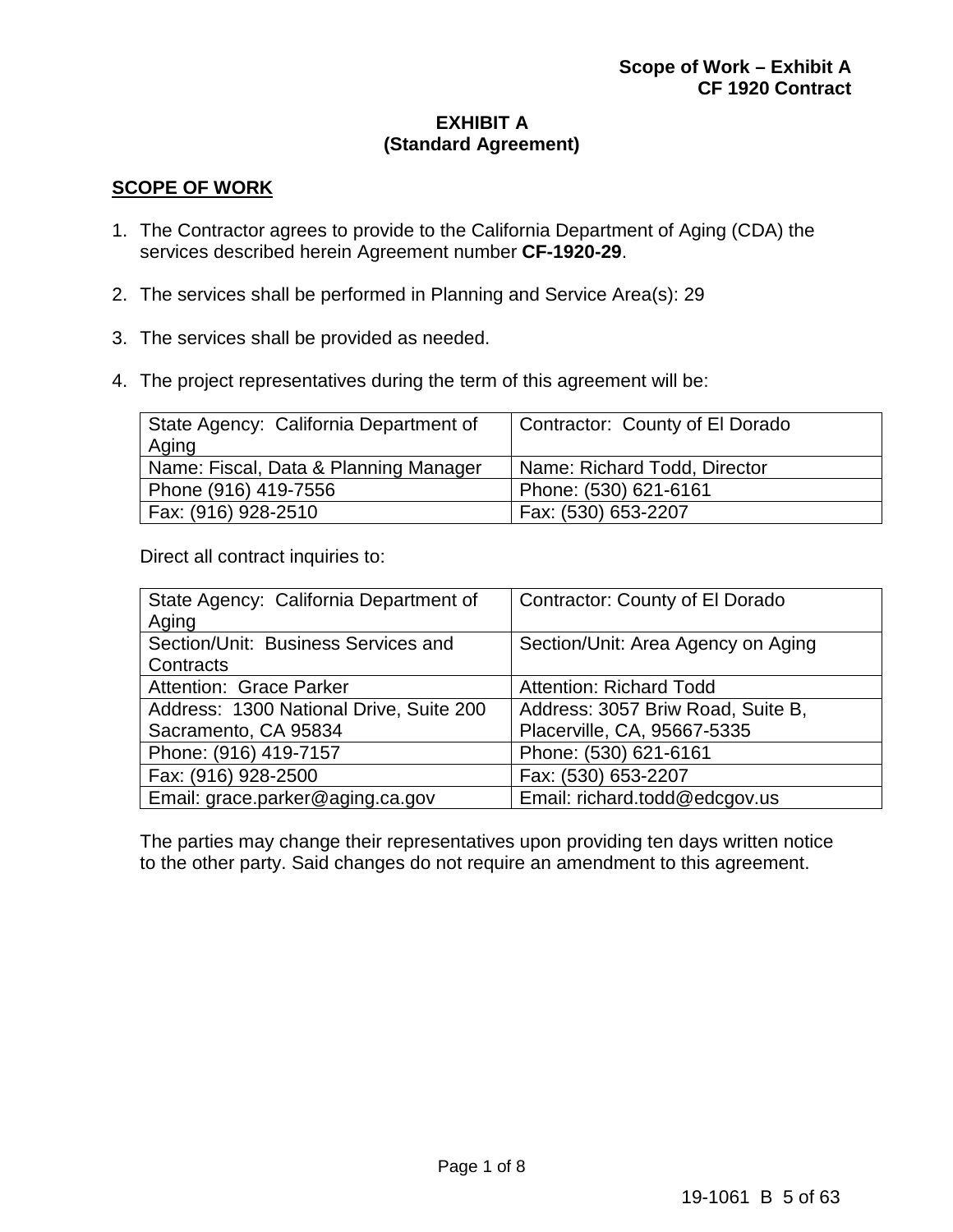# EXHIBIT A
## (Standard Agreement)

**SCOPE OF WORK**

1. The Contractor agrees to provide to the California Department of Aging (CDA) the services described herein Agreement number **CF-1920-29**.

2. The services shall be performed in Planning and Service Area(s): 29

3. The services shall be provided as needed.

4. The project representatives during the term of this agreement will be:

| State Agency: California Department of Aging | Contractor: County of El Dorado |
|---|---|
| Name: Fiscal, Data & Planning Manager | Name: Richard Todd, Director |
| Phone (916) 419-7556 | Phone: (530) 621-6161 |
| Fax: (916) 928-2510 | Fax: (530) 653-2207 |

Direct all contract inquiries to:

| State Agency: California Department of Aging | Contractor: County of El Dorado |
|---|---|
| Section/Unit: Business Services and Contracts | Section/Unit: Area Agency on Aging |
| Attention: Grace Parker | Attention: Richard Todd |
| Address: 1300 National Drive, Suite 200 Sacramento, CA 95834 | Address: 3057 Briw Road, Suite B, Placerville, CA, 95667-5335 |
| Phone: (916) 419-7157 | Phone: (530) 621-6161 |
| Fax: (916) 928-2500 | Fax: (530) 653-2207 |
| Email: grace.parker@aging.ca.gov | Email: richard.todd@edcgov.us |

The parties may change their representatives upon providing ten days written notice to the other party. Said changes do not require an amendment to this agreement.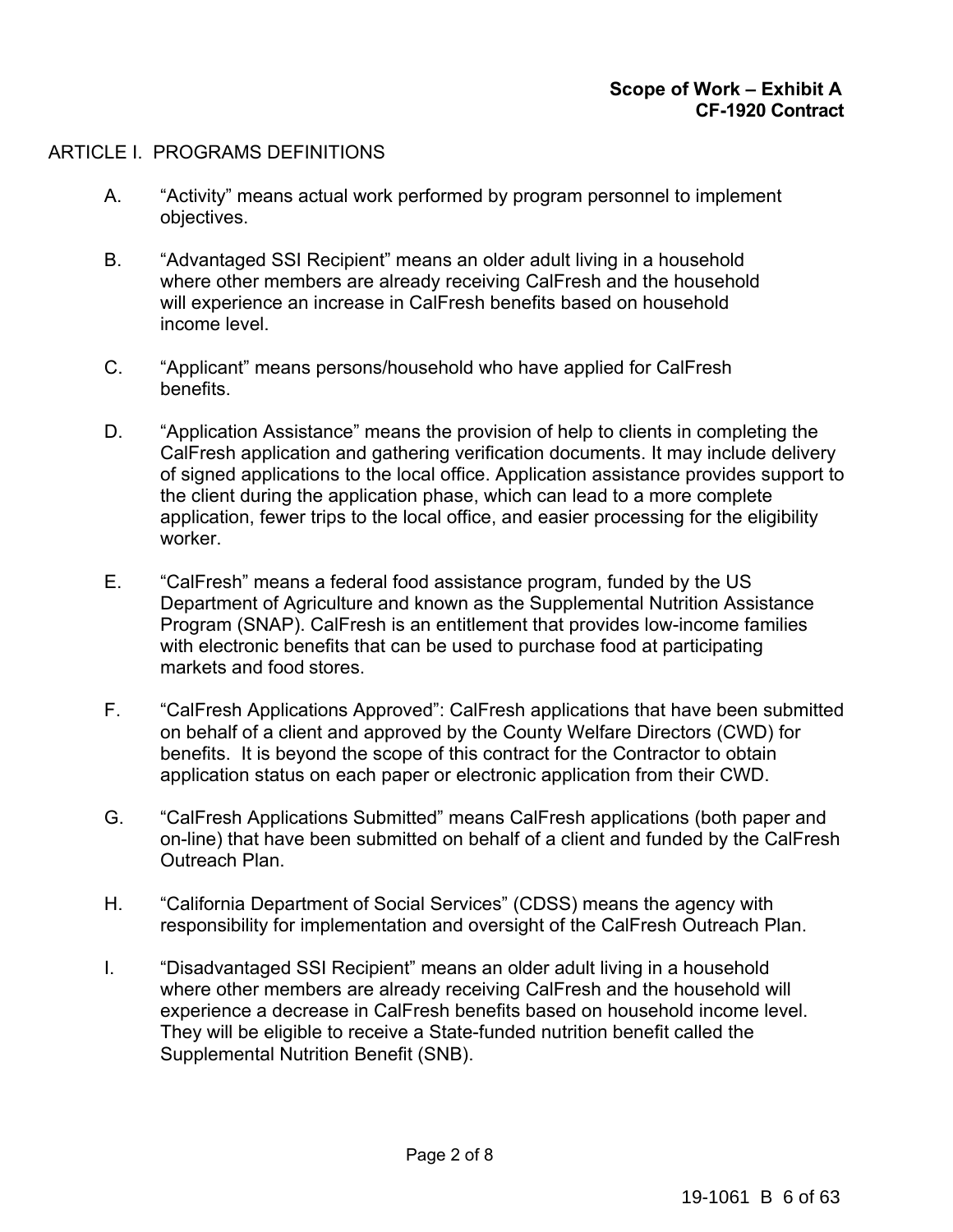**Scope of Work – Exhibit A**
**CF-1920 Contract**

ARTICLE I. PROGRAMS DEFINITIONS

A. "Activity" means actual work performed by program personnel to implement objectives.

B. "Advantaged SSI Recipient" means an older adult living in a household where other members are already receiving CalFresh and the household will experience an increase in CalFresh benefits based on household income level.

C. "Applicant" means persons/household who have applied for CalFresh benefits.

D. "Application Assistance" means the provision of help to clients in completing the CalFresh application and gathering verification documents. It may include delivery of signed applications to the local office. Application assistance provides support to the client during the application phase, which can lead to a more complete application, fewer trips to the local office, and easier processing for the eligibility worker.

E. "CalFresh" means a federal food assistance program, funded by the US Department of Agriculture and known as the Supplemental Nutrition Assistance Program (SNAP). CalFresh is an entitlement that provides low-income families with electronic benefits that can be used to purchase food at participating markets and food stores.

F. "CalFresh Applications Approved": CalFresh applications that have been submitted on behalf of a client and approved by the County Welfare Directors (CWD) for benefits. It is beyond the scope of this contract for the Contractor to obtain application status on each paper or electronic application from their CWD.

G. "CalFresh Applications Submitted" means CalFresh applications (both paper and on-line) that have been submitted on behalf of a client and funded by the CalFresh Outreach Plan.

H. "California Department of Social Services" (CDSS) means the agency with responsibility for implementation and oversight of the CalFresh Outreach Plan.

I. "Disadvantaged SSI Recipient" means an older adult living in a household where other members are already receiving CalFresh and the household will experience a decrease in CalFresh benefits based on household income level. They will be eligible to receive a State-funded nutrition benefit called the Supplemental Nutrition Benefit (SNB).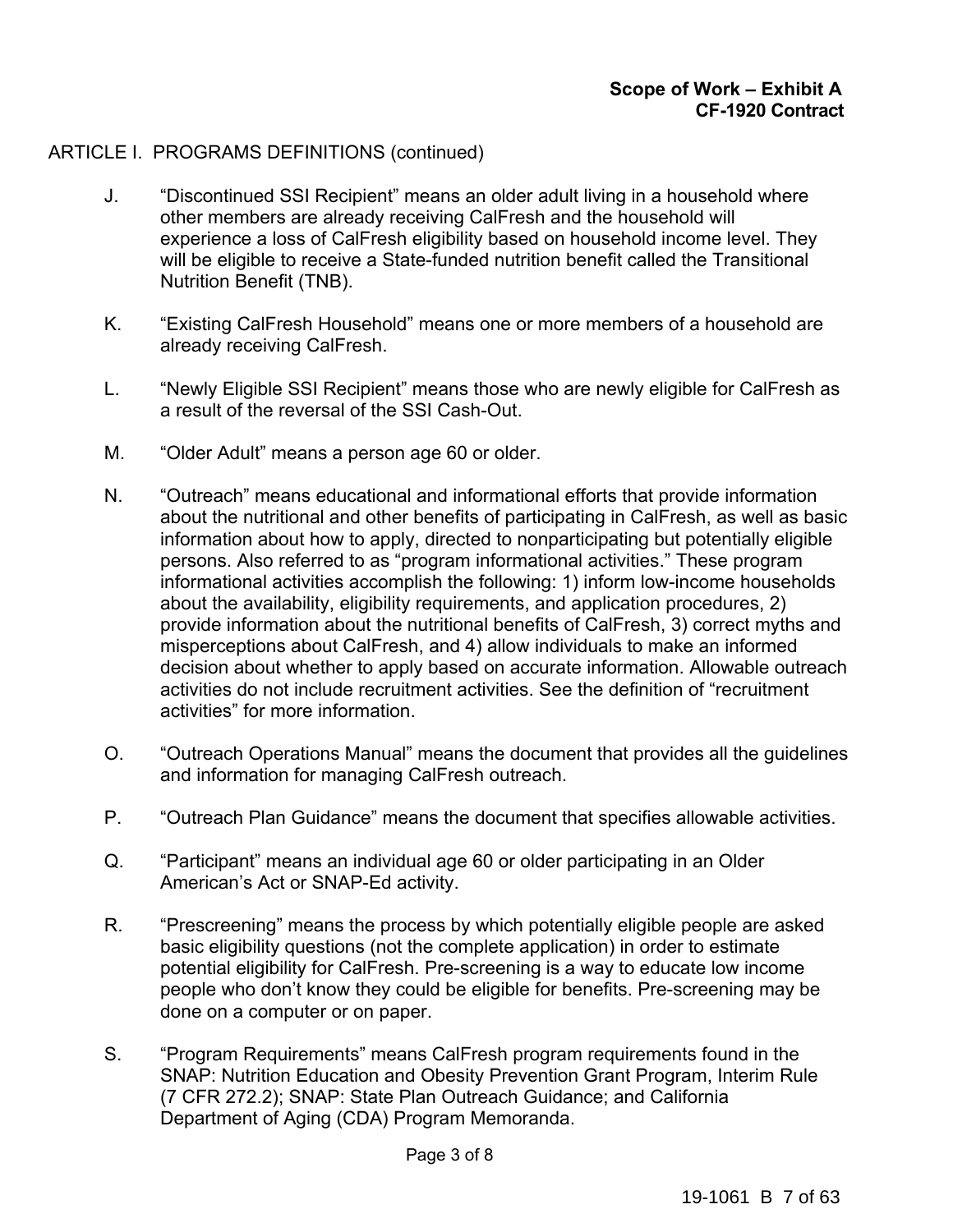ARTICLE I. PROGRAMS DEFINITIONS (continued)

J. “Discontinued SSI Recipient” means an older adult living in a household where other members are already receiving CalFresh and the household will experience a loss of CalFresh eligibility based on household income level. They will be eligible to receive a State-funded nutrition benefit called the Transitional Nutrition Benefit (TNB).

K. “Existing CalFresh Household” means one or more members of a household are already receiving CalFresh.

L. “Newly Eligible SSI Recipient” means those who are newly eligible for CalFresh as a result of the reversal of the SSI Cash-Out.

M. “Older Adult” means a person age 60 or older.

N. “Outreach” means educational and informational efforts that provide information about the nutritional and other benefits of participating in CalFresh, as well as basic information about how to apply, directed to nonparticipating but potentially eligible persons. Also referred to as “program informational activities.” These program informational activities accomplish the following: 1) inform low-income households about the availability, eligibility requirements, and application procedures, 2) provide information about the nutritional benefits of CalFresh, 3) correct myths and misperceptions about CalFresh, and 4) allow individuals to make an informed decision about whether to apply based on accurate information. Allowable outreach activities do not include recruitment activities. See the definition of “recruitment activities” for more information.

O. “Outreach Operations Manual” means the document that provides all the guidelines and information for managing CalFresh outreach.

P. “Outreach Plan Guidance” means the document that specifies allowable activities.

Q. “Participant” means an individual age 60 or older participating in an Older American’s Act or SNAP-Ed activity.

R. “Prescreening” means the process by which potentially eligible people are asked basic eligibility questions (not the complete application) in order to estimate potential eligibility for CalFresh. Pre-screening is a way to educate low income people who don’t know they could be eligible for benefits. Pre-screening may be done on a computer or on paper.

S. “Program Requirements” means CalFresh program requirements found in the SNAP: Nutrition Education and Obesity Prevention Grant Program, Interim Rule (7 CFR 272.2); SNAP: State Plan Outreach Guidance; and California Department of Aging (CDA) Program Memoranda.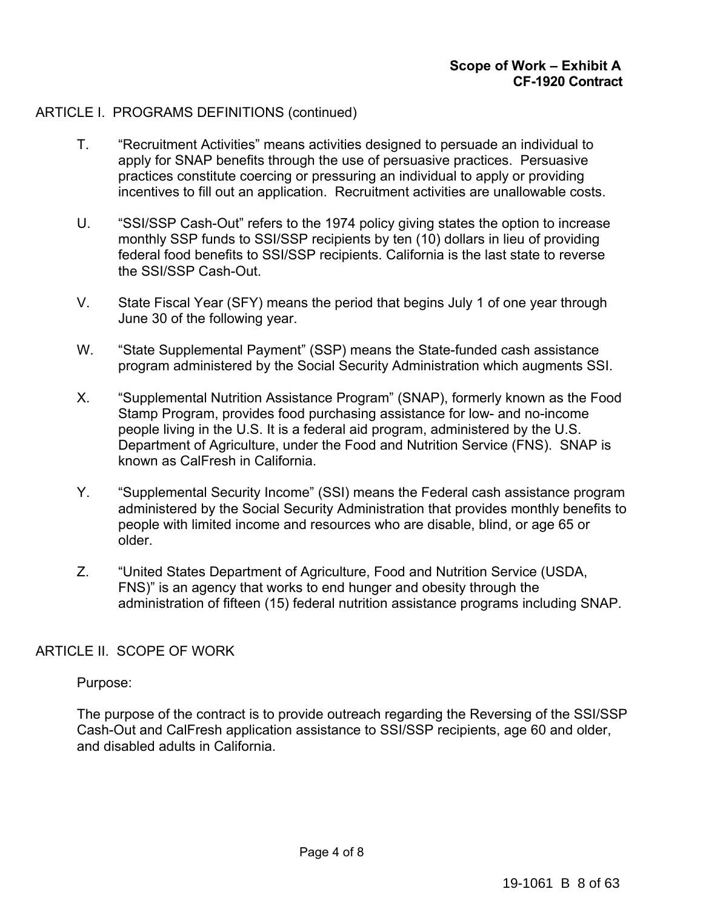**Scope of Work – Exhibit A**
**CF-1920 Contract**

ARTICLE I. PROGRAMS DEFINITIONS (continued)

T. "Recruitment Activities" means activities designed to persuade an individual to apply for SNAP benefits through the use of persuasive practices. Persuasive practices constitute coercing or pressuring an individual to apply or providing incentives to fill out an application. Recruitment activities are unallowable costs.

U. "SSI/SSP Cash-Out" refers to the 1974 policy giving states the option to increase monthly SSP funds to SSI/SSP recipients by ten (10) dollars in lieu of providing federal food benefits to SSI/SSP recipients. California is the last state to reverse the SSI/SSP Cash-Out.

V. State Fiscal Year (SFY) means the period that begins July 1 of one year through June 30 of the following year.

W. "State Supplemental Payment" (SSP) means the State-funded cash assistance program administered by the Social Security Administration which augments SSI.

X. "Supplemental Nutrition Assistance Program" (SNAP), formerly known as the Food Stamp Program, provides food purchasing assistance for low- and no-income people living in the U.S. It is a federal aid program, administered by the U.S. Department of Agriculture, under the Food and Nutrition Service (FNS). SNAP is known as CalFresh in California.

Y. "Supplemental Security Income" (SSI) means the Federal cash assistance program administered by the Social Security Administration that provides monthly benefits to people with limited income and resources who are disable, blind, or age 65 or older.

Z. "United States Department of Agriculture, Food and Nutrition Service (USDA, FNS)" is an agency that works to end hunger and obesity through the administration of fifteen (15) federal nutrition assistance programs including SNAP.

ARTICLE II. SCOPE OF WORK

Purpose:

The purpose of the contract is to provide outreach regarding the Reversing of the SSI/SSP Cash-Out and CalFresh application assistance to SSI/SSP recipients, age 60 and older, and disabled adults in California.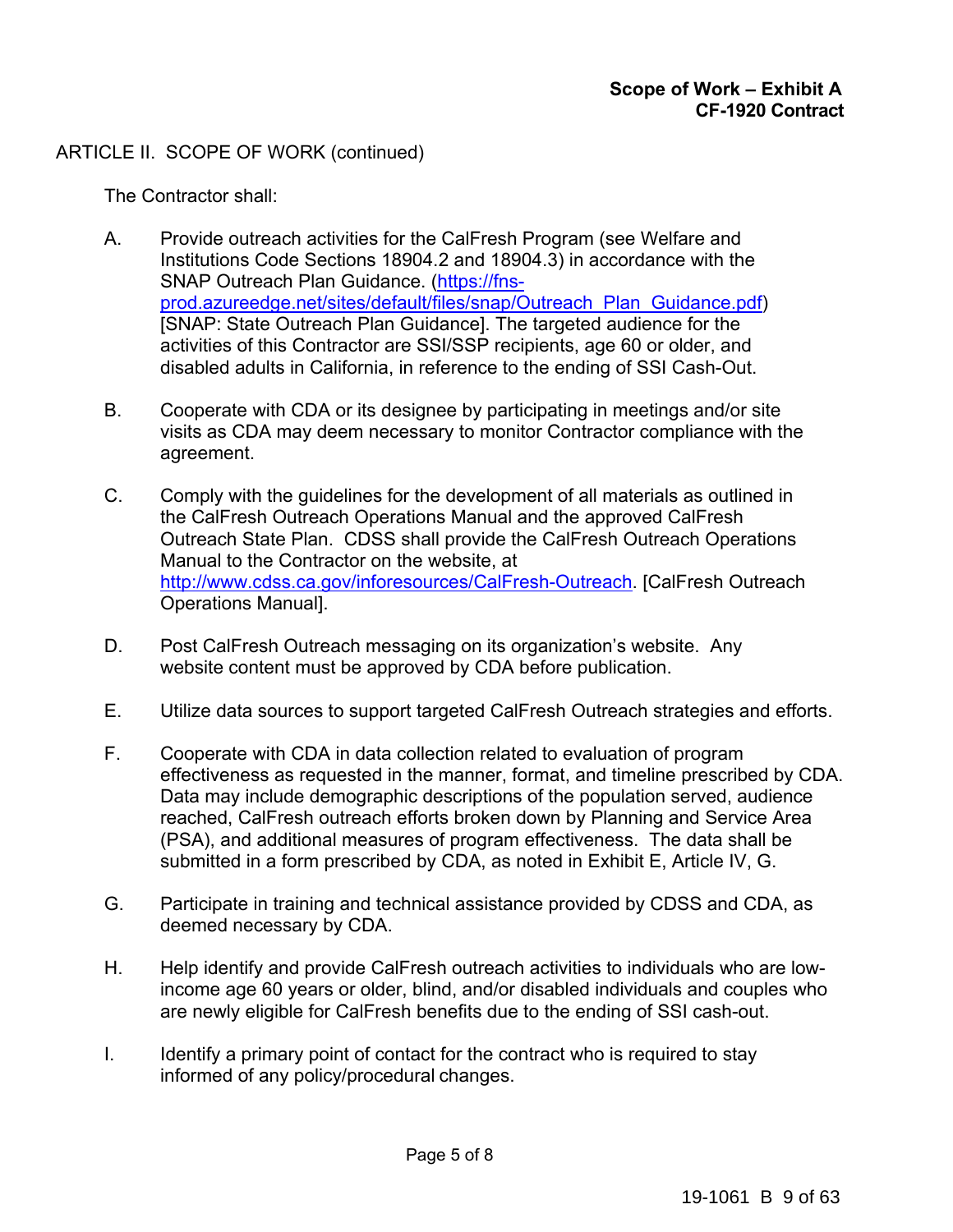ARTICLE II. SCOPE OF WORK (continued)

The Contractor shall:

A. Provide outreach activities for the CalFresh Program (see Welfare and Institutions Code Sections 18904.2 and 18904.3) in accordance with the SNAP Outreach Plan Guidance. (https://fns-prod.azureedge.net/sites/default/files/snap/Outreach_Plan_Guidance.pdf) [SNAP: State Outreach Plan Guidance]. The targeted audience for the activities of this Contractor are SSI/SSP recipients, age 60 or older, and disabled adults in California, in reference to the ending of SSI Cash-Out.

B. Cooperate with CDA or its designee by participating in meetings and/or site visits as CDA may deem necessary to monitor Contractor compliance with the agreement.

C. Comply with the guidelines for the development of all materials as outlined in the CalFresh Outreach Operations Manual and the approved CalFresh Outreach State Plan. CDSS shall provide the CalFresh Outreach Operations Manual to the Contractor on the website, at http://www.cdss.ca.gov/inforesources/CalFresh-Outreach. [CalFresh Outreach Operations Manual].

D. Post CalFresh Outreach messaging on its organization's website. Any website content must be approved by CDA before publication.

E. Utilize data sources to support targeted CalFresh Outreach strategies and efforts.

F. Cooperate with CDA in data collection related to evaluation of program effectiveness as requested in the manner, format, and timeline prescribed by CDA. Data may include demographic descriptions of the population served, audience reached, CalFresh outreach efforts broken down by Planning and Service Area (PSA), and additional measures of program effectiveness. The data shall be submitted in a form prescribed by CDA, as noted in Exhibit E, Article IV, G.

G. Participate in training and technical assistance provided by CDSS and CDA, as deemed necessary by CDA.

H. Help identify and provide CalFresh outreach activities to individuals who are low-income age 60 years or older, blind, and/or disabled individuals and couples who are newly eligible for CalFresh benefits due to the ending of SSI cash-out.

I. Identify a primary point of contact for the contract who is required to stay informed of any policy/procedural changes.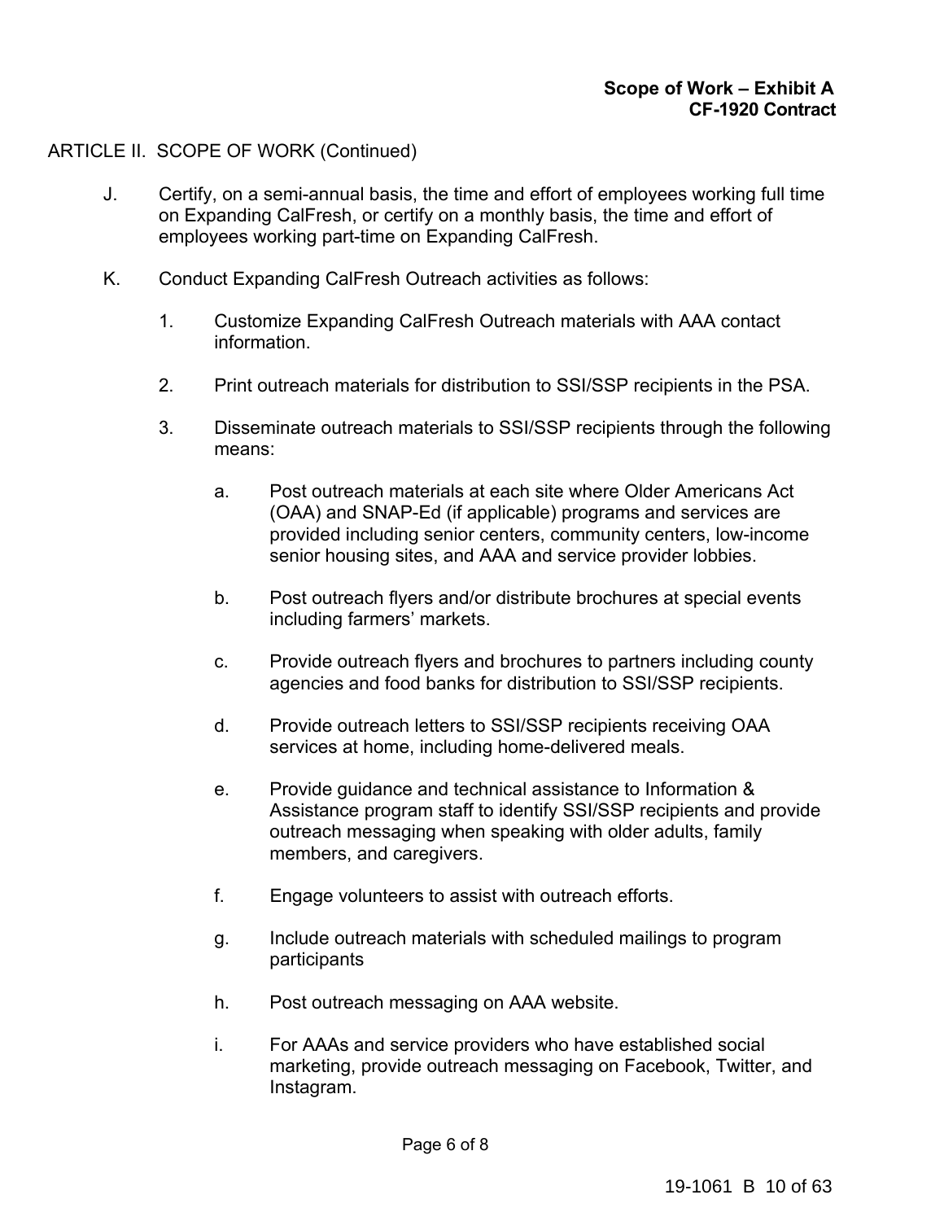ARTICLE II. SCOPE OF WORK (Continued)

J. Certify, on a semi-annual basis, the time and effort of employees working full time on Expanding CalFresh, or certify on a monthly basis, the time and effort of employees working part-time on Expanding CalFresh.

K. Conduct Expanding CalFresh Outreach activities as follows:

1. Customize Expanding CalFresh Outreach materials with AAA contact information.

2. Print outreach materials for distribution to SSI/SSP recipients in the PSA.

3. Disseminate outreach materials to SSI/SSP recipients through the following means:

   a. Post outreach materials at each site where Older Americans Act (OAA) and SNAP-Ed (if applicable) programs and services are provided including senior centers, community centers, low-income senior housing sites, and AAA and service provider lobbies.

   b. Post outreach flyers and/or distribute brochures at special events including farmers' markets.

   c. Provide outreach flyers and brochures to partners including county agencies and food banks for distribution to SSI/SSP recipients.

   d. Provide outreach letters to SSI/SSP recipients receiving OAA services at home, including home-delivered meals.

   e. Provide guidance and technical assistance to Information & Assistance program staff to identify SSI/SSP recipients and provide outreach messaging when speaking with older adults, family members, and caregivers.

   f. Engage volunteers to assist with outreach efforts.

   g. Include outreach materials with scheduled mailings to program participants

   h. Post outreach messaging on AAA website.

   i. For AAAs and service providers who have established social marketing, provide outreach messaging on Facebook, Twitter, and Instagram.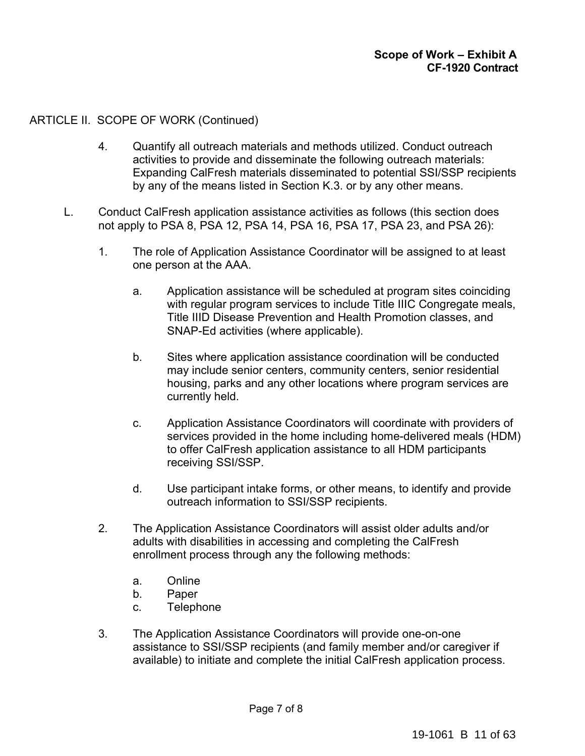ARTICLE II. SCOPE OF WORK (Continued)

4. Quantify all outreach materials and methods utilized. Conduct outreach activities to provide and disseminate the following outreach materials: Expanding CalFresh materials disseminated to potential SSI/SSP recipients by any of the means listed in Section K.3. or by any other means.

L. Conduct CalFresh application assistance activities as follows (this section does not apply to PSA 8, PSA 12, PSA 14, PSA 16, PSA 17, PSA 23, and PSA 26):

1. The role of Application Assistance Coordinator will be assigned to at least one person at the AAA.

   a. Application assistance will be scheduled at program sites coinciding with regular program services to include Title IIIC Congregate meals, Title IIID Disease Prevention and Health Promotion classes, and SNAP-Ed activities (where applicable).

   b. Sites where application assistance coordination will be conducted may include senior centers, community centers, senior residential housing, parks and any other locations where program services are currently held.

   c. Application Assistance Coordinators will coordinate with providers of services provided in the home including home-delivered meals (HDM) to offer CalFresh application assistance to all HDM participants receiving SSI/SSP.

   d. Use participant intake forms, or other means, to identify and provide outreach information to SSI/SSP recipients.

2. The Application Assistance Coordinators will assist older adults and/or adults with disabilities in accessing and completing the CalFresh enrollment process through any the following methods:

   a. Online
   b. Paper
   c. Telephone

3. The Application Assistance Coordinators will provide one-on-one assistance to SSI/SSP recipients (and family member and/or caregiver if available) to initiate and complete the initial CalFresh application process.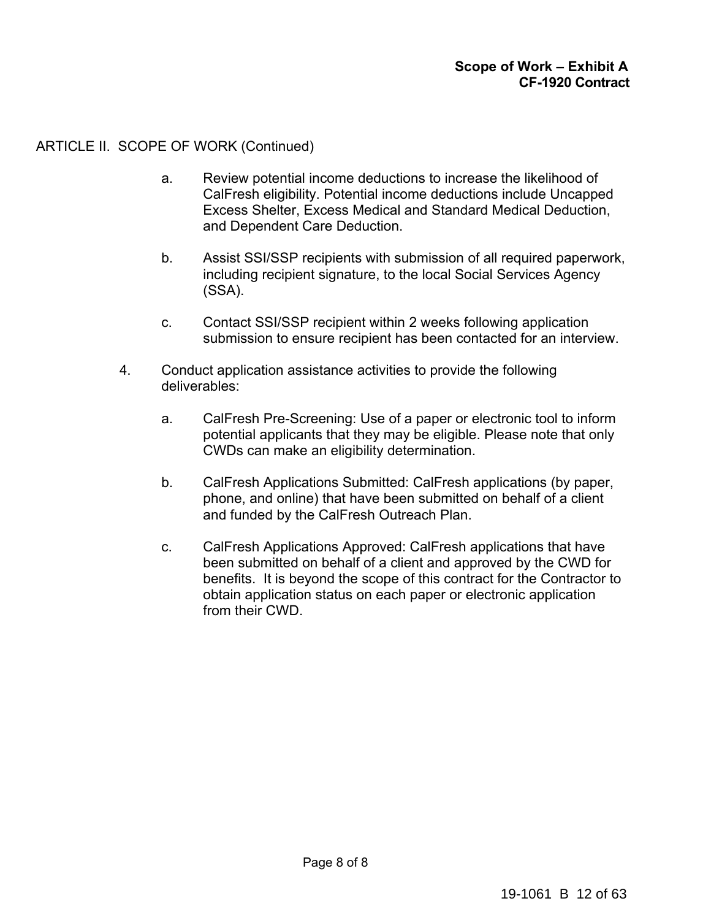ARTICLE II. SCOPE OF WORK (Continued)

a. Review potential income deductions to increase the likelihood of CalFresh eligibility. Potential income deductions include Uncapped Excess Shelter, Excess Medical and Standard Medical Deduction, and Dependent Care Deduction.

b. Assist SSI/SSP recipients with submission of all required paperwork, including recipient signature, to the local Social Services Agency (SSA).

c. Contact SSI/SSP recipient within 2 weeks following application submission to ensure recipient has been contacted for an interview.

4. Conduct application assistance activities to provide the following deliverables:

   a. CalFresh Pre-Screening: Use of a paper or electronic tool to inform potential applicants that they may be eligible. Please note that only CWDs can make an eligibility determination.

   b. CalFresh Applications Submitted: CalFresh applications (by paper, phone, and online) that have been submitted on behalf of a client and funded by the CalFresh Outreach Plan.

   c. CalFresh Applications Approved: CalFresh applications that have been submitted on behalf of a client and approved by the CWD for benefits. It is beyond the scope of this contract for the Contractor to obtain application status on each paper or electronic application from their CWD.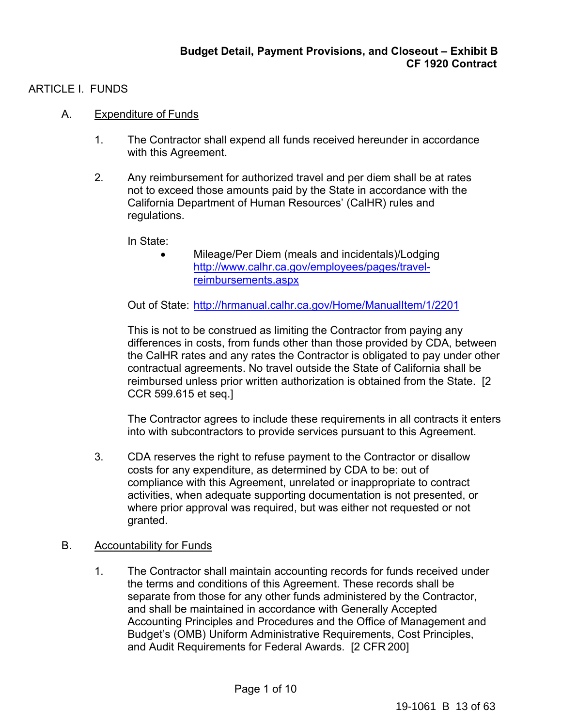**Budget Detail, Payment Provisions, and Closeout – Exhibit B**
**CF 1920 Contract**

# ARTICLE I. FUNDS

## A. Expenditure of Funds

1. The Contractor shall expend all funds received hereunder in accordance with this Agreement.

2. Any reimbursement for authorized travel and per diem shall be at rates not to exceed those amounts paid by the State in accordance with the California Department of Human Resources' (CalHR) rules and regulations.

   In State:
   - Mileage/Per Diem (meals and incidentals)/Lodging [http://www.calhr.ca.gov/employees/pages/travel-reimbursements.aspx](http://www.calhr.ca.gov/employees/pages/travel-reimbursements.aspx)

   Out of State: [http://hrmanual.calhr.ca.gov/Home/ManualItem/1/2201](http://hrmanual.calhr.ca.gov/Home/ManualItem/1/2201)

   This is not to be construed as limiting the Contractor from paying any differences in costs, from funds other than those provided by CDA, between the CalHR rates and any rates the Contractor is obligated to pay under other contractual agreements. No travel outside the State of California shall be reimbursed unless prior written authorization is obtained from the State. [2 CCR 599.615 et seq.]

   The Contractor agrees to include these requirements in all contracts it enters into with subcontractors to provide services pursuant to this Agreement.

3. CDA reserves the right to refuse payment to the Contractor or disallow costs for any expenditure, as determined by CDA to be: out of compliance with this Agreement, unrelated or inappropriate to contract activities, when adequate supporting documentation is not presented, or where prior approval was required, but was either not requested or not granted.

## B. Accountability for Funds

1. The Contractor shall maintain accounting records for funds received under the terms and conditions of this Agreement. These records shall be separate from those for any other funds administered by the Contractor, and shall be maintained in accordance with Generally Accepted Accounting Principles and Procedures and the Office of Management and Budget's (OMB) Uniform Administrative Requirements, Cost Principles, and Audit Requirements for Federal Awards. [2 CFR 200]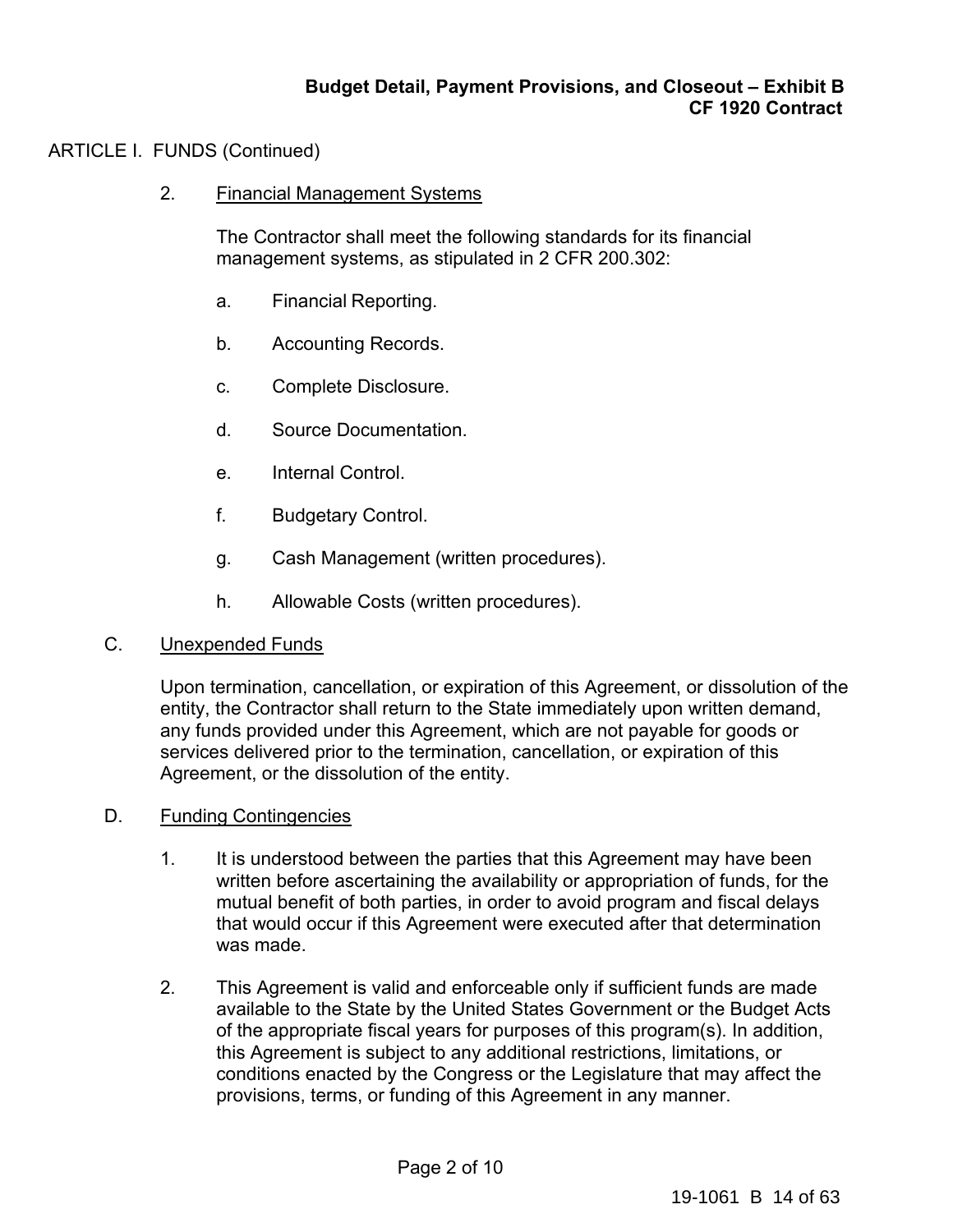**Budget Detail, Payment Provisions, and Closeout – Exhibit B**
**CF 1920 Contract**

ARTICLE I. FUNDS (Continued)

2. Financial Management Systems

   The Contractor shall meet the following standards for its financial management systems, as stipulated in 2 CFR 200.302:

   a. Financial Reporting.

   b. Accounting Records.

   c. Complete Disclosure.

   d. Source Documentation.

   e. Internal Control.

   f. Budgetary Control.

   g. Cash Management (written procedures).

   h. Allowable Costs (written procedures).

C. Unexpended Funds

   Upon termination, cancellation, or expiration of this Agreement, or dissolution of the entity, the Contractor shall return to the State immediately upon written demand, any funds provided under this Agreement, which are not payable for goods or services delivered prior to the termination, cancellation, or expiration of this Agreement, or the dissolution of the entity.

D. Funding Contingencies

   1. It is understood between the parties that this Agreement may have been written before ascertaining the availability or appropriation of funds, for the mutual benefit of both parties, in order to avoid program and fiscal delays that would occur if this Agreement were executed after that determination was made.

   2. This Agreement is valid and enforceable only if sufficient funds are made available to the State by the United States Government or the Budget Acts of the appropriate fiscal years for purposes of this program(s). In addition, this Agreement is subject to any additional restrictions, limitations, or conditions enacted by the Congress or the Legislature that may affect the provisions, terms, or funding of this Agreement in any manner.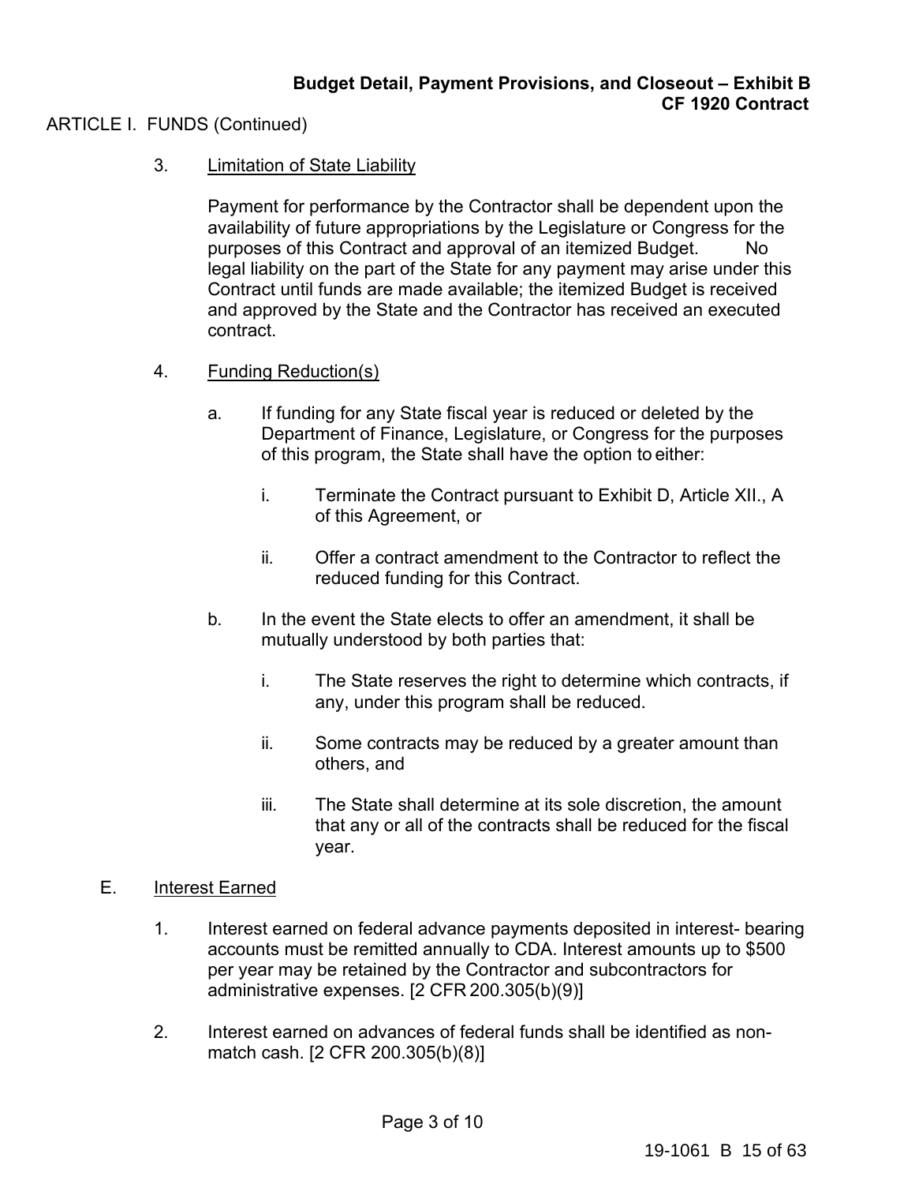ARTICLE I. FUNDS (Continued)

3. Limitation of State Liability

   Payment for performance by the Contractor shall be dependent upon the availability of future appropriations by the Legislature or Congress for the purposes of this Contract and approval of an itemized Budget. No legal liability on the part of the State for any payment may arise under this Contract until funds are made available; the itemized Budget is received and approved by the State and the Contractor has received an executed contract.

4. Funding Reduction(s)

   a. If funding for any State fiscal year is reduced or deleted by the Department of Finance, Legislature, or Congress for the purposes of this program, the State shall have the option to either:

      i. Terminate the Contract pursuant to Exhibit D, Article XII., A of this Agreement, or

      ii. Offer a contract amendment to the Contractor to reflect the reduced funding for this Contract.

   b. In the event the State elects to offer an amendment, it shall be mutually understood by both parties that:

      i. The State reserves the right to determine which contracts, if any, under this program shall be reduced.

      ii. Some contracts may be reduced by a greater amount than others, and

      iii. The State shall determine at its sole discretion, the amount that any or all of the contracts shall be reduced for the fiscal year.

E. Interest Earned

1. Interest earned on federal advance payments deposited in interest- bearing accounts must be remitted annually to CDA. Interest amounts up to $500 per year may be retained by the Contractor and subcontractors for administrative expenses. [2 CFR 200.305(b)(9)]

2. Interest earned on advances of federal funds shall be identified as non-match cash. [2 CFR 200.305(b)(8)]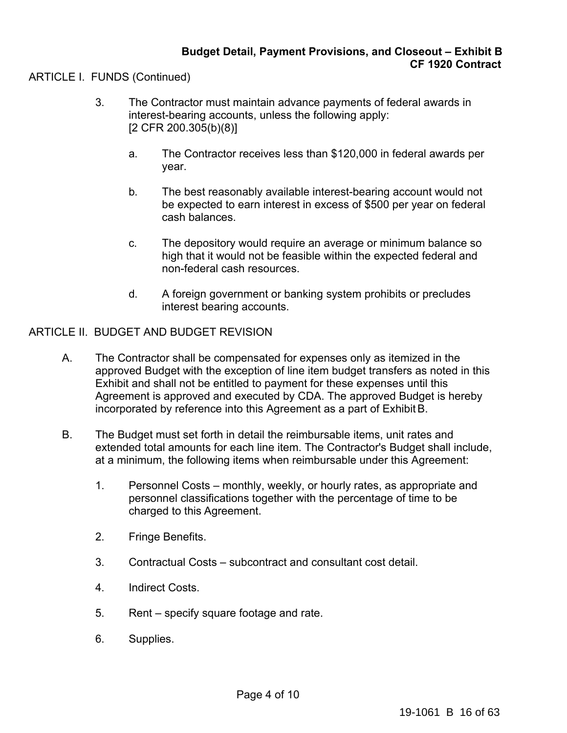ARTICLE I. FUNDS (Continued)

3. The Contractor must maintain advance payments of federal awards in interest-bearing accounts, unless the following apply: [2 CFR 200.305(b)(8)]

   a. The Contractor receives less than $120,000 in federal awards per year.

   b. The best reasonably available interest-bearing account would not be expected to earn interest in excess of $500 per year on federal cash balances.

   c. The depository would require an average or minimum balance so high that it would not be feasible within the expected federal and non-federal cash resources.

   d. A foreign government or banking system prohibits or precludes interest bearing accounts.

ARTICLE II. BUDGET AND BUDGET REVISION

A. The Contractor shall be compensated for expenses only as itemized in the approved Budget with the exception of line item budget transfers as noted in this Exhibit and shall not be entitled to payment for these expenses until this Agreement is approved and executed by CDA. The approved Budget is hereby incorporated by reference into this Agreement as a part of Exhibit B.

B. The Budget must set forth in detail the reimbursable items, unit rates and extended total amounts for each line item. The Contractor's Budget shall include, at a minimum, the following items when reimbursable under this Agreement:

   1. Personnel Costs – monthly, weekly, or hourly rates, as appropriate and personnel classifications together with the percentage of time to be charged to this Agreement.

   2. Fringe Benefits.

   3. Contractual Costs – subcontract and consultant cost detail.

   4. Indirect Costs.

   5. Rent – specify square footage and rate.

   6. Supplies.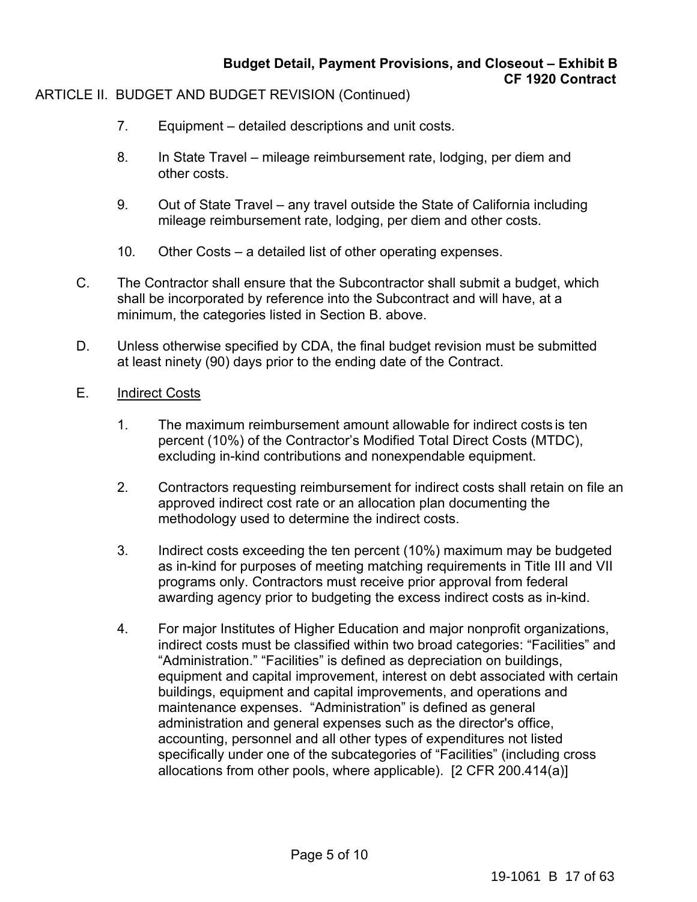ARTICLE II. BUDGET AND BUDGET REVISION (Continued)

7. Equipment – detailed descriptions and unit costs.

8. In State Travel – mileage reimbursement rate, lodging, per diem and other costs.

9. Out of State Travel – any travel outside the State of California including mileage reimbursement rate, lodging, per diem and other costs.

10. Other Costs – a detailed list of other operating expenses.

C. The Contractor shall ensure that the Subcontractor shall submit a budget, which shall be incorporated by reference into the Subcontract and will have, at a minimum, the categories listed in Section B. above.

D. Unless otherwise specified by CDA, the final budget revision must be submitted at least ninety (90) days prior to the ending date of the Contract.

E. <u>Indirect Costs</u>

1. The maximum reimbursement amount allowable for indirect costs is ten percent (10%) of the Contractor's Modified Total Direct Costs (MTDC), excluding in-kind contributions and nonexpendable equipment.

2. Contractors requesting reimbursement for indirect costs shall retain on file an approved indirect cost rate or an allocation plan documenting the methodology used to determine the indirect costs.

3. Indirect costs exceeding the ten percent (10%) maximum may be budgeted as in-kind for purposes of meeting matching requirements in Title III and VII programs only. Contractors must receive prior approval from federal awarding agency prior to budgeting the excess indirect costs as in-kind.

4. For major Institutes of Higher Education and major nonprofit organizations, indirect costs must be classified within two broad categories: "Facilities" and "Administration." "Facilities" is defined as depreciation on buildings, equipment and capital improvement, interest on debt associated with certain buildings, equipment and capital improvements, and operations and maintenance expenses. "Administration" is defined as general administration and general expenses such as the director's office, accounting, personnel and all other types of expenditures not listed specifically under one of the subcategories of "Facilities" (including cross allocations from other pools, where applicable). [2 CFR 200.414(a)]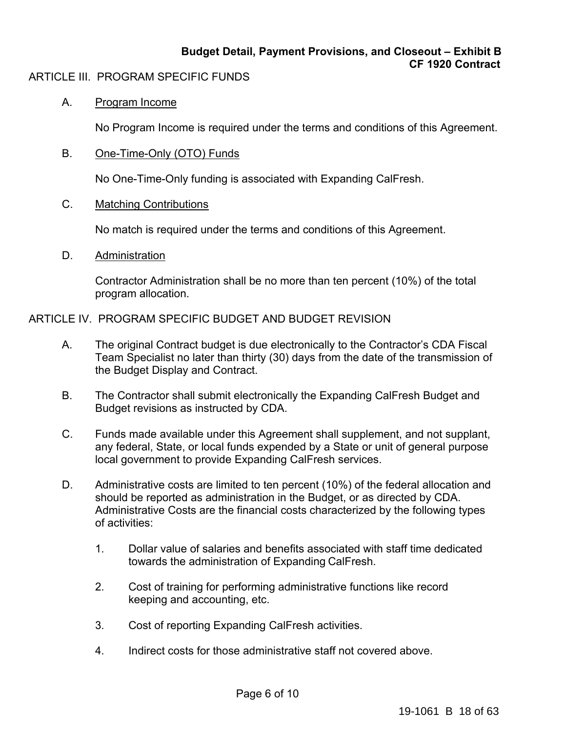ARTICLE III. PROGRAM SPECIFIC FUNDS

A. Program Income

No Program Income is required under the terms and conditions of this Agreement.

B. One-Time-Only (OTO) Funds

No One-Time-Only funding is associated with Expanding CalFresh.

C. Matching Contributions

No match is required under the terms and conditions of this Agreement.

D. Administration

Contractor Administration shall be no more than ten percent (10%) of the total program allocation.

ARTICLE IV. PROGRAM SPECIFIC BUDGET AND BUDGET REVISION

A. The original Contract budget is due electronically to the Contractor's CDA Fiscal Team Specialist no later than thirty (30) days from the date of the transmission of the Budget Display and Contract.

B. The Contractor shall submit electronically the Expanding CalFresh Budget and Budget revisions as instructed by CDA.

C. Funds made available under this Agreement shall supplement, and not supplant, any federal, State, or local funds expended by a State or unit of general purpose local government to provide Expanding CalFresh services.

D. Administrative costs are limited to ten percent (10%) of the federal allocation and should be reported as administration in the Budget, or as directed by CDA. Administrative Costs are the financial costs characterized by the following types of activities:

   1. Dollar value of salaries and benefits associated with staff time dedicated towards the administration of Expanding CalFresh.

   2. Cost of training for performing administrative functions like record keeping and accounting, etc.

   3. Cost of reporting Expanding CalFresh activities.

   4. Indirect costs for those administrative staff not covered above.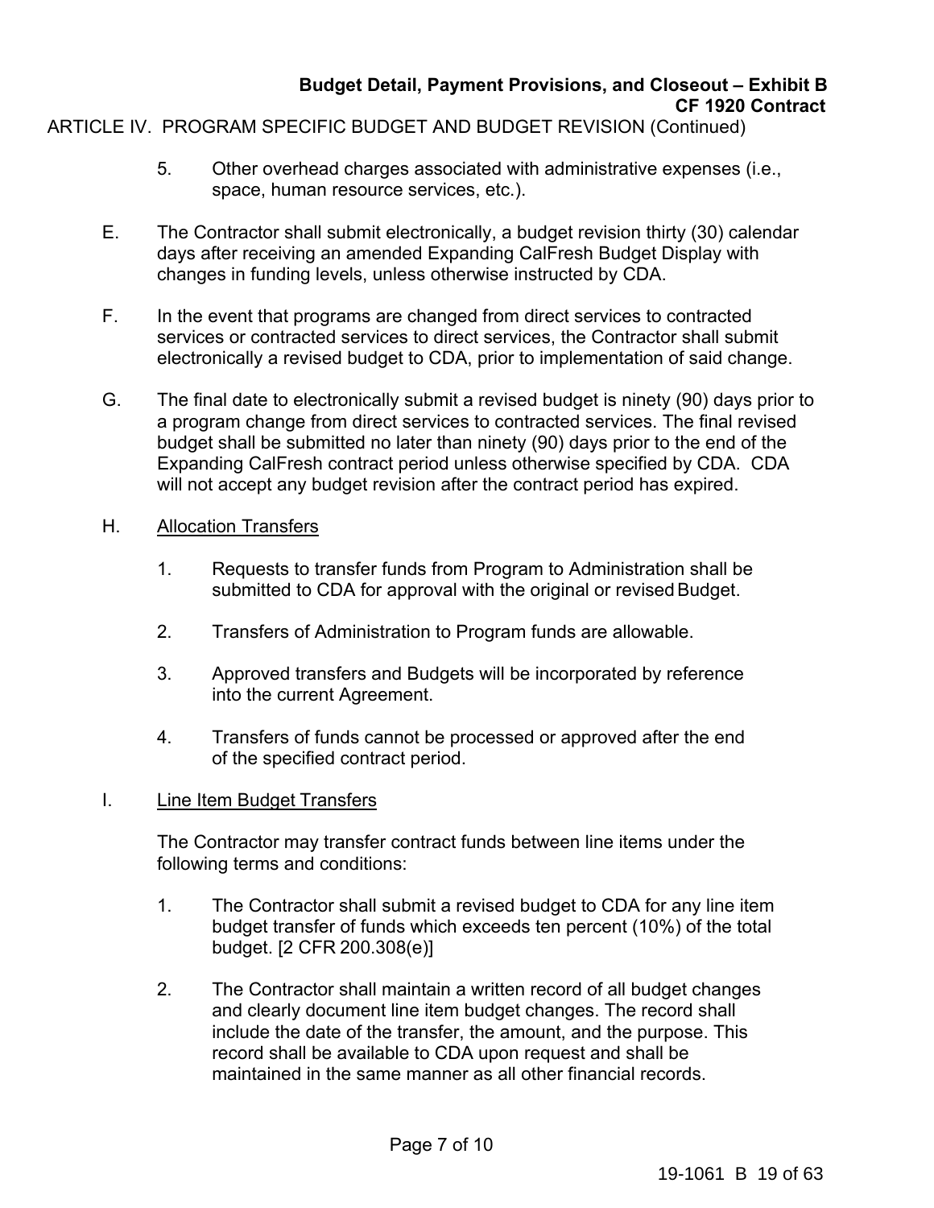ARTICLE IV. PROGRAM SPECIFIC BUDGET AND BUDGET REVISION (Continued)

5. Other overhead charges associated with administrative expenses (i.e., space, human resource services, etc.).

E. The Contractor shall submit electronically, a budget revision thirty (30) calendar days after receiving an amended Expanding CalFresh Budget Display with changes in funding levels, unless otherwise instructed by CDA.

F. In the event that programs are changed from direct services to contracted services or contracted services to direct services, the Contractor shall submit electronically a revised budget to CDA, prior to implementation of said change.

G. The final date to electronically submit a revised budget is ninety (90) days prior to a program change from direct services to contracted services. The final revised budget shall be submitted no later than ninety (90) days prior to the end of the Expanding CalFresh contract period unless otherwise specified by CDA. CDA will not accept any budget revision after the contract period has expired.

H. <u>Allocation Transfers</u>

1. Requests to transfer funds from Program to Administration shall be submitted to CDA for approval with the original or revised Budget.

2. Transfers of Administration to Program funds are allowable.

3. Approved transfers and Budgets will be incorporated by reference into the current Agreement.

4. Transfers of funds cannot be processed or approved after the end of the specified contract period.

I. <u>Line Item Budget Transfers</u>

The Contractor may transfer contract funds between line items under the following terms and conditions:

1. The Contractor shall submit a revised budget to CDA for any line item budget transfer of funds which exceeds ten percent (10%) of the total budget. [2 CFR 200.308(e)]

2. The Contractor shall maintain a written record of all budget changes and clearly document line item budget changes. The record shall include the date of the transfer, the amount, and the purpose. This record shall be available to CDA upon request and shall be maintained in the same manner as all other financial records.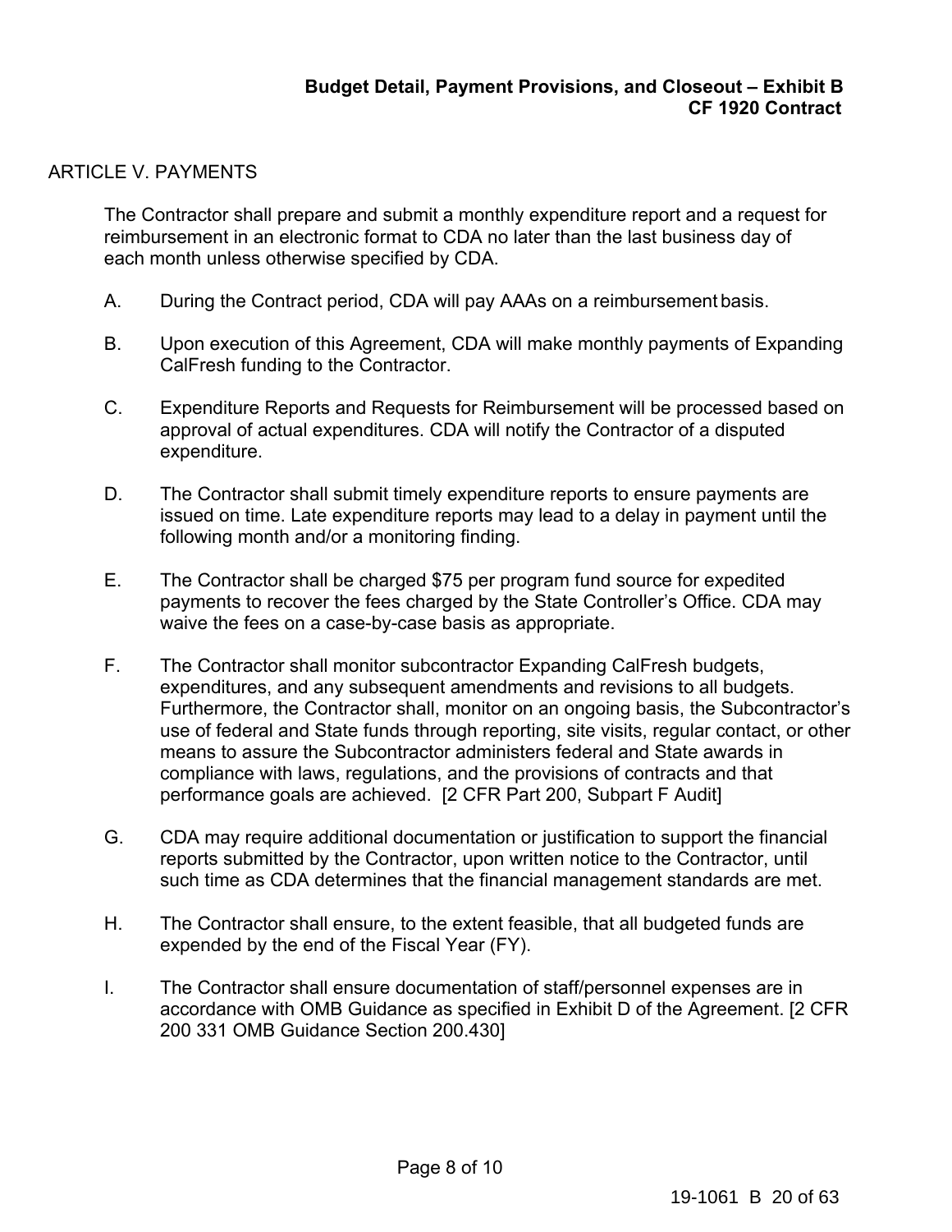# Budget Detail, Payment Provisions, and Closeout – Exhibit B
## CF 1920 Contract

ARTICLE V. PAYMENTS

The Contractor shall prepare and submit a monthly expenditure report and a request for reimbursement in an electronic format to CDA no later than the last business day of each month unless otherwise specified by CDA.

A. During the Contract period, CDA will pay AAAs on a reimbursement basis.

B. Upon execution of this Agreement, CDA will make monthly payments of Expanding CalFresh funding to the Contractor.

C. Expenditure Reports and Requests for Reimbursement will be processed based on approval of actual expenditures. CDA will notify the Contractor of a disputed expenditure.

D. The Contractor shall submit timely expenditure reports to ensure payments are issued on time. Late expenditure reports may lead to a delay in payment until the following month and/or a monitoring finding.

E. The Contractor shall be charged $75 per program fund source for expedited payments to recover the fees charged by the State Controller's Office. CDA may waive the fees on a case-by-case basis as appropriate.

F. The Contractor shall monitor subcontractor Expanding CalFresh budgets, expenditures, and any subsequent amendments and revisions to all budgets. Furthermore, the Contractor shall, monitor on an ongoing basis, the Subcontractor's use of federal and State funds through reporting, site visits, regular contact, or other means to assure the Subcontractor administers federal and State awards in compliance with laws, regulations, and the provisions of contracts and that performance goals are achieved. [2 CFR Part 200, Subpart F Audit]

G. CDA may require additional documentation or justification to support the financial reports submitted by the Contractor, upon written notice to the Contractor, until such time as CDA determines that the financial management standards are met.

H. The Contractor shall ensure, to the extent feasible, that all budgeted funds are expended by the end of the Fiscal Year (FY).

I. The Contractor shall ensure documentation of staff/personnel expenses are in accordance with OMB Guidance as specified in Exhibit D of the Agreement. [2 CFR 200 331 OMB Guidance Section 200.430]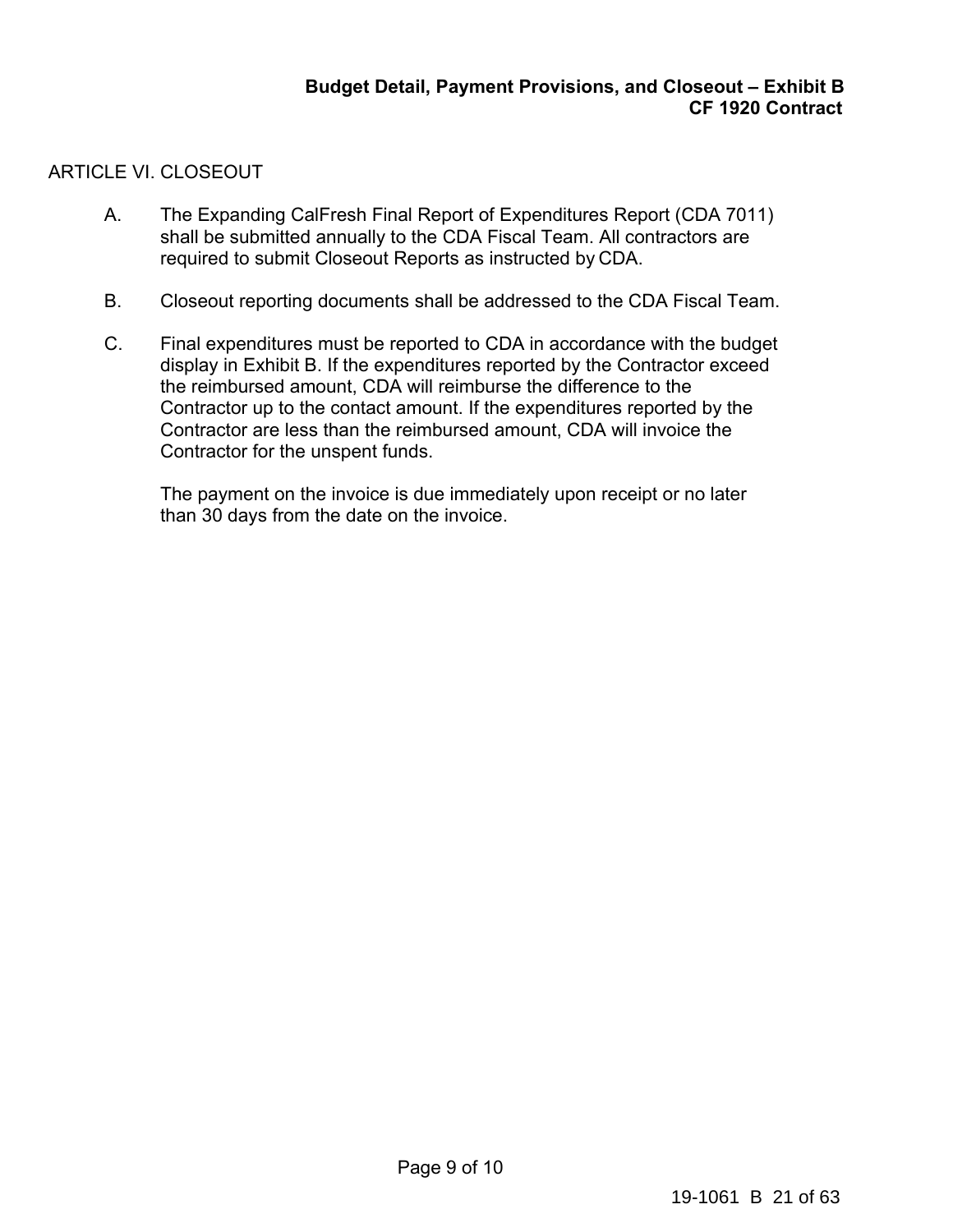## ARTICLE VI. CLOSEOUT

A. The Expanding CalFresh Final Report of Expenditures Report (CDA 7011) shall be submitted annually to the CDA Fiscal Team. All contractors are required to submit Closeout Reports as instructed by CDA.

B. Closeout reporting documents shall be addressed to the CDA Fiscal Team.

C. Final expenditures must be reported to CDA in accordance with the budget display in Exhibit B. If the expenditures reported by the Contractor exceed the reimbursed amount, CDA will reimburse the difference to the Contractor up to the contact amount. If the expenditures reported by the Contractor are less than the reimbursed amount, CDA will invoice the Contractor for the unspent funds.

   The payment on the invoice is due immediately upon receipt or no later than 30 days from the date on the invoice.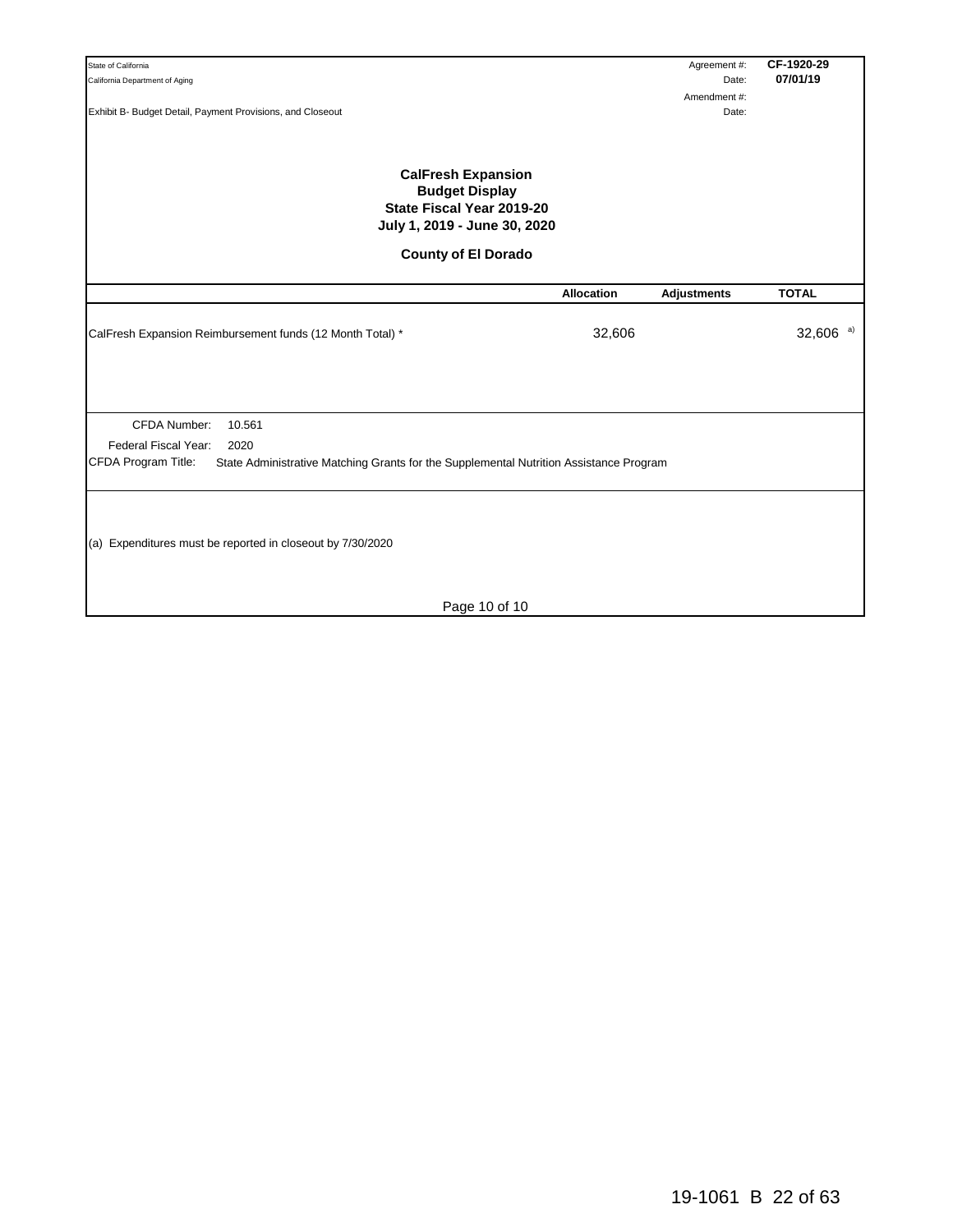State of California
California Department of Aging

Exhibit B- Budget Detail, Payment Provisions, and Closeout

Agreement #: **CF-1920-29**
Date: **07/01/19**
Amendment #:
Date:

**CalFresh Expansion**
**Budget Display**
**State Fiscal Year 2019-20**
**July 1, 2019 - June 30, 2020**

**County of El Dorado**

| | Allocation | Adjustments | TOTAL |
|---|---|---|---|
| CalFresh Expansion Reimbursement funds (12 Month Total) * | 32,606 | | 32,606 a) |

CFDA Number: 10.561
Federal Fiscal Year: 2020
CFDA Program Title: State Administrative Matching Grants for the Supplemental Nutrition Assistance Program

(a) Expenditures must be reported in closeout by 7/30/2020

19-1061 B 22 of 63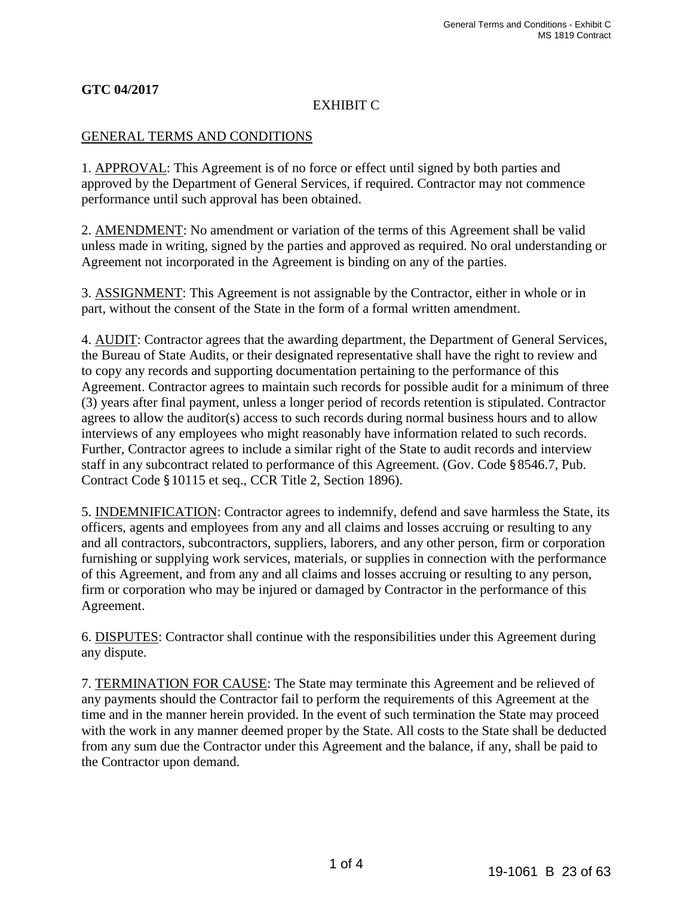**GTC 04/2017**

EXHIBIT C

GENERAL TERMS AND CONDITIONS

1. APPROVAL: This Agreement is of no force or effect until signed by both parties and approved by the Department of General Services, if required. Contractor may not commence performance until such approval has been obtained.

2. AMENDMENT: No amendment or variation of the terms of this Agreement shall be valid unless made in writing, signed by the parties and approved as required. No oral understanding or Agreement not incorporated in the Agreement is binding on any of the parties.

3. ASSIGNMENT: This Agreement is not assignable by the Contractor, either in whole or in part, without the consent of the State in the form of a formal written amendment.

4. AUDIT: Contractor agrees that the awarding department, the Department of General Services, the Bureau of State Audits, or their designated representative shall have the right to review and to copy any records and supporting documentation pertaining to the performance of this Agreement. Contractor agrees to maintain such records for possible audit for a minimum of three (3) years after final payment, unless a longer period of records retention is stipulated. Contractor agrees to allow the auditor(s) access to such records during normal business hours and to allow interviews of any employees who might reasonably have information related to such records. Further, Contractor agrees to include a similar right of the State to audit records and interview staff in any subcontract related to performance of this Agreement. (Gov. Code §8546.7, Pub. Contract Code §10115 et seq., CCR Title 2, Section 1896).

5. INDEMNIFICATION: Contractor agrees to indemnify, defend and save harmless the State, its officers, agents and employees from any and all claims and losses accruing or resulting to any and all contractors, subcontractors, suppliers, laborers, and any other person, firm or corporation furnishing or supplying work services, materials, or supplies in connection with the performance of this Agreement, and from any and all claims and losses accruing or resulting to any person, firm or corporation who may be injured or damaged by Contractor in the performance of this Agreement.

6. DISPUTES: Contractor shall continue with the responsibilities under this Agreement during any dispute.

7. TERMINATION FOR CAUSE: The State may terminate this Agreement and be relieved of any payments should the Contractor fail to perform the requirements of this Agreement at the time and in the manner herein provided. In the event of such termination the State may proceed with the work in any manner deemed proper by the State. All costs to the State shall be deducted from any sum due the Contractor under this Agreement and the balance, if any, shall be paid to the Contractor upon demand.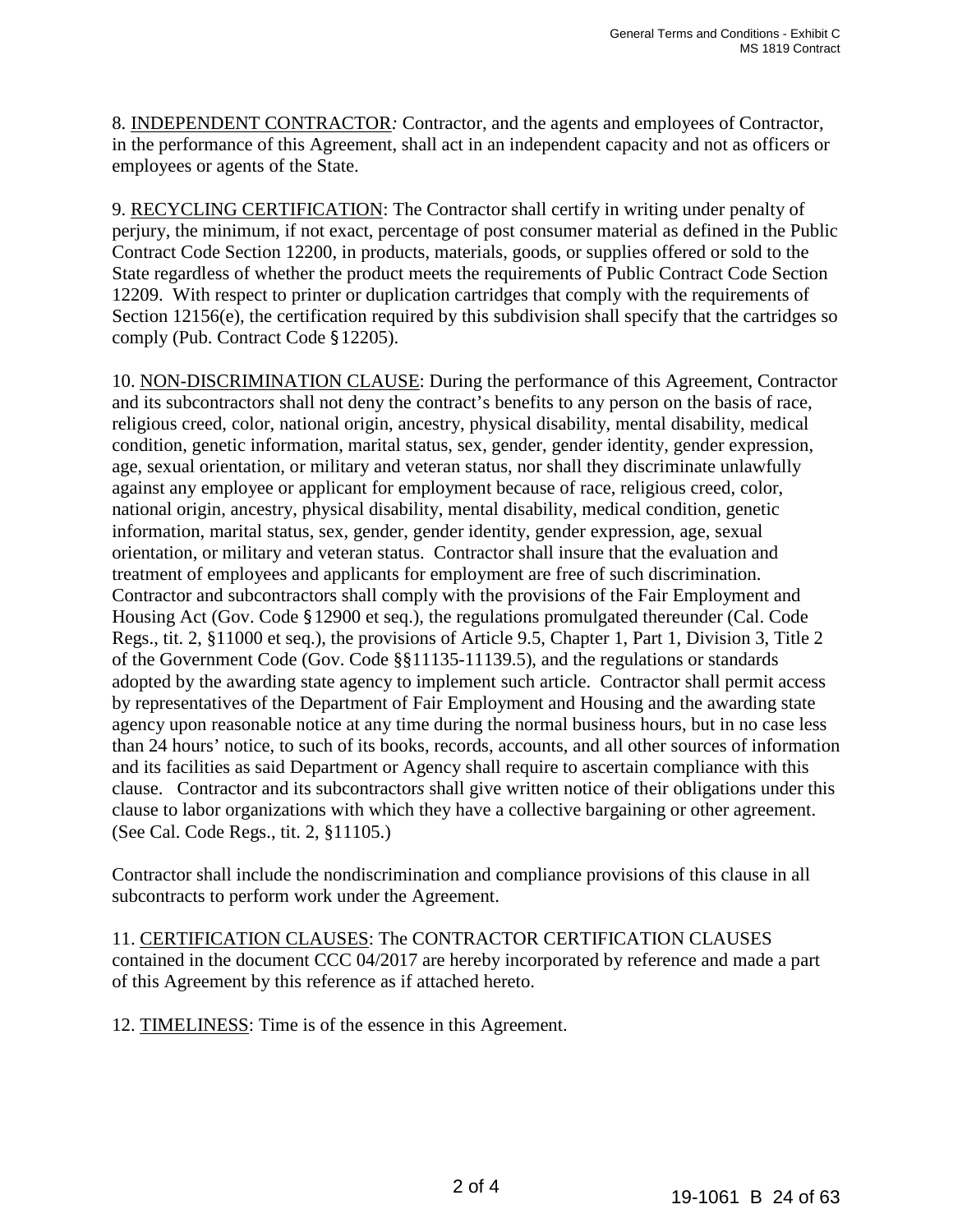8. <u>INDEPENDENT CONTRACTOR</u>*:* Contractor, and the agents and employees of Contractor, in the performance of this Agreement, shall act in an independent capacity and not as officers or employees or agents of the State.

9. <u>RECYCLING CERTIFICATION</u>: The Contractor shall certify in writing under penalty of perjury, the minimum, if not exact, percentage of post consumer material as defined in the Public Contract Code Section 12200, in products, materials, goods, or supplies offered or sold to the State regardless of whether the product meets the requirements of Public Contract Code Section 12209. With respect to printer or duplication cartridges that comply with the requirements of Section 12156(e), the certification required by this subdivision shall specify that the cartridges so comply (Pub. Contract Code § 12205).

10. <u>NON-DISCRIMINATION CLAUSE</u>: During the performance of this Agreement, Contractor and its subcontractors shall not deny the contract's benefits to any person on the basis of race, religious creed, color, national origin, ancestry, physical disability, mental disability, medical condition, genetic information, marital status, sex, gender, gender identity, gender expression, age, sexual orientation, or military and veteran status, nor shall they discriminate unlawfully against any employee or applicant for employment because of race, religious creed, color, national origin, ancestry, physical disability, mental disability, medical condition, genetic information, marital status, sex, gender, gender identity, gender expression, age, sexual orientation, or military and veteran status. Contractor shall insure that the evaluation and treatment of employees and applicants for employment are free of such discrimination. Contractor and subcontractors shall comply with the provisions of the Fair Employment and Housing Act (Gov. Code § 12900 et seq.), the regulations promulgated thereunder (Cal. Code Regs., tit. 2, §11000 et seq.), the provisions of Article 9.5, Chapter 1, Part 1, Division 3, Title 2 of the Government Code (Gov. Code §§11135-11139.5), and the regulations or standards adopted by the awarding state agency to implement such article. Contractor shall permit access by representatives of the Department of Fair Employment and Housing and the awarding state agency upon reasonable notice at any time during the normal business hours, but in no case less than 24 hours' notice, to such of its books, records, accounts, and all other sources of information and its facilities as said Department or Agency shall require to ascertain compliance with this clause. Contractor and its subcontractors shall give written notice of their obligations under this clause to labor organizations with which they have a collective bargaining or other agreement. (See Cal. Code Regs., tit. 2, §11105.)

Contractor shall include the nondiscrimination and compliance provisions of this clause in all subcontracts to perform work under the Agreement.

11. <u>CERTIFICATION CLAUSES</u>: The CONTRACTOR CERTIFICATION CLAUSES contained in the document CCC 04/2017 are hereby incorporated by reference and made a part of this Agreement by this reference as if attached hereto.

12. <u>TIMELINESS</u>: Time is of the essence in this Agreement.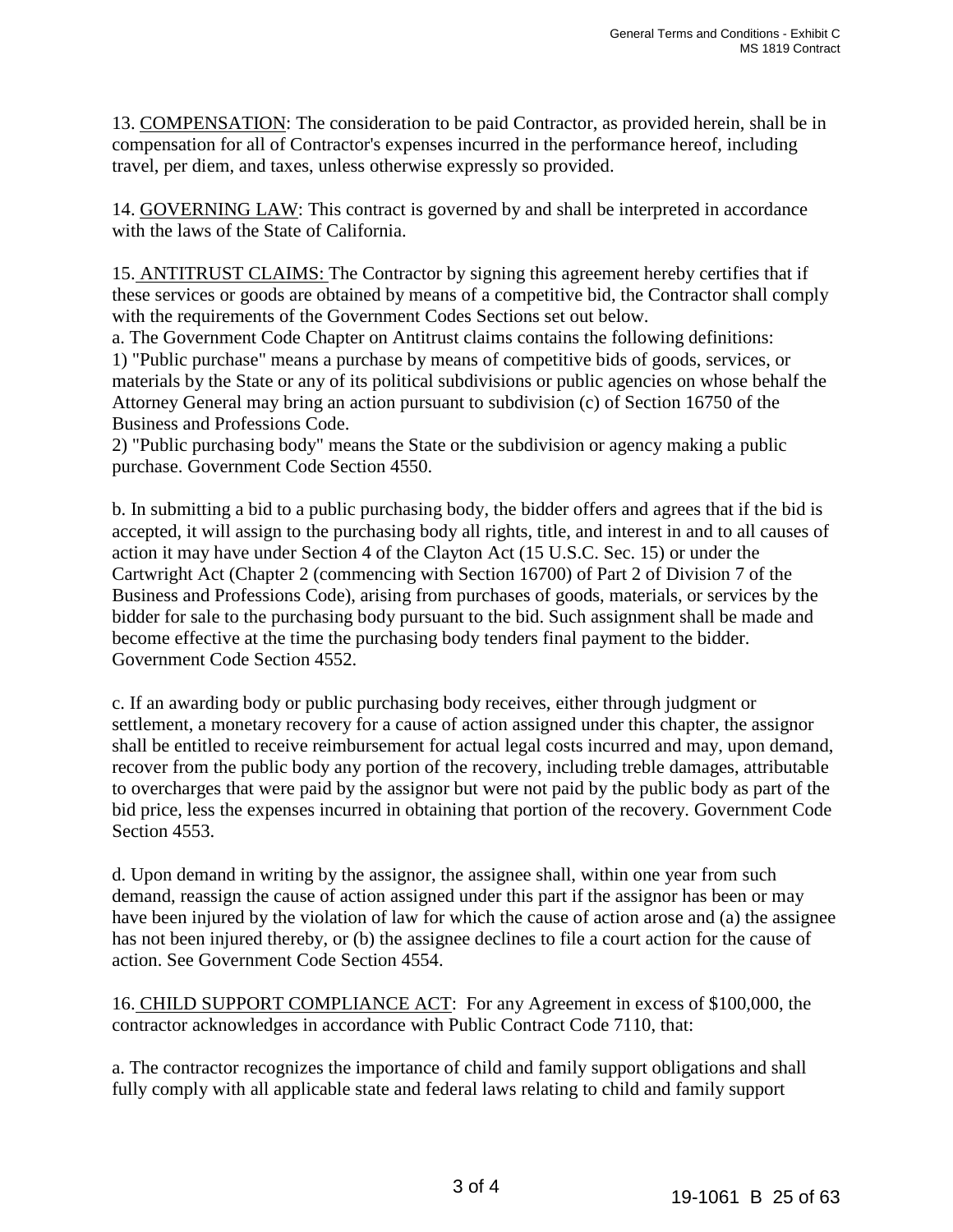13. <u>COMPENSATION</u>: The consideration to be paid Contractor, as provided herein, shall be in compensation for all of Contractor's expenses incurred in the performance hereof, including travel, per diem, and taxes, unless otherwise expressly so provided.

14. <u>GOVERNING LAW</u>: This contract is governed by and shall be interpreted in accordance with the laws of the State of California.

15. <u>ANTITRUST CLAIMS:</u> The Contractor by signing this agreement hereby certifies that if these services or goods are obtained by means of a competitive bid, the Contractor shall comply with the requirements of the Government Codes Sections set out below.

a. The Government Code Chapter on Antitrust claims contains the following definitions:

1) "Public purchase" means a purchase by means of competitive bids of goods, services, or materials by the State or any of its political subdivisions or public agencies on whose behalf the Attorney General may bring an action pursuant to subdivision (c) of Section 16750 of the Business and Professions Code.

2) "Public purchasing body" means the State or the subdivision or agency making a public purchase. Government Code Section 4550.

b. In submitting a bid to a public purchasing body, the bidder offers and agrees that if the bid is accepted, it will assign to the purchasing body all rights, title, and interest in and to all causes of action it may have under Section 4 of the Clayton Act (15 U.S.C. Sec. 15) or under the Cartwright Act (Chapter 2 (commencing with Section 16700) of Part 2 of Division 7 of the Business and Professions Code), arising from purchases of goods, materials, or services by the bidder for sale to the purchasing body pursuant to the bid. Such assignment shall be made and become effective at the time the purchasing body tenders final payment to the bidder. Government Code Section 4552.

c. If an awarding body or public purchasing body receives, either through judgment or settlement, a monetary recovery for a cause of action assigned under this chapter, the assignor shall be entitled to receive reimbursement for actual legal costs incurred and may, upon demand, recover from the public body any portion of the recovery, including treble damages, attributable to overcharges that were paid by the assignor but were not paid by the public body as part of the bid price, less the expenses incurred in obtaining that portion of the recovery. Government Code Section 4553.

d. Upon demand in writing by the assignor, the assignee shall, within one year from such demand, reassign the cause of action assigned under this part if the assignor has been or may have been injured by the violation of law for which the cause of action arose and (a) the assignee has not been injured thereby, or (b) the assignee declines to file a court action for the cause of action. See Government Code Section 4554.

16. <u>CHILD SUPPORT COMPLIANCE ACT</u>: For any Agreement in excess of $100,000, the contractor acknowledges in accordance with Public Contract Code 7110, that:

a. The contractor recognizes the importance of child and family support obligations and shall fully comply with all applicable state and federal laws relating to child and family support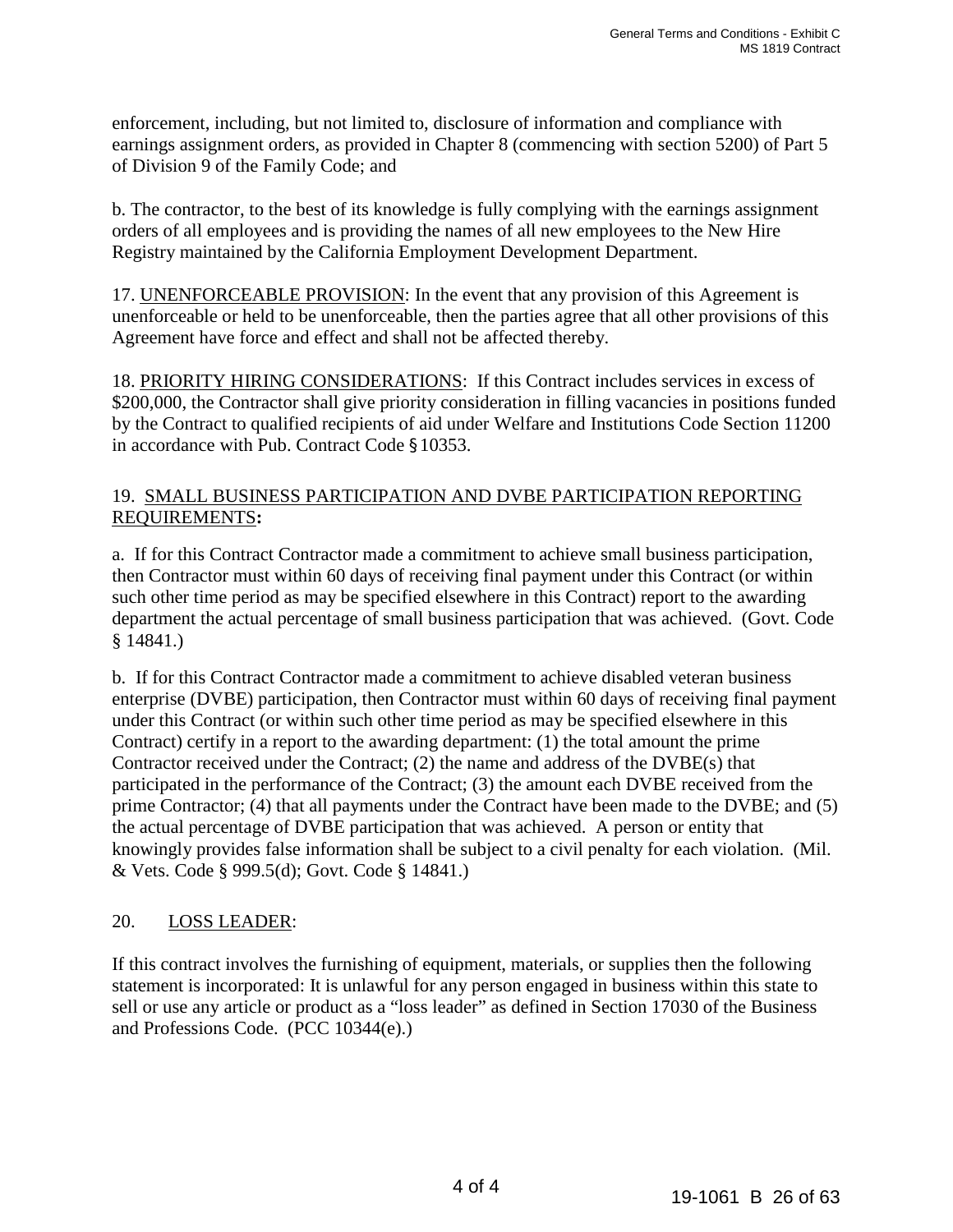enforcement, including, but not limited to, disclosure of information and compliance with earnings assignment orders, as provided in Chapter 8 (commencing with section 5200) of Part 5 of Division 9 of the Family Code; and

b. The contractor, to the best of its knowledge is fully complying with the earnings assignment orders of all employees and is providing the names of all new employees to the New Hire Registry maintained by the California Employment Development Department.

17. UNENFORCEABLE PROVISION: In the event that any provision of this Agreement is unenforceable or held to be unenforceable, then the parties agree that all other provisions of this Agreement have force and effect and shall not be affected thereby.

18. PRIORITY HIRING CONSIDERATIONS: If this Contract includes services in excess of $200,000, the Contractor shall give priority consideration in filling vacancies in positions funded by the Contract to qualified recipients of aid under Welfare and Institutions Code Section 11200 in accordance with Pub. Contract Code §10353.

19. SMALL BUSINESS PARTICIPATION AND DVBE PARTICIPATION REPORTING REQUIREMENTS:

a. If for this Contract Contractor made a commitment to achieve small business participation, then Contractor must within 60 days of receiving final payment under this Contract (or within such other time period as may be specified elsewhere in this Contract) report to the awarding department the actual percentage of small business participation that was achieved. (Govt. Code § 14841.)

b. If for this Contract Contractor made a commitment to achieve disabled veteran business enterprise (DVBE) participation, then Contractor must within 60 days of receiving final payment under this Contract (or within such other time period as may be specified elsewhere in this Contract) certify in a report to the awarding department: (1) the total amount the prime Contractor received under the Contract; (2) the name and address of the DVBE(s) that participated in the performance of the Contract; (3) the amount each DVBE received from the prime Contractor; (4) that all payments under the Contract have been made to the DVBE; and (5) the actual percentage of DVBE participation that was achieved. A person or entity that knowingly provides false information shall be subject to a civil penalty for each violation. (Mil. & Vets. Code § 999.5(d); Govt. Code § 14841.)

20. LOSS LEADER:

If this contract involves the furnishing of equipment, materials, or supplies then the following statement is incorporated: It is unlawful for any person engaged in business within this state to sell or use any article or product as a "loss leader" as defined in Section 17030 of the Business and Professions Code. (PCC 10344(e).)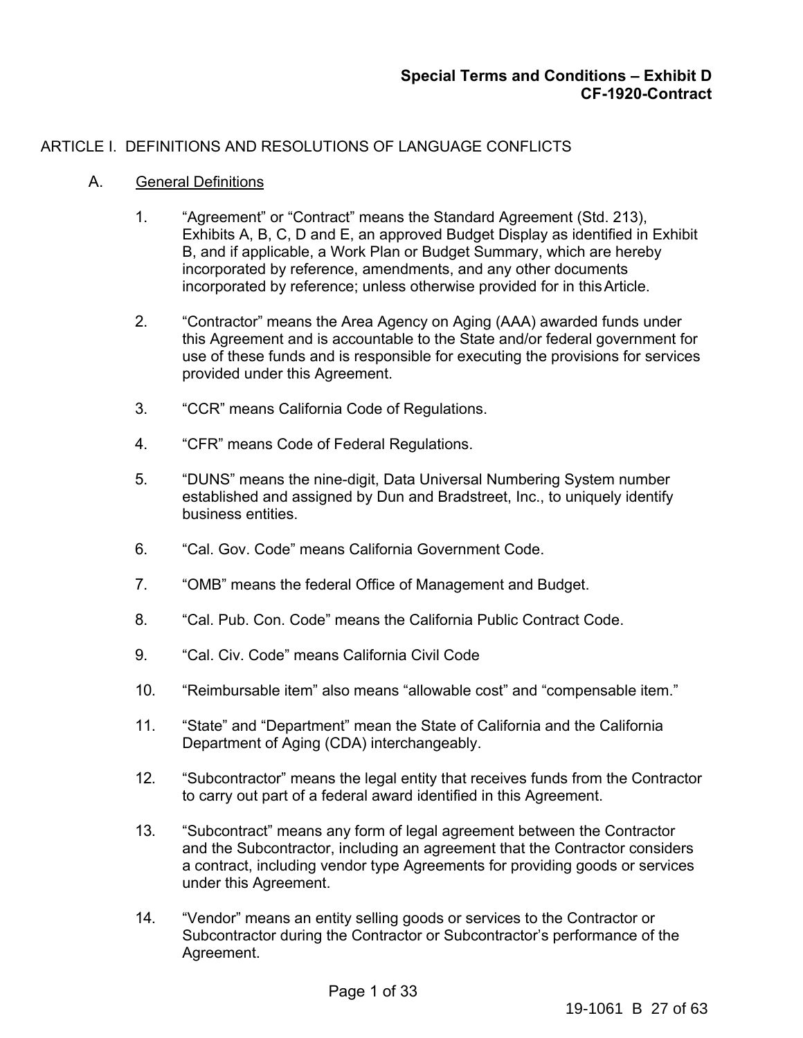**Special Terms and Conditions – Exhibit D**
**CF-1920-Contract**

## ARTICLE I. DEFINITIONS AND RESOLUTIONS OF LANGUAGE CONFLICTS

### A. General Definitions

1. "Agreement" or "Contract" means the Standard Agreement (Std. 213), Exhibits A, B, C, D and E, an approved Budget Display as identified in Exhibit B, and if applicable, a Work Plan or Budget Summary, which are hereby incorporated by reference, amendments, and any other documents incorporated by reference; unless otherwise provided for in this Article.

2. "Contractor" means the Area Agency on Aging (AAA) awarded funds under this Agreement and is accountable to the State and/or federal government for use of these funds and is responsible for executing the provisions for services provided under this Agreement.

3. "CCR" means California Code of Regulations.

4. "CFR" means Code of Federal Regulations.

5. "DUNS" means the nine-digit, Data Universal Numbering System number established and assigned by Dun and Bradstreet, Inc., to uniquely identify business entities.

6. "Cal. Gov. Code" means California Government Code.

7. "OMB" means the federal Office of Management and Budget.

8. "Cal. Pub. Con. Code" means the California Public Contract Code.

9. "Cal. Civ. Code" means California Civil Code

10. "Reimbursable item" also means "allowable cost" and "compensable item."

11. "State" and "Department" mean the State of California and the California Department of Aging (CDA) interchangeably.

12. "Subcontractor" means the legal entity that receives funds from the Contractor to carry out part of a federal award identified in this Agreement.

13. "Subcontract" means any form of legal agreement between the Contractor and the Subcontractor, including an agreement that the Contractor considers a contract, including vendor type Agreements for providing goods or services under this Agreement.

14. "Vendor" means an entity selling goods or services to the Contractor or Subcontractor during the Contractor or Subcontractor's performance of the Agreement.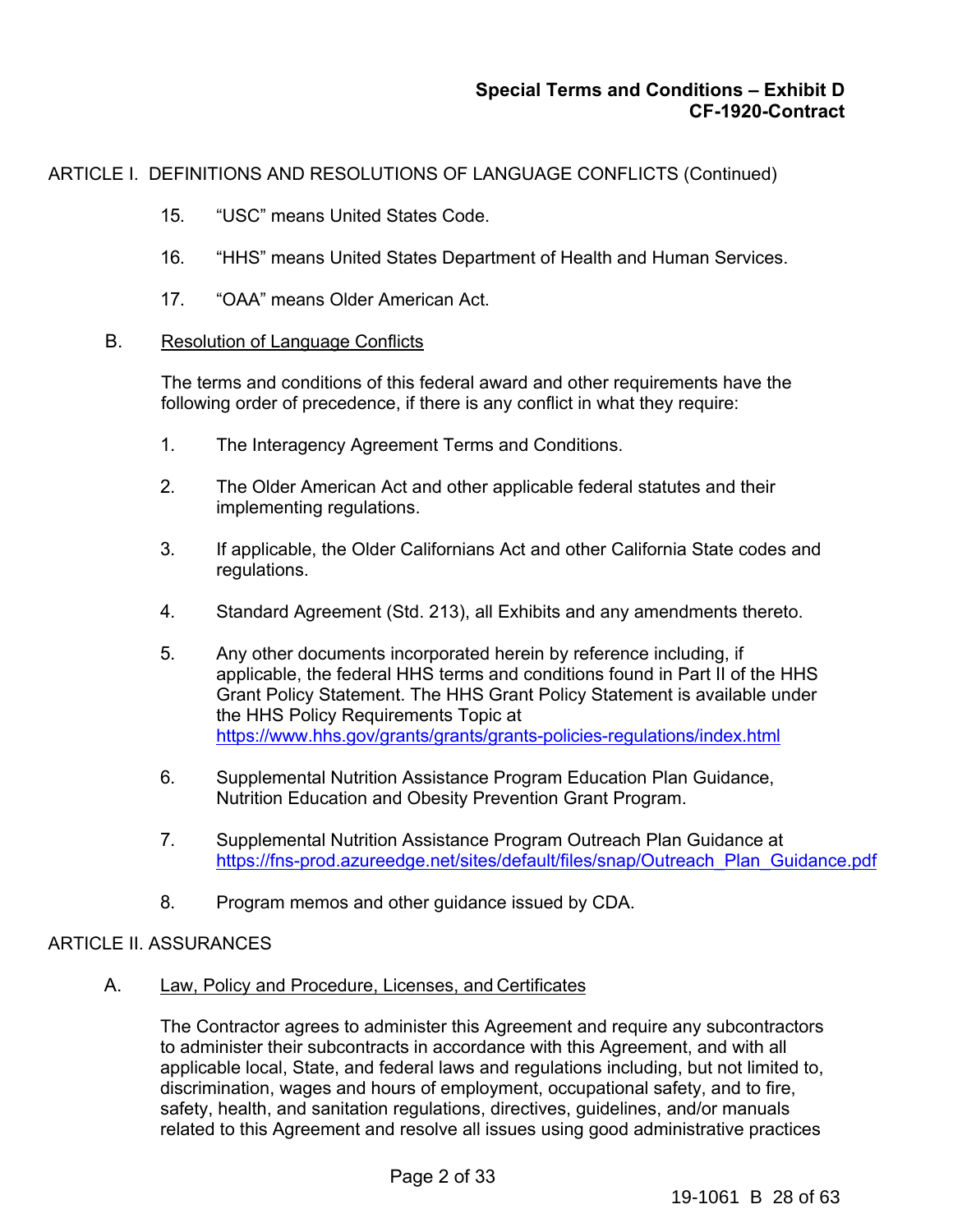**Special Terms and Conditions – Exhibit D**
**CF-1920-Contract**

ARTICLE I. DEFINITIONS AND RESOLUTIONS OF LANGUAGE CONFLICTS (Continued)

15. "USC" means United States Code.

16. "HHS" means United States Department of Health and Human Services.

17. "OAA" means Older American Act.

B. Resolution of Language Conflicts

The terms and conditions of this federal award and other requirements have the following order of precedence, if there is any conflict in what they require:

1. The Interagency Agreement Terms and Conditions.

2. The Older American Act and other applicable federal statutes and their implementing regulations.

3. If applicable, the Older Californians Act and other California State codes and regulations.

4. Standard Agreement (Std. 213), all Exhibits and any amendments thereto.

5. Any other documents incorporated herein by reference including, if applicable, the federal HHS terms and conditions found in Part II of the HHS Grant Policy Statement. The HHS Grant Policy Statement is available under the HHS Policy Requirements Topic at https://www.hhs.gov/grants/grants/grants-policies-regulations/index.html

6. Supplemental Nutrition Assistance Program Education Plan Guidance, Nutrition Education and Obesity Prevention Grant Program.

7. Supplemental Nutrition Assistance Program Outreach Plan Guidance at https://fns-prod.azureedge.net/sites/default/files/snap/Outreach_Plan_Guidance.pdf

8. Program memos and other guidance issued by CDA.

ARTICLE II. ASSURANCES

A. Law, Policy and Procedure, Licenses, and Certificates

The Contractor agrees to administer this Agreement and require any subcontractors to administer their subcontracts in accordance with this Agreement, and with all applicable local, State, and federal laws and regulations including, but not limited to, discrimination, wages and hours of employment, occupational safety, and to fire, safety, health, and sanitation regulations, directives, guidelines, and/or manuals related to this Agreement and resolve all issues using good administrative practices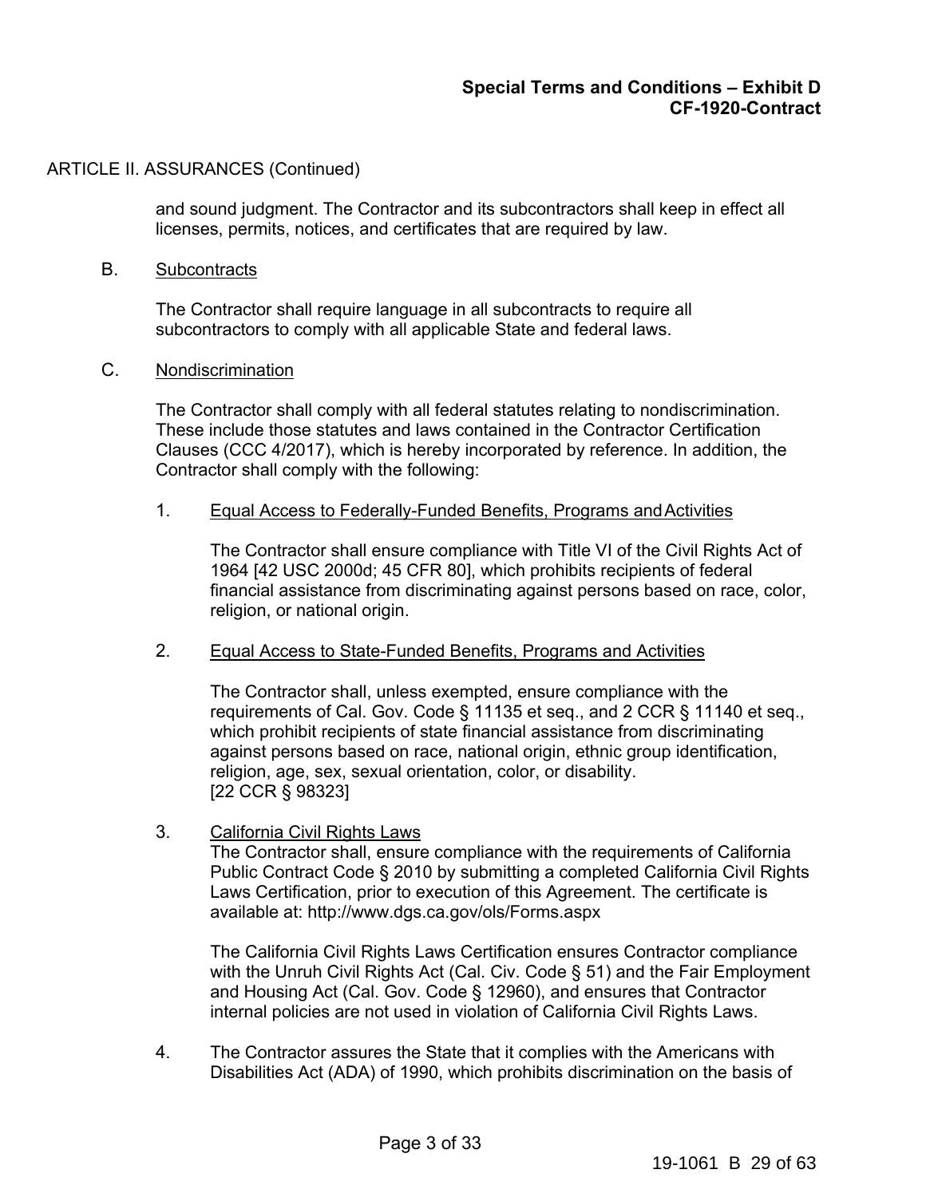ARTICLE II. ASSURANCES (Continued)

and sound judgment. The Contractor and its subcontractors shall keep in effect all licenses, permits, notices, and certificates that are required by law.

B. Subcontracts

The Contractor shall require language in all subcontracts to require all subcontractors to comply with all applicable State and federal laws.

C. Nondiscrimination

The Contractor shall comply with all federal statutes relating to nondiscrimination. These include those statutes and laws contained in the Contractor Certification Clauses (CCC 4/2017), which is hereby incorporated by reference. In addition, the Contractor shall comply with the following:

1. Equal Access to Federally-Funded Benefits, Programs and Activities

   The Contractor shall ensure compliance with Title VI of the Civil Rights Act of 1964 [42 USC 2000d; 45 CFR 80], which prohibits recipients of federal financial assistance from discriminating against persons based on race, color, religion, or national origin.

2. Equal Access to State-Funded Benefits, Programs and Activities

   The Contractor shall, unless exempted, ensure compliance with the requirements of Cal. Gov. Code § 11135 et seq., and 2 CCR § 11140 et seq., which prohibit recipients of state financial assistance from discriminating against persons based on race, national origin, ethnic group identification, religion, age, sex, sexual orientation, color, or disability. [22 CCR § 98323]

3. California Civil Rights Laws

   The Contractor shall, ensure compliance with the requirements of California Public Contract Code § 2010 by submitting a completed California Civil Rights Laws Certification, prior to execution of this Agreement. The certificate is available at: http://www.dgs.ca.gov/ols/Forms.aspx

   The California Civil Rights Laws Certification ensures Contractor compliance with the Unruh Civil Rights Act (Cal. Civ. Code § 51) and the Fair Employment and Housing Act (Cal. Gov. Code § 12960), and ensures that Contractor internal policies are not used in violation of California Civil Rights Laws.

4. The Contractor assures the State that it complies with the Americans with Disabilities Act (ADA) of 1990, which prohibits discrimination on the basis of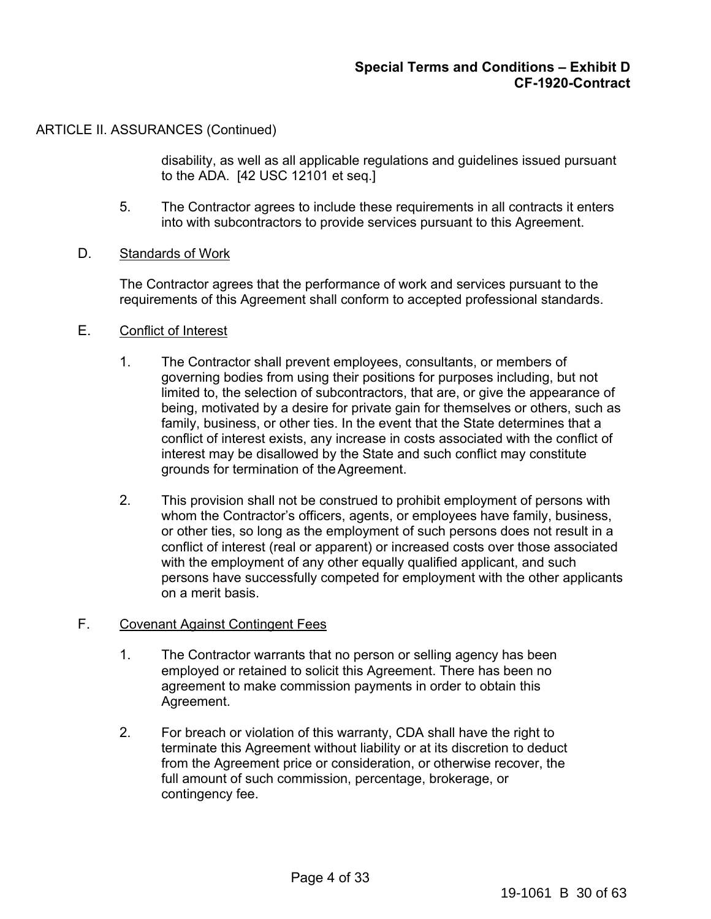ARTICLE II. ASSURANCES (Continued)

disability, as well as all applicable regulations and guidelines issued pursuant to the ADA. [42 USC 12101 et seq.]

5. The Contractor agrees to include these requirements in all contracts it enters into with subcontractors to provide services pursuant to this Agreement.

D. Standards of Work

The Contractor agrees that the performance of work and services pursuant to the requirements of this Agreement shall conform to accepted professional standards.

E. Conflict of Interest

1. The Contractor shall prevent employees, consultants, or members of governing bodies from using their positions for purposes including, but not limited to, the selection of subcontractors, that are, or give the appearance of being, motivated by a desire for private gain for themselves or others, such as family, business, or other ties. In the event that the State determines that a conflict of interest exists, any increase in costs associated with the conflict of interest may be disallowed by the State and such conflict may constitute grounds for termination of the Agreement.

2. This provision shall not be construed to prohibit employment of persons with whom the Contractor's officers, agents, or employees have family, business, or other ties, so long as the employment of such persons does not result in a conflict of interest (real or apparent) or increased costs over those associated with the employment of any other equally qualified applicant, and such persons have successfully competed for employment with the other applicants on a merit basis.

F. Covenant Against Contingent Fees

1. The Contractor warrants that no person or selling agency has been employed or retained to solicit this Agreement. There has been no agreement to make commission payments in order to obtain this Agreement.

2. For breach or violation of this warranty, CDA shall have the right to terminate this Agreement without liability or at its discretion to deduct from the Agreement price or consideration, or otherwise recover, the full amount of such commission, percentage, brokerage, or contingency fee.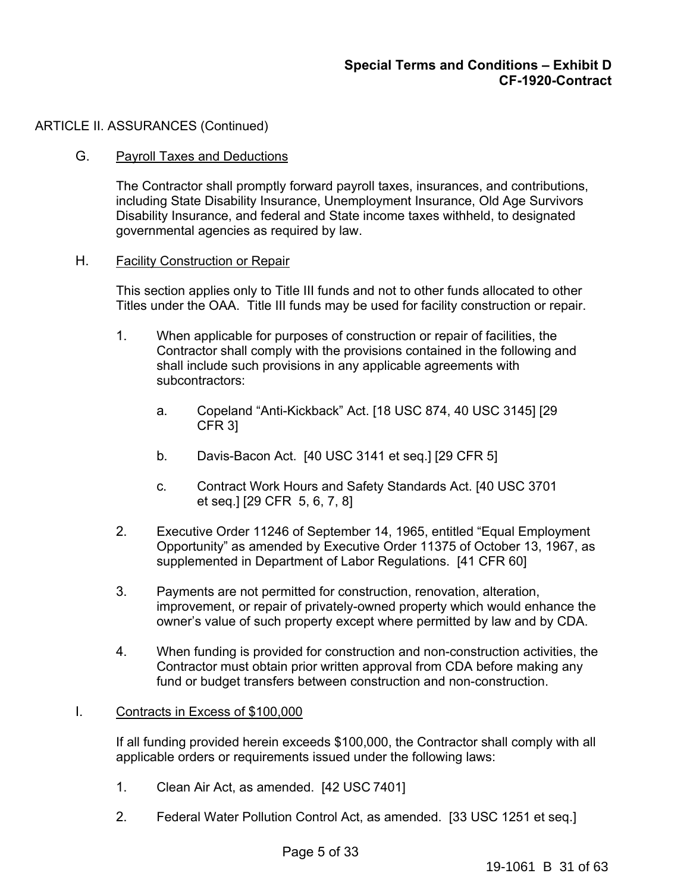ARTICLE II. ASSURANCES (Continued)

G. Payroll Taxes and Deductions

The Contractor shall promptly forward payroll taxes, insurances, and contributions, including State Disability Insurance, Unemployment Insurance, Old Age Survivors Disability Insurance, and federal and State income taxes withheld, to designated governmental agencies as required by law.

H. Facility Construction or Repair

This section applies only to Title III funds and not to other funds allocated to other Titles under the OAA. Title III funds may be used for facility construction or repair.

1. When applicable for purposes of construction or repair of facilities, the Contractor shall comply with the provisions contained in the following and shall include such provisions in any applicable agreements with subcontractors:

    a. Copeland "Anti-Kickback" Act. [18 USC 874, 40 USC 3145] [29 CFR 3]

    b. Davis-Bacon Act. [40 USC 3141 et seq.] [29 CFR 5]

    c. Contract Work Hours and Safety Standards Act. [40 USC 3701 et seq.] [29 CFR 5, 6, 7, 8]

2. Executive Order 11246 of September 14, 1965, entitled "Equal Employment Opportunity" as amended by Executive Order 11375 of October 13, 1967, as supplemented in Department of Labor Regulations. [41 CFR 60]

3. Payments are not permitted for construction, renovation, alteration, improvement, or repair of privately-owned property which would enhance the owner's value of such property except where permitted by law and by CDA.

4. When funding is provided for construction and non-construction activities, the Contractor must obtain prior written approval from CDA before making any fund or budget transfers between construction and non-construction.

I. Contracts in Excess of $100,000

If all funding provided herein exceeds $100,000, the Contractor shall comply with all applicable orders or requirements issued under the following laws:

1. Clean Air Act, as amended. [42 USC 7401]

2. Federal Water Pollution Control Act, as amended. [33 USC 1251 et seq.]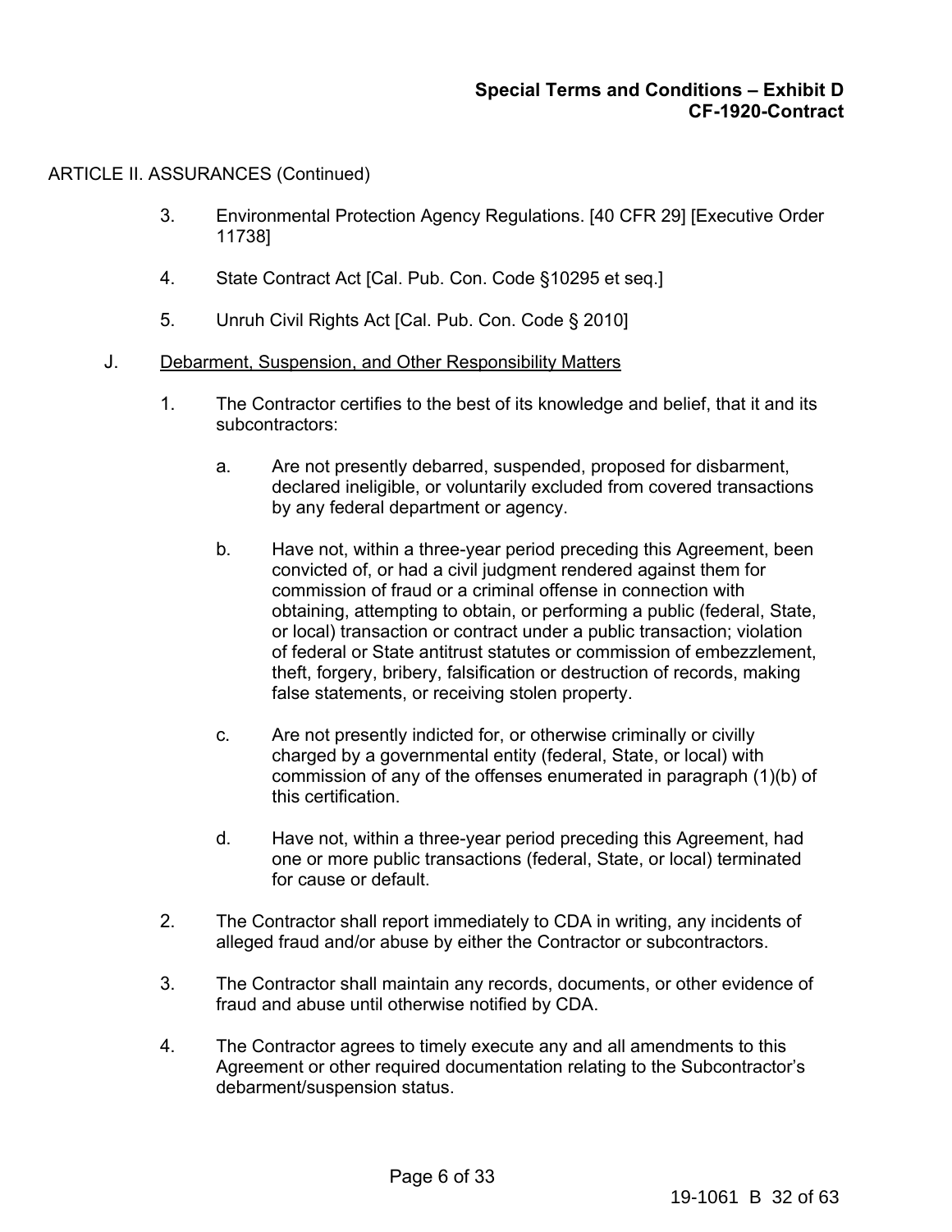ARTICLE II. ASSURANCES (Continued)

3. Environmental Protection Agency Regulations. [40 CFR 29] [Executive Order 11738]

4. State Contract Act [Cal. Pub. Con. Code §10295 et seq.]

5. Unruh Civil Rights Act [Cal. Pub. Con. Code § 2010]

J. Debarment, Suspension, and Other Responsibility Matters

1. The Contractor certifies to the best of its knowledge and belief, that it and its subcontractors:

   a. Are not presently debarred, suspended, proposed for disbarment, declared ineligible, or voluntarily excluded from covered transactions by any federal department or agency.

   b. Have not, within a three-year period preceding this Agreement, been convicted of, or had a civil judgment rendered against them for commission of fraud or a criminal offense in connection with obtaining, attempting to obtain, or performing a public (federal, State, or local) transaction or contract under a public transaction; violation of federal or State antitrust statutes or commission of embezzlement, theft, forgery, bribery, falsification or destruction of records, making false statements, or receiving stolen property.

   c. Are not presently indicted for, or otherwise criminally or civilly charged by a governmental entity (federal, State, or local) with commission of any of the offenses enumerated in paragraph (1)(b) of this certification.

   d. Have not, within a three-year period preceding this Agreement, had one or more public transactions (federal, State, or local) terminated for cause or default.

2. The Contractor shall report immediately to CDA in writing, any incidents of alleged fraud and/or abuse by either the Contractor or subcontractors.

3. The Contractor shall maintain any records, documents, or other evidence of fraud and abuse until otherwise notified by CDA.

4. The Contractor agrees to timely execute any and all amendments to this Agreement or other required documentation relating to the Subcontractor's debarment/suspension status.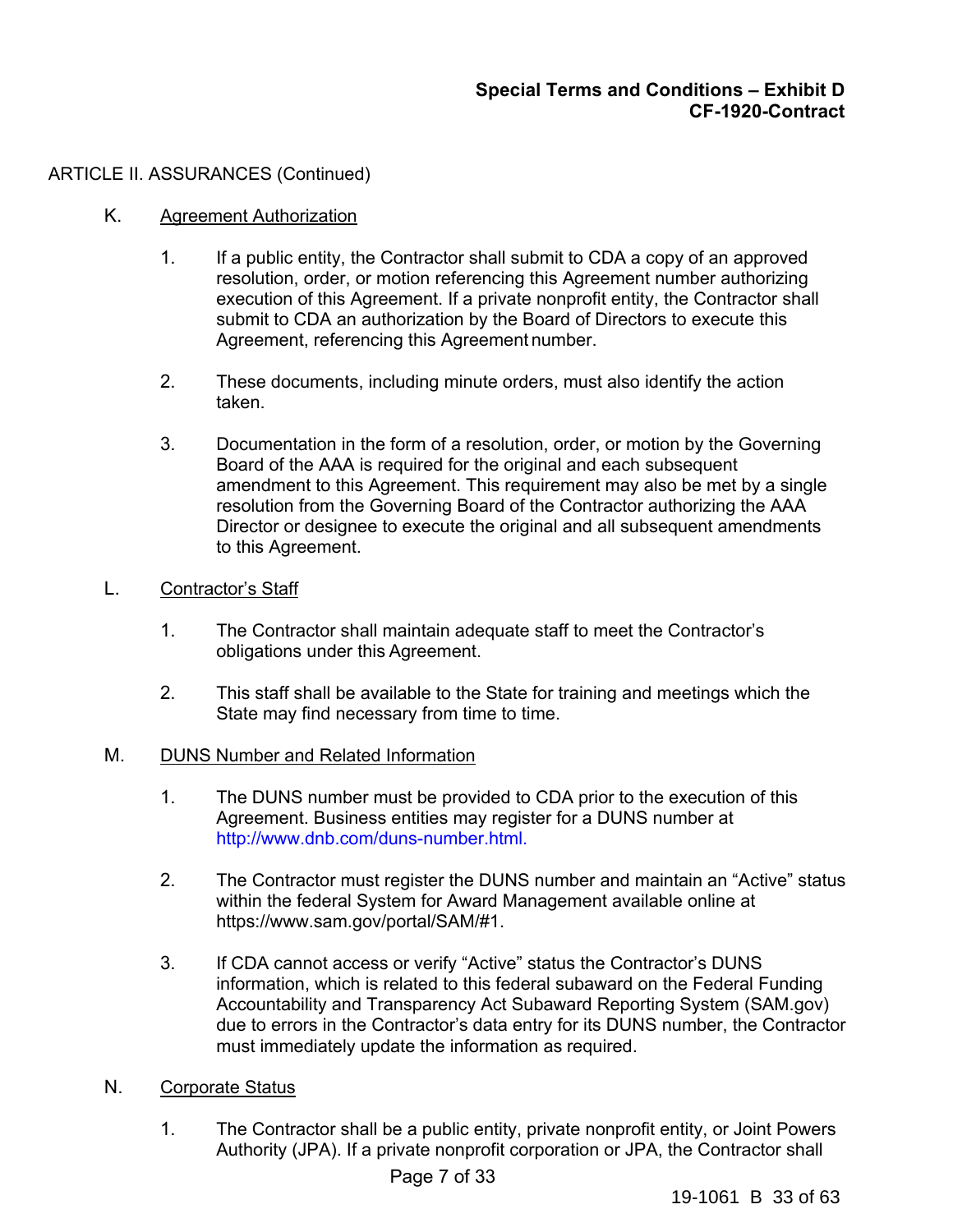ARTICLE II. ASSURANCES (Continued)

K. Agreement Authorization

1. If a public entity, the Contractor shall submit to CDA a copy of an approved resolution, order, or motion referencing this Agreement number authorizing execution of this Agreement. If a private nonprofit entity, the Contractor shall submit to CDA an authorization by the Board of Directors to execute this Agreement, referencing this Agreement number.

2. These documents, including minute orders, must also identify the action taken.

3. Documentation in the form of a resolution, order, or motion by the Governing Board of the AAA is required for the original and each subsequent amendment to this Agreement. This requirement may also be met by a single resolution from the Governing Board of the Contractor authorizing the AAA Director or designee to execute the original and all subsequent amendments to this Agreement.

L. Contractor's Staff

1. The Contractor shall maintain adequate staff to meet the Contractor's obligations under this Agreement.

2. This staff shall be available to the State for training and meetings which the State may find necessary from time to time.

M. DUNS Number and Related Information

1. The DUNS number must be provided to CDA prior to the execution of this Agreement. Business entities may register for a DUNS number at http://www.dnb.com/duns-number.html.

2. The Contractor must register the DUNS number and maintain an "Active" status within the federal System for Award Management available online at https://www.sam.gov/portal/SAM/#1.

3. If CDA cannot access or verify "Active" status the Contractor's DUNS information, which is related to this federal subaward on the Federal Funding Accountability and Transparency Act Subaward Reporting System (SAM.gov) due to errors in the Contractor's data entry for its DUNS number, the Contractor must immediately update the information as required.

N. Corporate Status

1. The Contractor shall be a public entity, private nonprofit entity, or Joint Powers Authority (JPA). If a private nonprofit corporation or JPA, the Contractor shall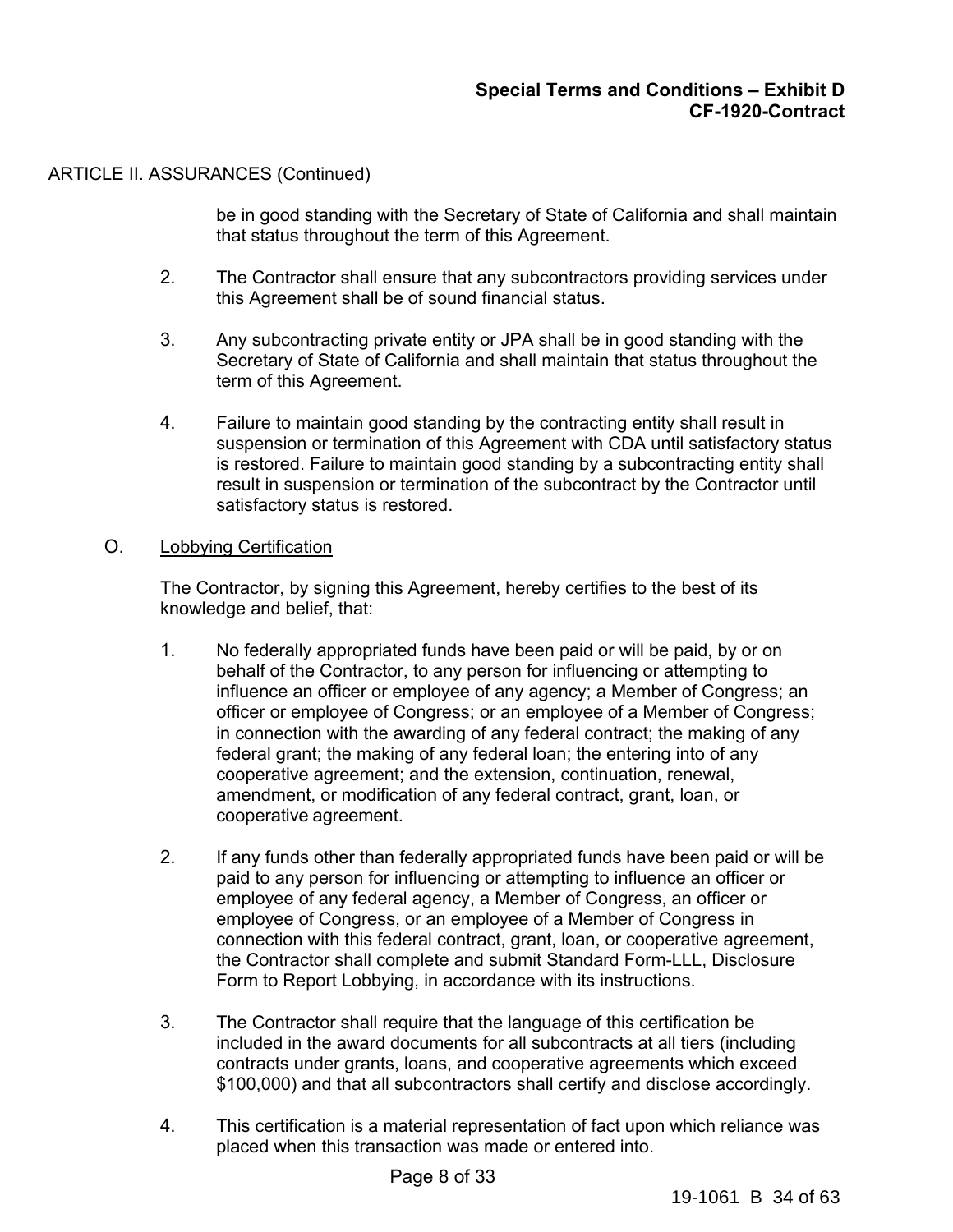ARTICLE II. ASSURANCES (Continued)

be in good standing with the Secretary of State of California and shall maintain that status throughout the term of this Agreement.

2. The Contractor shall ensure that any subcontractors providing services under this Agreement shall be of sound financial status.

3. Any subcontracting private entity or JPA shall be in good standing with the Secretary of State of California and shall maintain that status throughout the term of this Agreement.

4. Failure to maintain good standing by the contracting entity shall result in suspension or termination of this Agreement with CDA until satisfactory status is restored. Failure to maintain good standing by a subcontracting entity shall result in suspension or termination of the subcontract by the Contractor until satisfactory status is restored.

O. Lobbying Certification

The Contractor, by signing this Agreement, hereby certifies to the best of its knowledge and belief, that:

1. No federally appropriated funds have been paid or will be paid, by or on behalf of the Contractor, to any person for influencing or attempting to influence an officer or employee of any agency; a Member of Congress; an officer or employee of Congress; or an employee of a Member of Congress; in connection with the awarding of any federal contract; the making of any federal grant; the making of any federal loan; the entering into of any cooperative agreement; and the extension, continuation, renewal, amendment, or modification of any federal contract, grant, loan, or cooperative agreement.

2. If any funds other than federally appropriated funds have been paid or will be paid to any person for influencing or attempting to influence an officer or employee of any federal agency, a Member of Congress, an officer or employee of Congress, or an employee of a Member of Congress in connection with this federal contract, grant, loan, or cooperative agreement, the Contractor shall complete and submit Standard Form-LLL, Disclosure Form to Report Lobbying, in accordance with its instructions.

3. The Contractor shall require that the language of this certification be included in the award documents for all subcontracts at all tiers (including contracts under grants, loans, and cooperative agreements which exceed $100,000) and that all subcontractors shall certify and disclose accordingly.

4. This certification is a material representation of fact upon which reliance was placed when this transaction was made or entered into.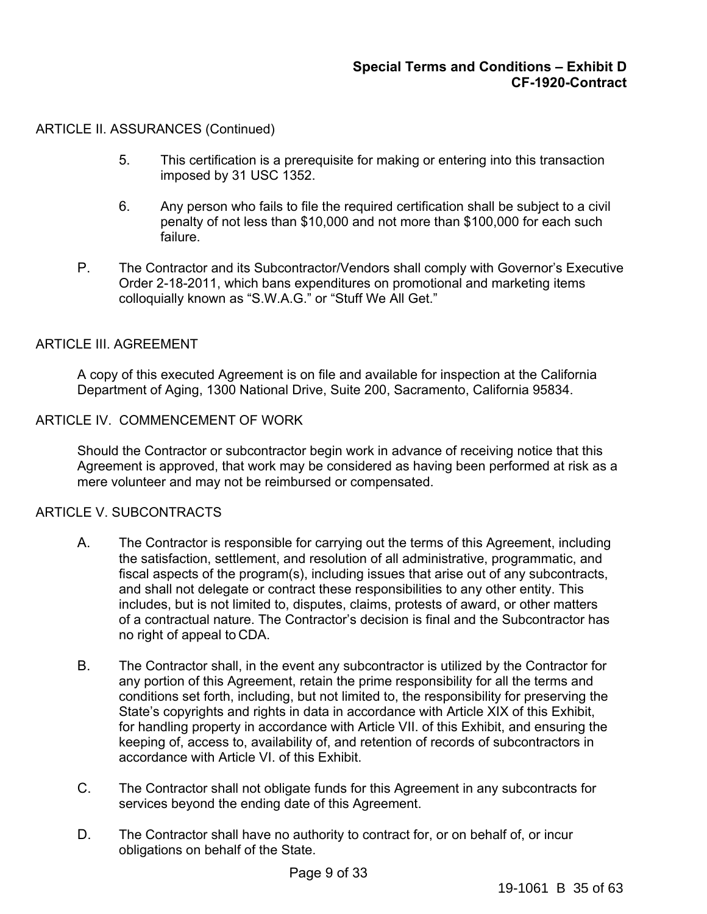ARTICLE II. ASSURANCES (Continued)

5. This certification is a prerequisite for making or entering into this transaction imposed by 31 USC 1352.

6. Any person who fails to file the required certification shall be subject to a civil penalty of not less than $10,000 and not more than $100,000 for each such failure.

P. The Contractor and its Subcontractor/Vendors shall comply with Governor's Executive Order 2-18-2011, which bans expenditures on promotional and marketing items colloquially known as "S.W.A.G." or "Stuff We All Get."

ARTICLE III. AGREEMENT

A copy of this executed Agreement is on file and available for inspection at the California Department of Aging, 1300 National Drive, Suite 200, Sacramento, California 95834.

ARTICLE IV. COMMENCEMENT OF WORK

Should the Contractor or subcontractor begin work in advance of receiving notice that this Agreement is approved, that work may be considered as having been performed at risk as a mere volunteer and may not be reimbursed or compensated.

ARTICLE V. SUBCONTRACTS

A. The Contractor is responsible for carrying out the terms of this Agreement, including the satisfaction, settlement, and resolution of all administrative, programmatic, and fiscal aspects of the program(s), including issues that arise out of any subcontracts, and shall not delegate or contract these responsibilities to any other entity. This includes, but is not limited to, disputes, claims, protests of award, or other matters of a contractual nature. The Contractor's decision is final and the Subcontractor has no right of appeal to CDA.

B. The Contractor shall, in the event any subcontractor is utilized by the Contractor for any portion of this Agreement, retain the prime responsibility for all the terms and conditions set forth, including, but not limited to, the responsibility for preserving the State's copyrights and rights in data in accordance with Article XIX of this Exhibit, for handling property in accordance with Article VII. of this Exhibit, and ensuring the keeping of, access to, availability of, and retention of records of subcontractors in accordance with Article VI. of this Exhibit.

C. The Contractor shall not obligate funds for this Agreement in any subcontracts for services beyond the ending date of this Agreement.

D. The Contractor shall have no authority to contract for, or on behalf of, or incur obligations on behalf of the State.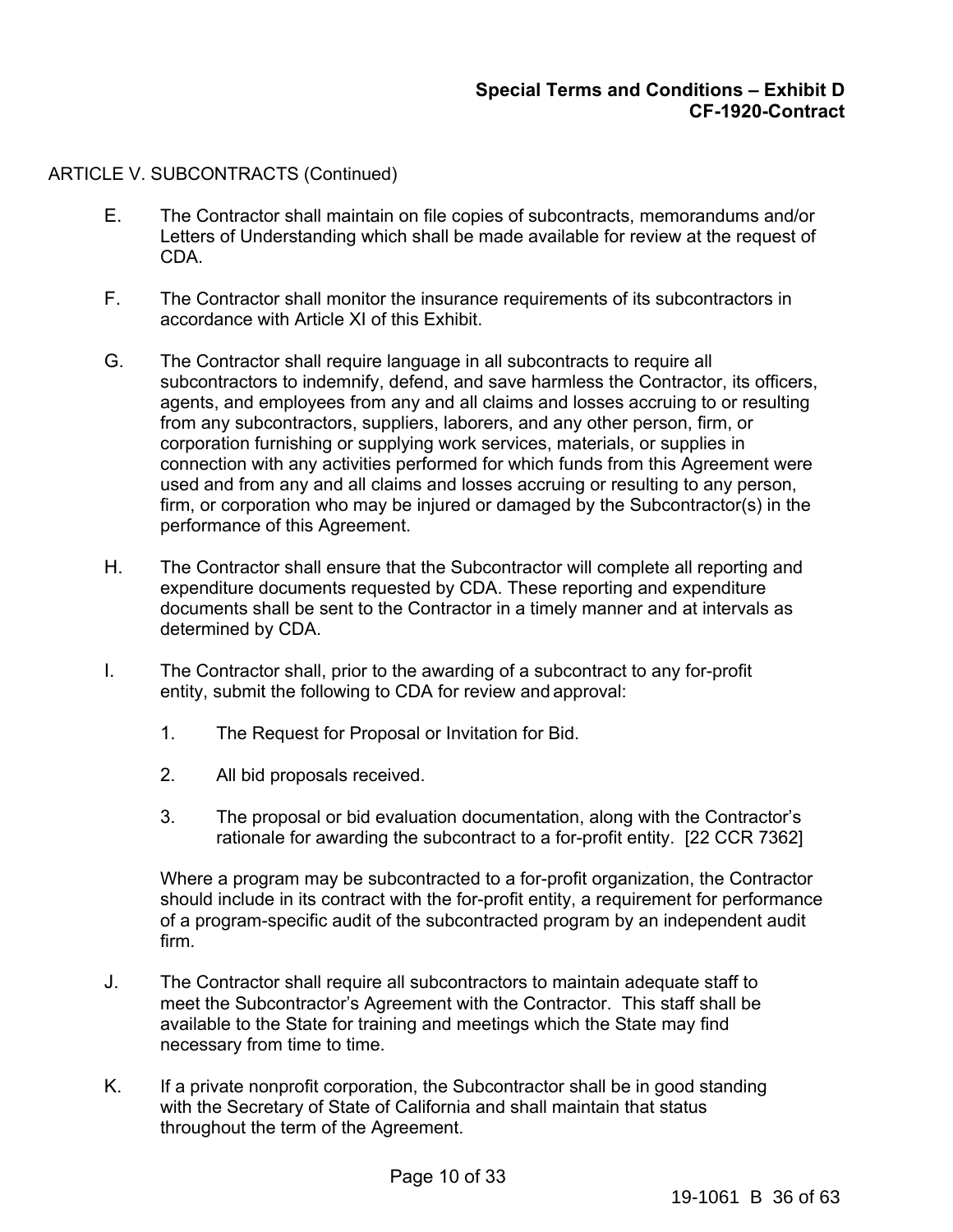ARTICLE V. SUBCONTRACTS (Continued)

E. The Contractor shall maintain on file copies of subcontracts, memorandums and/or Letters of Understanding which shall be made available for review at the request of CDA.

F. The Contractor shall monitor the insurance requirements of its subcontractors in accordance with Article XI of this Exhibit.

G. The Contractor shall require language in all subcontracts to require all subcontractors to indemnify, defend, and save harmless the Contractor, its officers, agents, and employees from any and all claims and losses accruing to or resulting from any subcontractors, suppliers, laborers, and any other person, firm, or corporation furnishing or supplying work services, materials, or supplies in connection with any activities performed for which funds from this Agreement were used and from any and all claims and losses accruing or resulting to any person, firm, or corporation who may be injured or damaged by the Subcontractor(s) in the performance of this Agreement.

H. The Contractor shall ensure that the Subcontractor will complete all reporting and expenditure documents requested by CDA. These reporting and expenditure documents shall be sent to the Contractor in a timely manner and at intervals as determined by CDA.

I. The Contractor shall, prior to the awarding of a subcontract to any for-profit entity, submit the following to CDA for review and approval:

1. The Request for Proposal or Invitation for Bid.

2. All bid proposals received.

3. The proposal or bid evaluation documentation, along with the Contractor's rationale for awarding the subcontract to a for-profit entity. [22 CCR 7362]

Where a program may be subcontracted to a for-profit organization, the Contractor should include in its contract with the for-profit entity, a requirement for performance of a program-specific audit of the subcontracted program by an independent audit firm.

J. The Contractor shall require all subcontractors to maintain adequate staff to meet the Subcontractor's Agreement with the Contractor. This staff shall be available to the State for training and meetings which the State may find necessary from time to time.

K. If a private nonprofit corporation, the Subcontractor shall be in good standing with the Secretary of State of California and shall maintain that status throughout the term of the Agreement.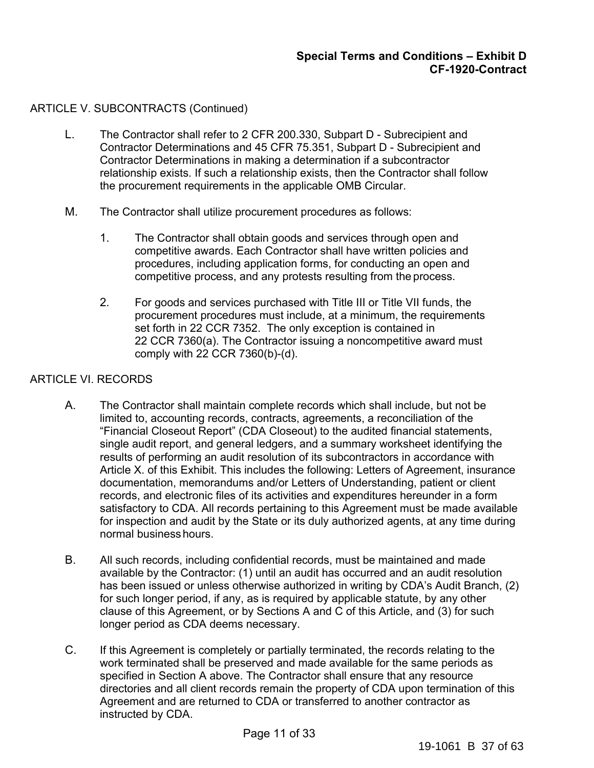ARTICLE V. SUBCONTRACTS (Continued)

L. The Contractor shall refer to 2 CFR 200.330, Subpart D - Subrecipient and Contractor Determinations and 45 CFR 75.351, Subpart D - Subrecipient and Contractor Determinations in making a determination if a subcontractor relationship exists. If such a relationship exists, then the Contractor shall follow the procurement requirements in the applicable OMB Circular.

M. The Contractor shall utilize procurement procedures as follows:

   1. The Contractor shall obtain goods and services through open and competitive awards. Each Contractor shall have written policies and procedures, including application forms, for conducting an open and competitive process, and any protests resulting from the process.

   2. For goods and services purchased with Title III or Title VII funds, the procurement procedures must include, at a minimum, the requirements set forth in 22 CCR 7352. The only exception is contained in 22 CCR 7360(a). The Contractor issuing a noncompetitive award must comply with 22 CCR 7360(b)-(d).

ARTICLE VI. RECORDS

A. The Contractor shall maintain complete records which shall include, but not be limited to, accounting records, contracts, agreements, a reconciliation of the "Financial Closeout Report" (CDA Closeout) to the audited financial statements, single audit report, and general ledgers, and a summary worksheet identifying the results of performing an audit resolution of its subcontractors in accordance with Article X. of this Exhibit. This includes the following: Letters of Agreement, insurance documentation, memorandums and/or Letters of Understanding, patient or client records, and electronic files of its activities and expenditures hereunder in a form satisfactory to CDA. All records pertaining to this Agreement must be made available for inspection and audit by the State or its duly authorized agents, at any time during normal business hours.

B. All such records, including confidential records, must be maintained and made available by the Contractor: (1) until an audit has occurred and an audit resolution has been issued or unless otherwise authorized in writing by CDA's Audit Branch, (2) for such longer period, if any, as is required by applicable statute, by any other clause of this Agreement, or by Sections A and C of this Article, and (3) for such longer period as CDA deems necessary.

C. If this Agreement is completely or partially terminated, the records relating to the work terminated shall be preserved and made available for the same periods as specified in Section A above. The Contractor shall ensure that any resource directories and all client records remain the property of CDA upon termination of this Agreement and are returned to CDA or transferred to another contractor as instructed by CDA.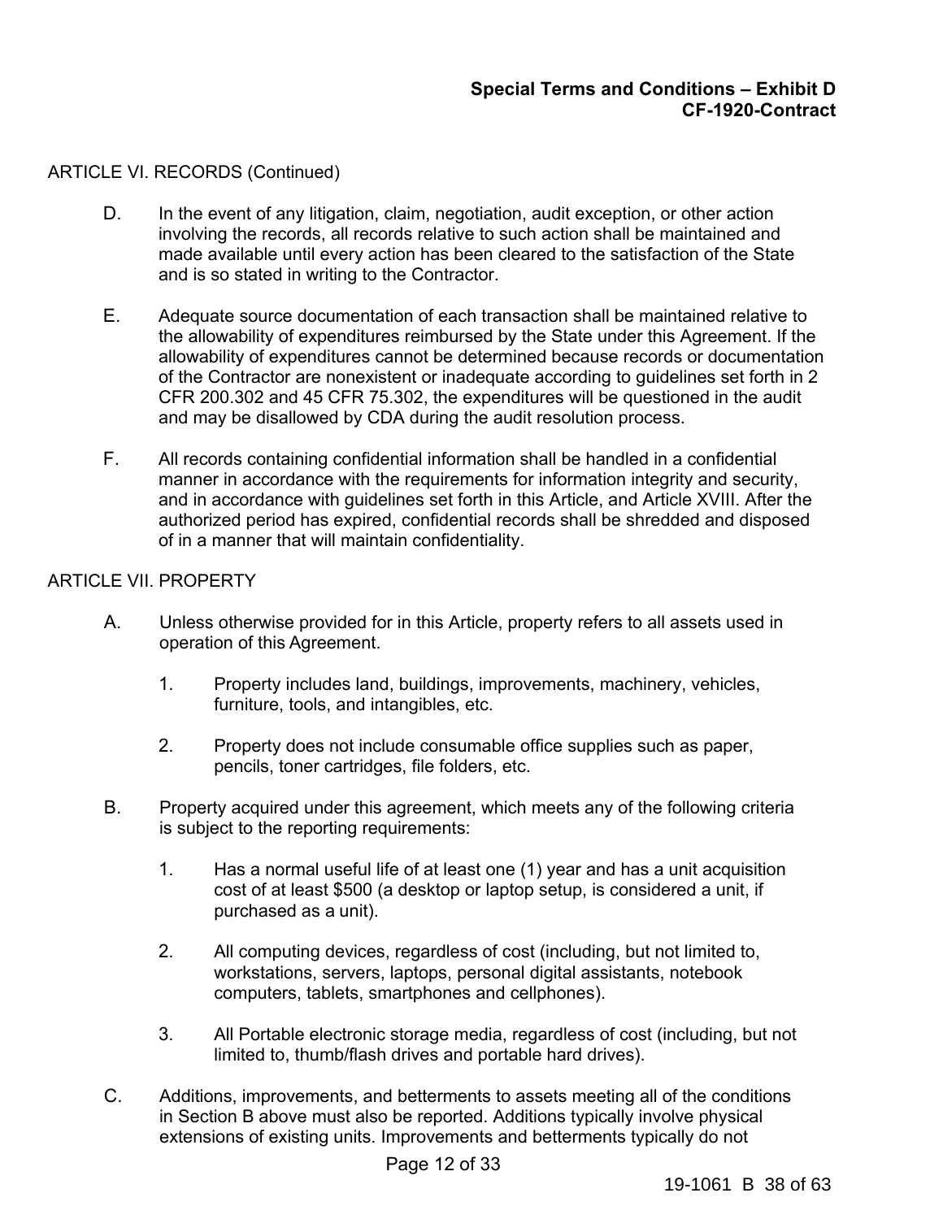ARTICLE VI. RECORDS (Continued)

D. In the event of any litigation, claim, negotiation, audit exception, or other action involving the records, all records relative to such action shall be maintained and made available until every action has been cleared to the satisfaction of the State and is so stated in writing to the Contractor.

E. Adequate source documentation of each transaction shall be maintained relative to the allowability of expenditures reimbursed by the State under this Agreement. If the allowability of expenditures cannot be determined because records or documentation of the Contractor are nonexistent or inadequate according to guidelines set forth in 2 CFR 200.302 and 45 CFR 75.302, the expenditures will be questioned in the audit and may be disallowed by CDA during the audit resolution process.

F. All records containing confidential information shall be handled in a confidential manner in accordance with the requirements for information integrity and security, and in accordance with guidelines set forth in this Article, and Article XVIII. After the authorized period has expired, confidential records shall be shredded and disposed of in a manner that will maintain confidentiality.

ARTICLE VII. PROPERTY

A. Unless otherwise provided for in this Article, property refers to all assets used in operation of this Agreement.

   1. Property includes land, buildings, improvements, machinery, vehicles, furniture, tools, and intangibles, etc.

   2. Property does not include consumable office supplies such as paper, pencils, toner cartridges, file folders, etc.

B. Property acquired under this agreement, which meets any of the following criteria is subject to the reporting requirements:

   1. Has a normal useful life of at least one (1) year and has a unit acquisition cost of at least $500 (a desktop or laptop setup, is considered a unit, if purchased as a unit).

   2. All computing devices, regardless of cost (including, but not limited to, workstations, servers, laptops, personal digital assistants, notebook computers, tablets, smartphones and cellphones).

   3. All Portable electronic storage media, regardless of cost (including, but not limited to, thumb/flash drives and portable hard drives).

C. Additions, improvements, and betterments to assets meeting all of the conditions in Section B above must also be reported. Additions typically involve physical extensions of existing units. Improvements and betterments typically do not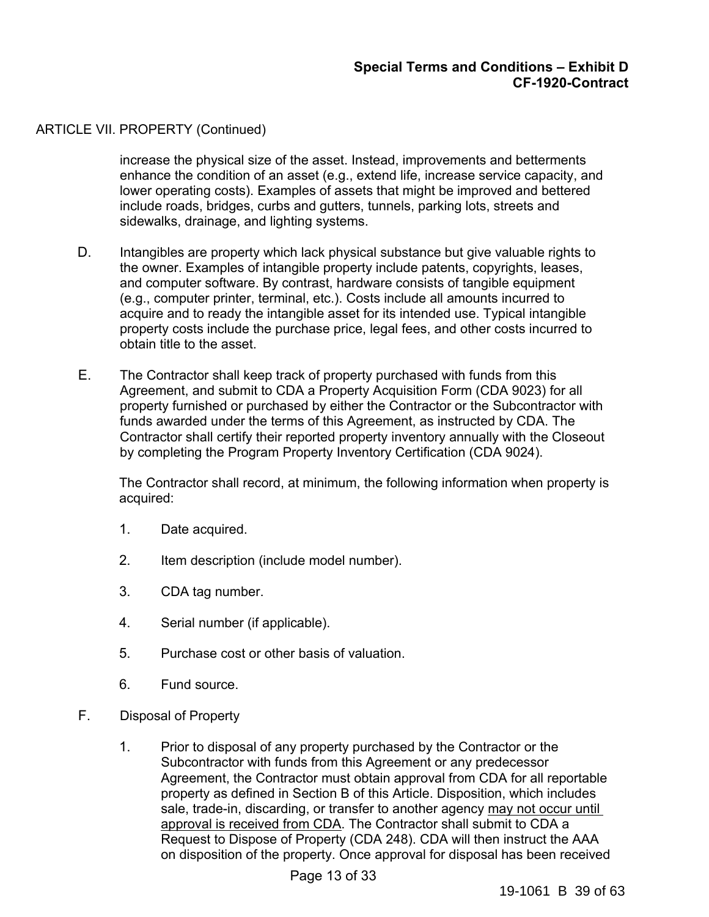ARTICLE VII. PROPERTY (Continued)

increase the physical size of the asset. Instead, improvements and betterments enhance the condition of an asset (e.g., extend life, increase service capacity, and lower operating costs). Examples of assets that might be improved and bettered include roads, bridges, curbs and gutters, tunnels, parking lots, streets and sidewalks, drainage, and lighting systems.

D. Intangibles are property which lack physical substance but give valuable rights to the owner. Examples of intangible property include patents, copyrights, leases, and computer software. By contrast, hardware consists of tangible equipment (e.g., computer printer, terminal, etc.). Costs include all amounts incurred to acquire and to ready the intangible asset for its intended use. Typical intangible property costs include the purchase price, legal fees, and other costs incurred to obtain title to the asset.

E. The Contractor shall keep track of property purchased with funds from this Agreement, and submit to CDA a Property Acquisition Form (CDA 9023) for all property furnished or purchased by either the Contractor or the Subcontractor with funds awarded under the terms of this Agreement, as instructed by CDA. The Contractor shall certify their reported property inventory annually with the Closeout by completing the Program Property Inventory Certification (CDA 9024).

   The Contractor shall record, at minimum, the following information when property is acquired:

   1. Date acquired.
   2. Item description (include model number).
   3. CDA tag number.
   4. Serial number (if applicable).
   5. Purchase cost or other basis of valuation.
   6. Fund source.

F. Disposal of Property

   1. Prior to disposal of any property purchased by the Contractor or the Subcontractor with funds from this Agreement or any predecessor Agreement, the Contractor must obtain approval from CDA for all reportable property as defined in Section B of this Article. Disposition, which includes sale, trade-in, discarding, or transfer to another agency <u>may not occur until approval is received from CDA</u>. The Contractor shall submit to CDA a Request to Dispose of Property (CDA 248). CDA will then instruct the AAA on disposition of the property. Once approval for disposal has been received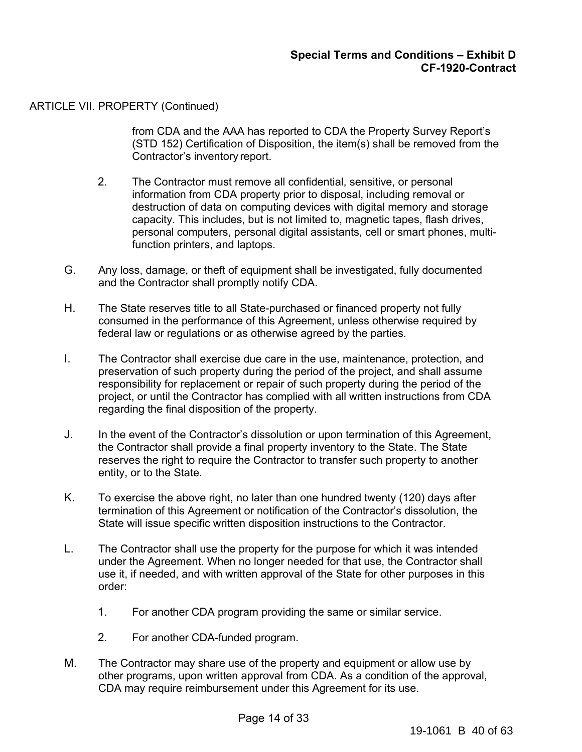ARTICLE VII. PROPERTY (Continued)

from CDA and the AAA has reported to CDA the Property Survey Report's (STD 152) Certification of Disposition, the item(s) shall be removed from the Contractor's inventory report.

2. The Contractor must remove all confidential, sensitive, or personal information from CDA property prior to disposal, including removal or destruction of data on computing devices with digital memory and storage capacity. This includes, but is not limited to, magnetic tapes, flash drives, personal computers, personal digital assistants, cell or smart phones, multi-function printers, and laptops.

G. Any loss, damage, or theft of equipment shall be investigated, fully documented and the Contractor shall promptly notify CDA.

H. The State reserves title to all State-purchased or financed property not fully consumed in the performance of this Agreement, unless otherwise required by federal law or regulations or as otherwise agreed by the parties.

I. The Contractor shall exercise due care in the use, maintenance, protection, and preservation of such property during the period of the project, and shall assume responsibility for replacement or repair of such property during the period of the project, or until the Contractor has complied with all written instructions from CDA regarding the final disposition of the property.

J. In the event of the Contractor's dissolution or upon termination of this Agreement, the Contractor shall provide a final property inventory to the State. The State reserves the right to require the Contractor to transfer such property to another entity, or to the State.

K. To exercise the above right, no later than one hundred twenty (120) days after termination of this Agreement or notification of the Contractor's dissolution, the State will issue specific written disposition instructions to the Contractor.

L. The Contractor shall use the property for the purpose for which it was intended under the Agreement. When no longer needed for that use, the Contractor shall use it, if needed, and with written approval of the State for other purposes in this order:

1. For another CDA program providing the same or similar service.

2. For another CDA-funded program.

M. The Contractor may share use of the property and equipment or allow use by other programs, upon written approval from CDA. As a condition of the approval, CDA may require reimbursement under this Agreement for its use.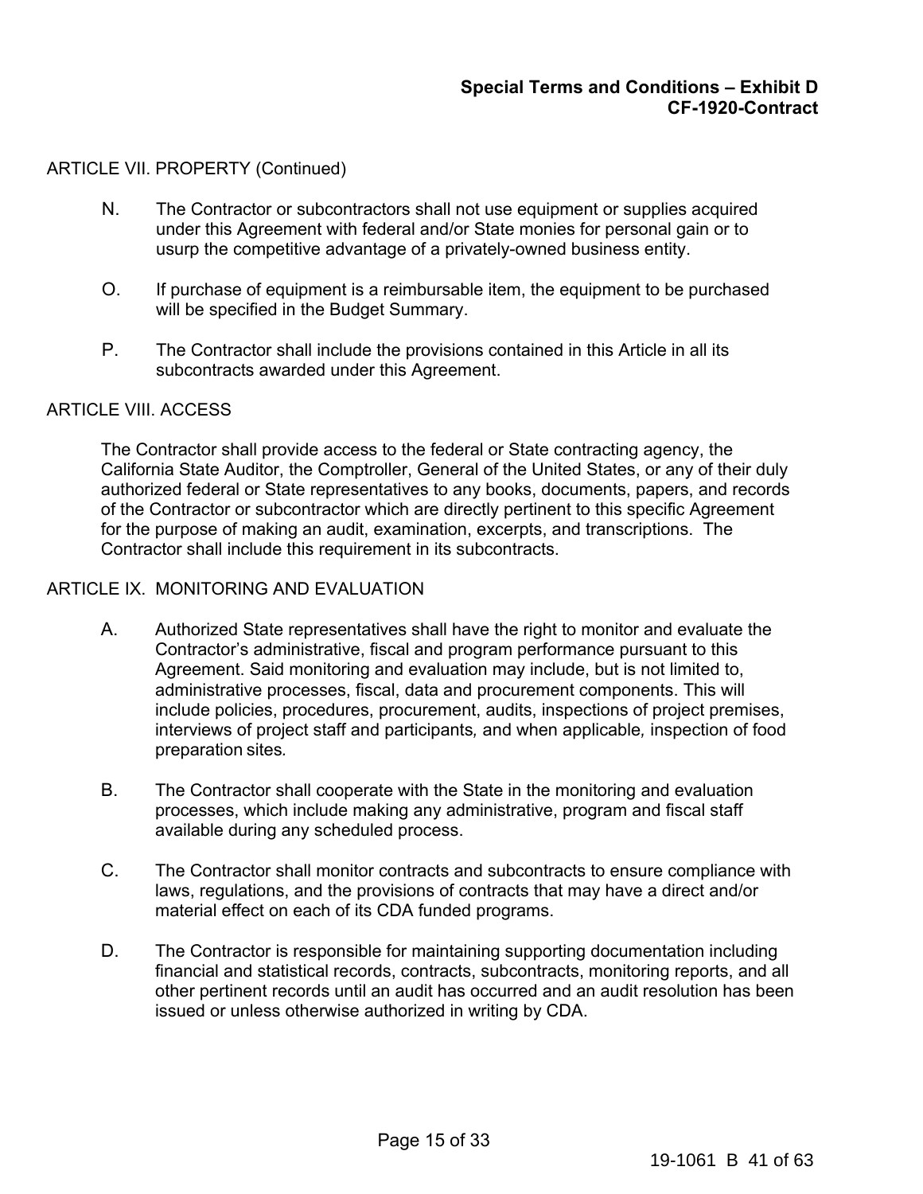ARTICLE VII. PROPERTY (Continued)

N. The Contractor or subcontractors shall not use equipment or supplies acquired under this Agreement with federal and/or State monies for personal gain or to usurp the competitive advantage of a privately-owned business entity.

O. If purchase of equipment is a reimbursable item, the equipment to be purchased will be specified in the Budget Summary.

P. The Contractor shall include the provisions contained in this Article in all its subcontracts awarded under this Agreement.

ARTICLE VIII. ACCESS

The Contractor shall provide access to the federal or State contracting agency, the California State Auditor, the Comptroller, General of the United States, or any of their duly authorized federal or State representatives to any books, documents, papers, and records of the Contractor or subcontractor which are directly pertinent to this specific Agreement for the purpose of making an audit, examination, excerpts, and transcriptions. The Contractor shall include this requirement in its subcontracts.

ARTICLE IX. MONITORING AND EVALUATION

A. Authorized State representatives shall have the right to monitor and evaluate the Contractor's administrative, fiscal and program performance pursuant to this Agreement. Said monitoring and evaluation may include, but is not limited to, administrative processes, fiscal, data and procurement components. This will include policies, procedures, procurement, audits, inspections of project premises, interviews of project staff and participants, and when applicable, inspection of food preparation sites.

B. The Contractor shall cooperate with the State in the monitoring and evaluation processes, which include making any administrative, program and fiscal staff available during any scheduled process.

C. The Contractor shall monitor contracts and subcontracts to ensure compliance with laws, regulations, and the provisions of contracts that may have a direct and/or material effect on each of its CDA funded programs.

D. The Contractor is responsible for maintaining supporting documentation including financial and statistical records, contracts, subcontracts, monitoring reports, and all other pertinent records until an audit has occurred and an audit resolution has been issued or unless otherwise authorized in writing by CDA.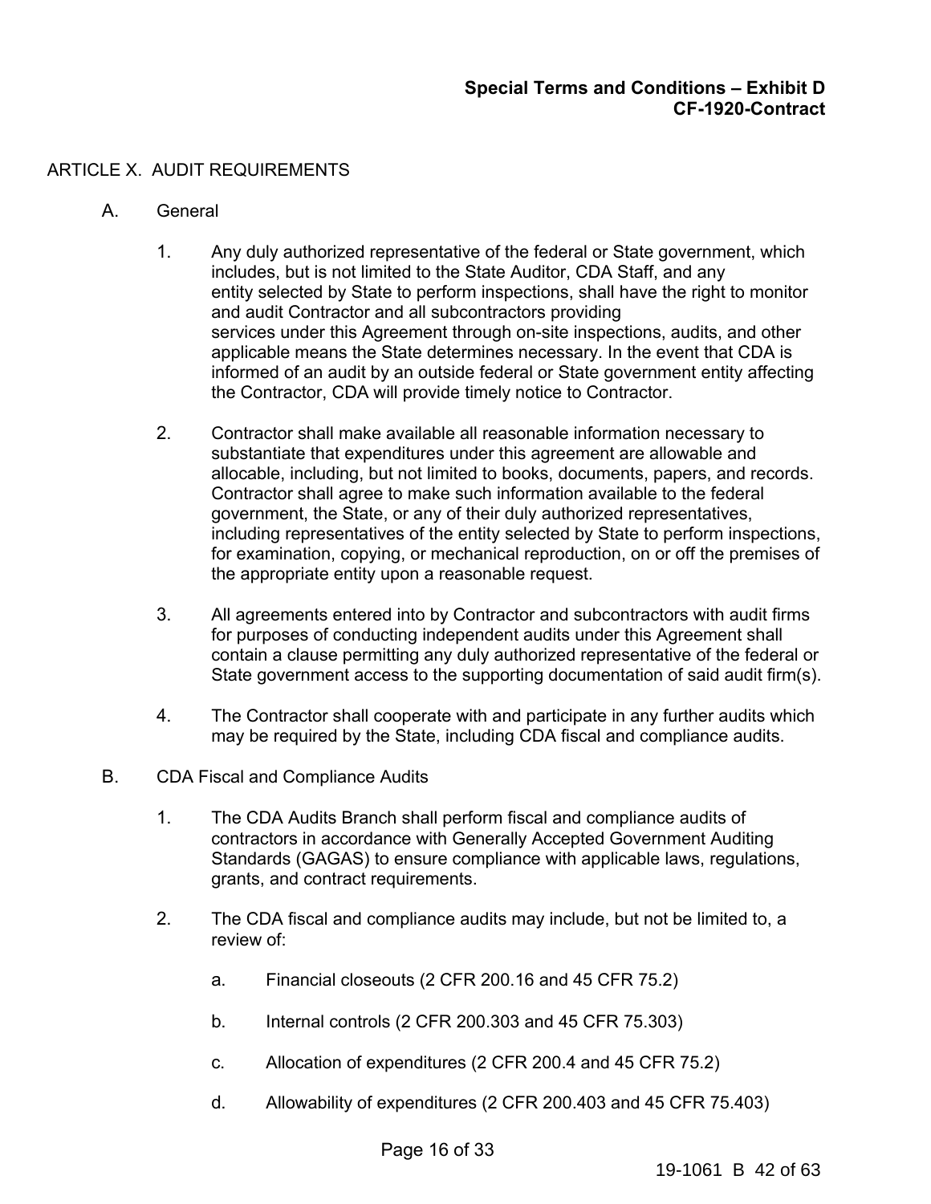ARTICLE X. AUDIT REQUIREMENTS

A. General

1. Any duly authorized representative of the federal or State government, which includes, but is not limited to the State Auditor, CDA Staff, and any entity selected by State to perform inspections, shall have the right to monitor and audit Contractor and all subcontractors providing services under this Agreement through on-site inspections, audits, and other applicable means the State determines necessary. In the event that CDA is informed of an audit by an outside federal or State government entity affecting the Contractor, CDA will provide timely notice to Contractor.

2. Contractor shall make available all reasonable information necessary to substantiate that expenditures under this agreement are allowable and allocable, including, but not limited to books, documents, papers, and records. Contractor shall agree to make such information available to the federal government, the State, or any of their duly authorized representatives, including representatives of the entity selected by State to perform inspections, for examination, copying, or mechanical reproduction, on or off the premises of the appropriate entity upon a reasonable request.

3. All agreements entered into by Contractor and subcontractors with audit firms for purposes of conducting independent audits under this Agreement shall contain a clause permitting any duly authorized representative of the federal or State government access to the supporting documentation of said audit firm(s).

4. The Contractor shall cooperate with and participate in any further audits which may be required by the State, including CDA fiscal and compliance audits.

B. CDA Fiscal and Compliance Audits

1. The CDA Audits Branch shall perform fiscal and compliance audits of contractors in accordance with Generally Accepted Government Auditing Standards (GAGAS) to ensure compliance with applicable laws, regulations, grants, and contract requirements.

2. The CDA fiscal and compliance audits may include, but not be limited to, a review of:

   a. Financial closeouts (2 CFR 200.16 and 45 CFR 75.2)

   b. Internal controls (2 CFR 200.303 and 45 CFR 75.303)

   c. Allocation of expenditures (2 CFR 200.4 and 45 CFR 75.2)

   d. Allowability of expenditures (2 CFR 200.403 and 45 CFR 75.403)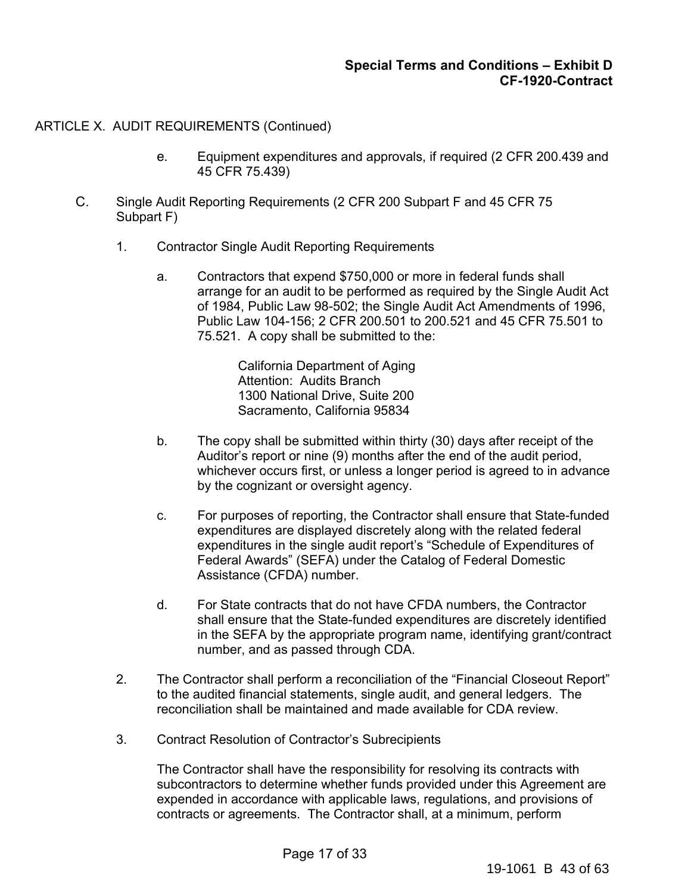ARTICLE X. AUDIT REQUIREMENTS (Continued)

e. Equipment expenditures and approvals, if required (2 CFR 200.439 and 45 CFR 75.439)

C. Single Audit Reporting Requirements (2 CFR 200 Subpart F and 45 CFR 75 Subpart F)

1. Contractor Single Audit Reporting Requirements

a. Contractors that expend $750,000 or more in federal funds shall arrange for an audit to be performed as required by the Single Audit Act of 1984, Public Law 98-502; the Single Audit Act Amendments of 1996, Public Law 104-156; 2 CFR 200.501 to 200.521 and 45 CFR 75.501 to 75.521. A copy shall be submitted to the:

California Department of Aging
Attention: Audits Branch
1300 National Drive, Suite 200
Sacramento, California 95834

b. The copy shall be submitted within thirty (30) days after receipt of the Auditor's report or nine (9) months after the end of the audit period, whichever occurs first, or unless a longer period is agreed to in advance by the cognizant or oversight agency.

c. For purposes of reporting, the Contractor shall ensure that State-funded expenditures are displayed discretely along with the related federal expenditures in the single audit report's "Schedule of Expenditures of Federal Awards" (SEFA) under the Catalog of Federal Domestic Assistance (CFDA) number.

d. For State contracts that do not have CFDA numbers, the Contractor shall ensure that the State-funded expenditures are discretely identified in the SEFA by the appropriate program name, identifying grant/contract number, and as passed through CDA.

2. The Contractor shall perform a reconciliation of the "Financial Closeout Report" to the audited financial statements, single audit, and general ledgers. The reconciliation shall be maintained and made available for CDA review.

3. Contract Resolution of Contractor's Subrecipients

The Contractor shall have the responsibility for resolving its contracts with subcontractors to determine whether funds provided under this Agreement are expended in accordance with applicable laws, regulations, and provisions of contracts or agreements. The Contractor shall, at a minimum, perform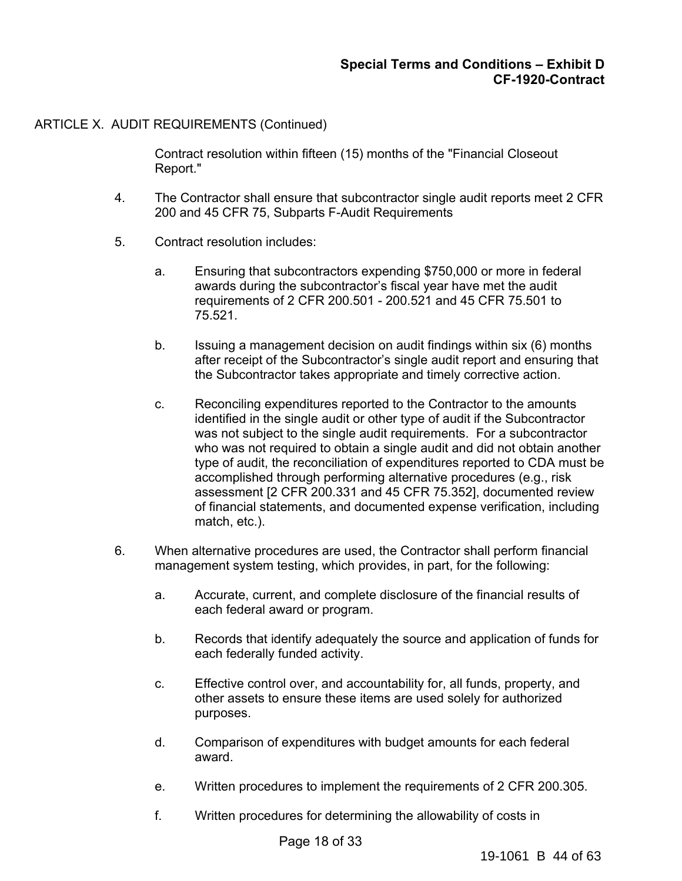ARTICLE X. AUDIT REQUIREMENTS (Continued)

Contract resolution within fifteen (15) months of the "Financial Closeout Report."

4. The Contractor shall ensure that subcontractor single audit reports meet 2 CFR 200 and 45 CFR 75, Subparts F-Audit Requirements

5. Contract resolution includes:

   a. Ensuring that subcontractors expending $750,000 or more in federal awards during the subcontractor's fiscal year have met the audit requirements of 2 CFR 200.501 - 200.521 and 45 CFR 75.501 to 75.521.

   b. Issuing a management decision on audit findings within six (6) months after receipt of the Subcontractor's single audit report and ensuring that the Subcontractor takes appropriate and timely corrective action.

   c. Reconciling expenditures reported to the Contractor to the amounts identified in the single audit or other type of audit if the Subcontractor was not subject to the single audit requirements. For a subcontractor who was not required to obtain a single audit and did not obtain another type of audit, the reconciliation of expenditures reported to CDA must be accomplished through performing alternative procedures (e.g., risk assessment [2 CFR 200.331 and 45 CFR 75.352], documented review of financial statements, and documented expense verification, including match, etc.).

6. When alternative procedures are used, the Contractor shall perform financial management system testing, which provides, in part, for the following:

   a. Accurate, current, and complete disclosure of the financial results of each federal award or program.

   b. Records that identify adequately the source and application of funds for each federally funded activity.

   c. Effective control over, and accountability for, all funds, property, and other assets to ensure these items are used solely for authorized purposes.

   d. Comparison of expenditures with budget amounts for each federal award.

   e. Written procedures to implement the requirements of 2 CFR 200.305.

   f. Written procedures for determining the allowability of costs in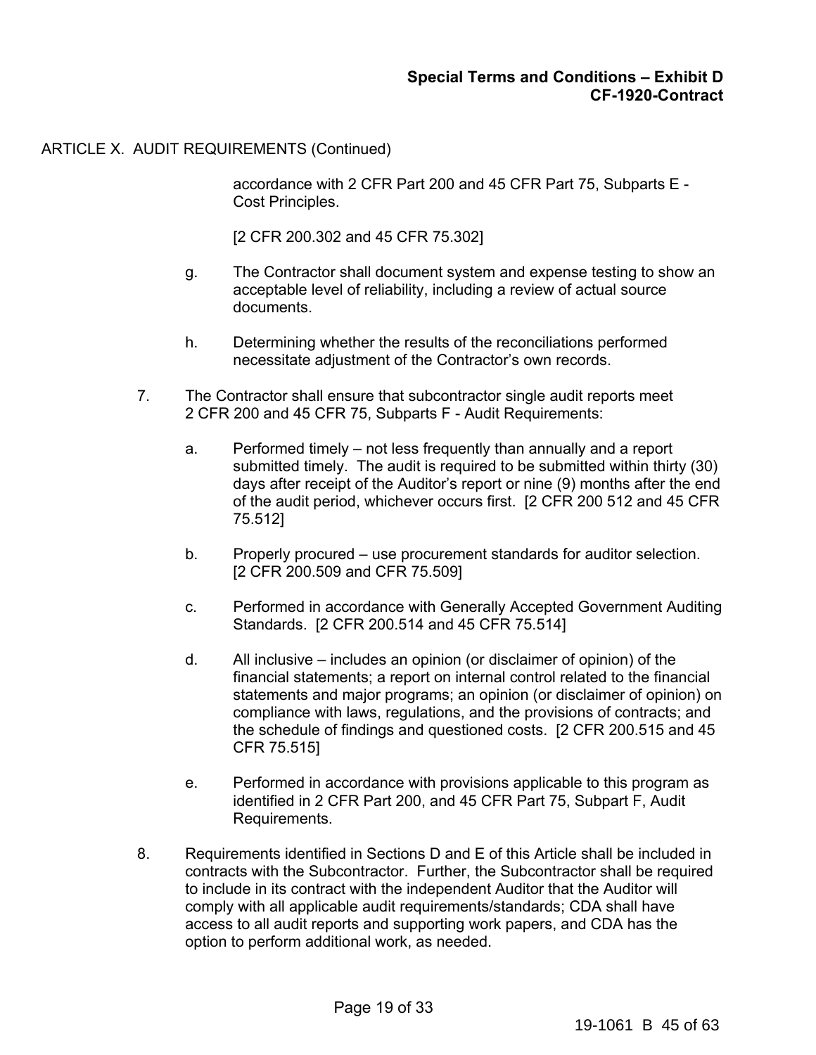ARTICLE X. AUDIT REQUIREMENTS (Continued)

accordance with 2 CFR Part 200 and 45 CFR Part 75, Subparts E - Cost Principles.

[2 CFR 200.302 and 45 CFR 75.302]

g. The Contractor shall document system and expense testing to show an acceptable level of reliability, including a review of actual source documents.

h. Determining whether the results of the reconciliations performed necessitate adjustment of the Contractor's own records.

7. The Contractor shall ensure that subcontractor single audit reports meet 2 CFR 200 and 45 CFR 75, Subparts F - Audit Requirements:

   a. Performed timely – not less frequently than annually and a report submitted timely. The audit is required to be submitted within thirty (30) days after receipt of the Auditor's report or nine (9) months after the end of the audit period, whichever occurs first. [2 CFR 200 512 and 45 CFR 75.512]

   b. Properly procured – use procurement standards for auditor selection. [2 CFR 200.509 and CFR 75.509]

   c. Performed in accordance with Generally Accepted Government Auditing Standards. [2 CFR 200.514 and 45 CFR 75.514]

   d. All inclusive – includes an opinion (or disclaimer of opinion) of the financial statements; a report on internal control related to the financial statements and major programs; an opinion (or disclaimer of opinion) on compliance with laws, regulations, and the provisions of contracts; and the schedule of findings and questioned costs. [2 CFR 200.515 and 45 CFR 75.515]

   e. Performed in accordance with provisions applicable to this program as identified in 2 CFR Part 200, and 45 CFR Part 75, Subpart F, Audit Requirements.

8. Requirements identified in Sections D and E of this Article shall be included in contracts with the Subcontractor. Further, the Subcontractor shall be required to include in its contract with the independent Auditor that the Auditor will comply with all applicable audit requirements/standards; CDA shall have access to all audit reports and supporting work papers, and CDA has the option to perform additional work, as needed.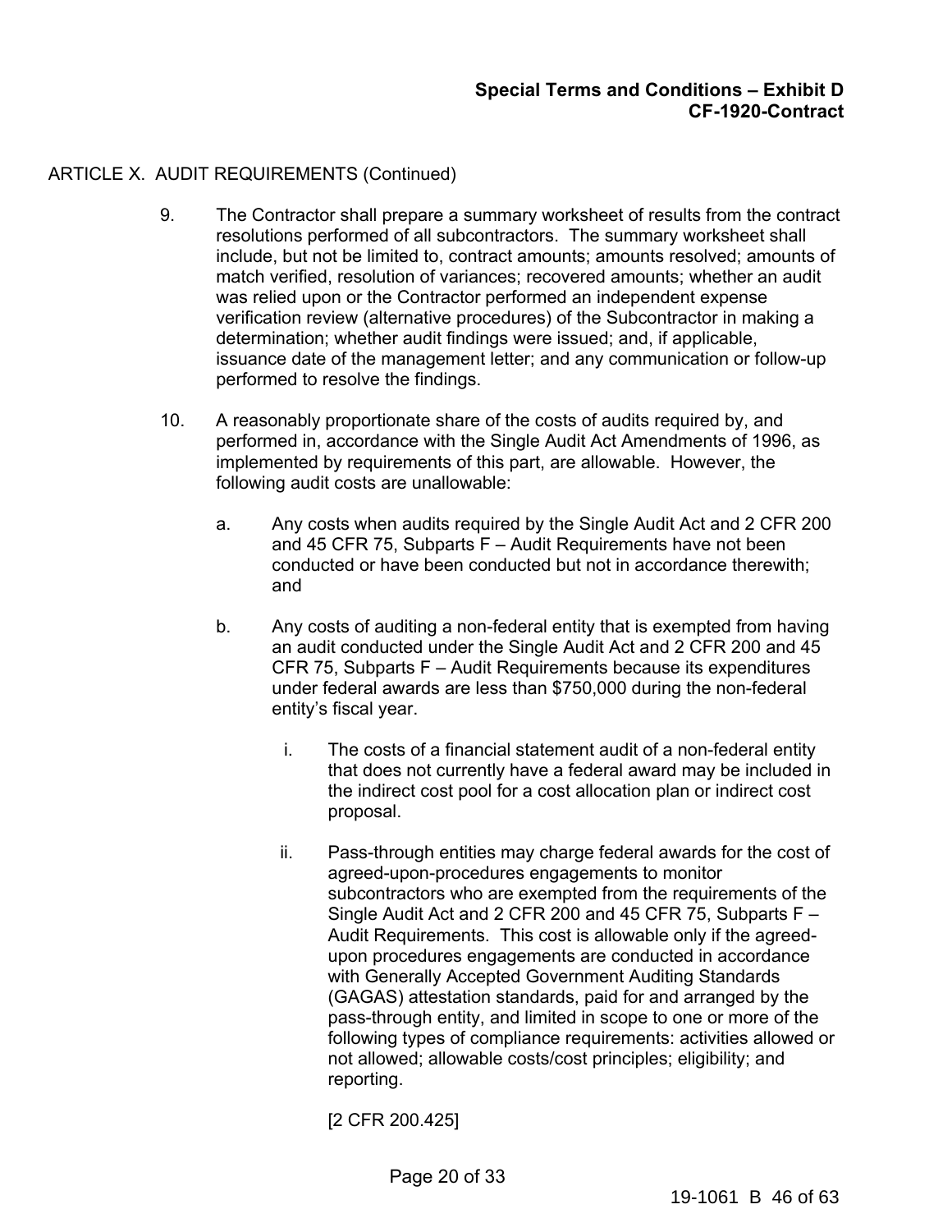ARTICLE X. AUDIT REQUIREMENTS (Continued)

9. The Contractor shall prepare a summary worksheet of results from the contract resolutions performed of all subcontractors. The summary worksheet shall include, but not be limited to, contract amounts; amounts resolved; amounts of match verified, resolution of variances; recovered amounts; whether an audit was relied upon or the Contractor performed an independent expense verification review (alternative procedures) of the Subcontractor in making a determination; whether audit findings were issued; and, if applicable, issuance date of the management letter; and any communication or follow-up performed to resolve the findings.

10. A reasonably proportionate share of the costs of audits required by, and performed in, accordance with the Single Audit Act Amendments of 1996, as implemented by requirements of this part, are allowable. However, the following audit costs are unallowable:

    a. Any costs when audits required by the Single Audit Act and 2 CFR 200 and 45 CFR 75, Subparts F – Audit Requirements have not been conducted or have been conducted but not in accordance therewith; and

    b. Any costs of auditing a non-federal entity that is exempted from having an audit conducted under the Single Audit Act and 2 CFR 200 and 45 CFR 75, Subparts F – Audit Requirements because its expenditures under federal awards are less than $750,000 during the non-federal entity's fiscal year.

        i. The costs of a financial statement audit of a non-federal entity that does not currently have a federal award may be included in the indirect cost pool for a cost allocation plan or indirect cost proposal.

        ii. Pass-through entities may charge federal awards for the cost of agreed-upon-procedures engagements to monitor subcontractors who are exempted from the requirements of the Single Audit Act and 2 CFR 200 and 45 CFR 75, Subparts F – Audit Requirements. This cost is allowable only if the agreed-upon procedures engagements are conducted in accordance with Generally Accepted Government Auditing Standards (GAGAS) attestation standards, paid for and arranged by the pass-through entity, and limited in scope to one or more of the following types of compliance requirements: activities allowed or not allowed; allowable costs/cost principles; eligibility; and reporting.

        [2 CFR 200.425]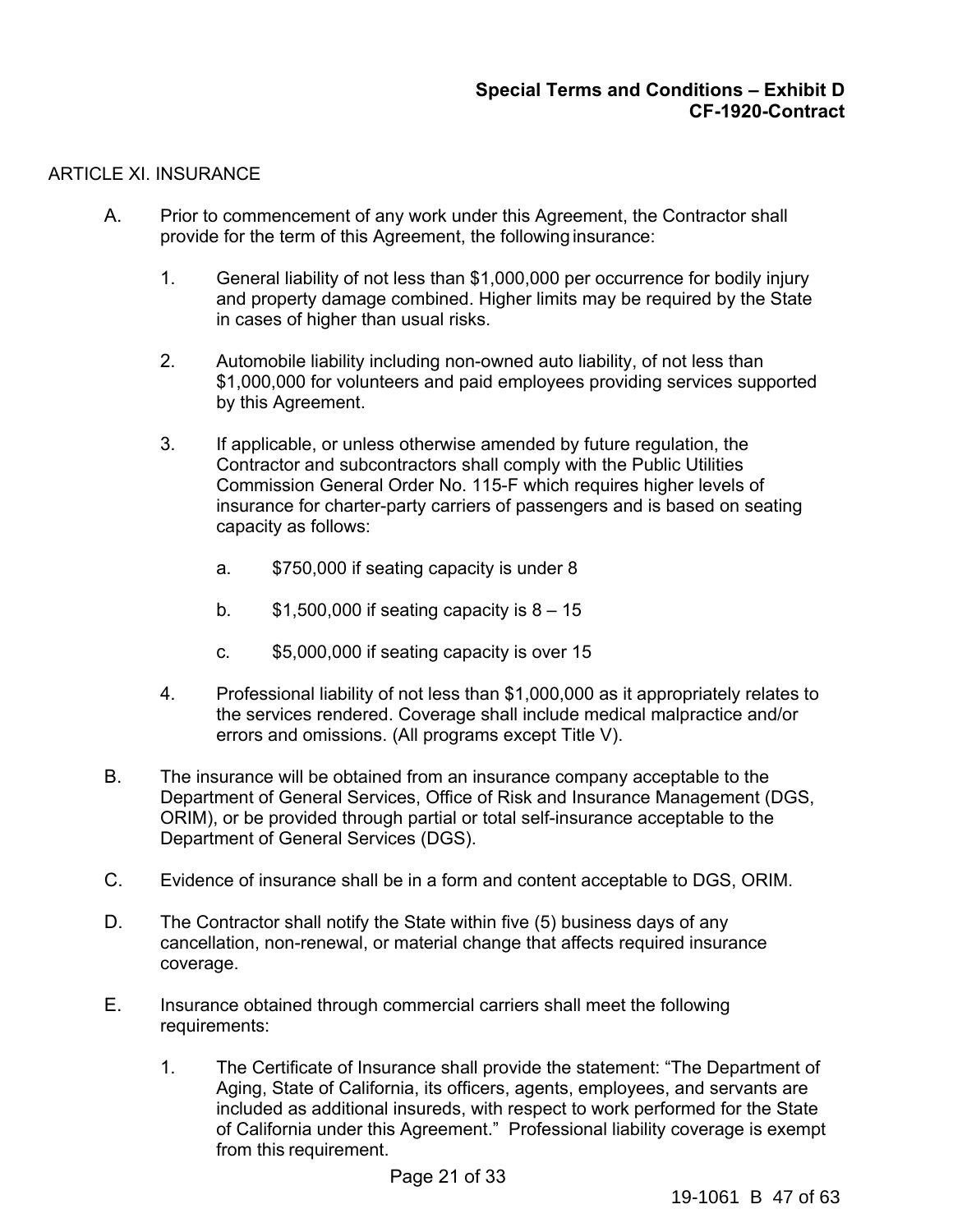ARTICLE XI. INSURANCE

A. Prior to commencement of any work under this Agreement, the Contractor shall provide for the term of this Agreement, the following insurance:

   1. General liability of not less than $1,000,000 per occurrence for bodily injury and property damage combined. Higher limits may be required by the State in cases of higher than usual risks.

   2. Automobile liability including non-owned auto liability, of not less than $1,000,000 for volunteers and paid employees providing services supported by this Agreement.

   3. If applicable, or unless otherwise amended by future regulation, the Contractor and subcontractors shall comply with the Public Utilities Commission General Order No. 115-F which requires higher levels of insurance for charter-party carriers of passengers and is based on seating capacity as follows:

      a. $750,000 if seating capacity is under 8

      b. $1,500,000 if seating capacity is 8 – 15

      c. $5,000,000 if seating capacity is over 15

   4. Professional liability of not less than $1,000,000 as it appropriately relates to the services rendered. Coverage shall include medical malpractice and/or errors and omissions. (All programs except Title V).

B. The insurance will be obtained from an insurance company acceptable to the Department of General Services, Office of Risk and Insurance Management (DGS, ORIM), or be provided through partial or total self-insurance acceptable to the Department of General Services (DGS).

C. Evidence of insurance shall be in a form and content acceptable to DGS, ORIM.

D. The Contractor shall notify the State within five (5) business days of any cancellation, non-renewal, or material change that affects required insurance coverage.

E. Insurance obtained through commercial carriers shall meet the following requirements:

   1. The Certificate of Insurance shall provide the statement: "The Department of Aging, State of California, its officers, agents, employees, and servants are included as additional insureds, with respect to work performed for the State of California under this Agreement." Professional liability coverage is exempt from this requirement.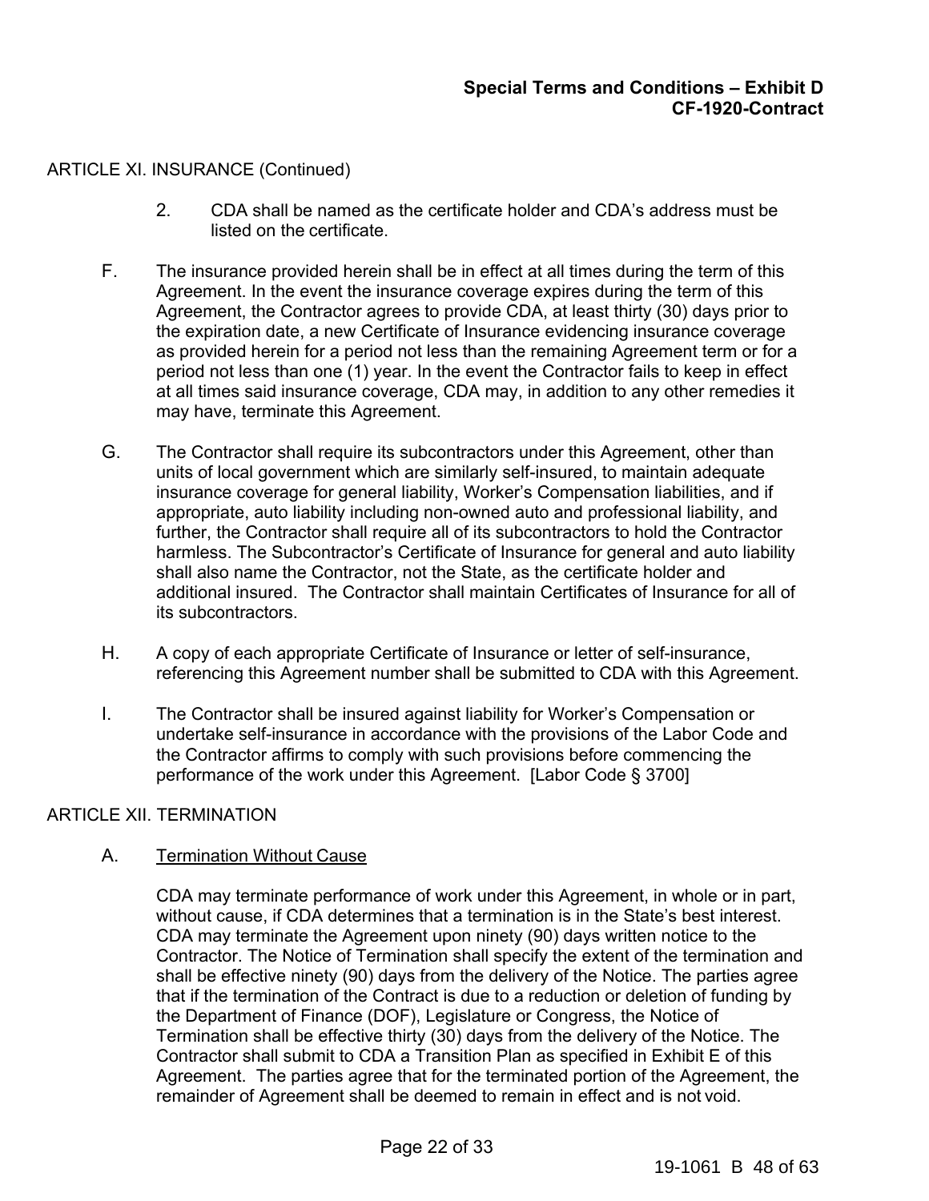ARTICLE XI. INSURANCE (Continued)

2. CDA shall be named as the certificate holder and CDA's address must be listed on the certificate.

F. The insurance provided herein shall be in effect at all times during the term of this Agreement. In the event the insurance coverage expires during the term of this Agreement, the Contractor agrees to provide CDA, at least thirty (30) days prior to the expiration date, a new Certificate of Insurance evidencing insurance coverage as provided herein for a period not less than the remaining Agreement term or for a period not less than one (1) year. In the event the Contractor fails to keep in effect at all times said insurance coverage, CDA may, in addition to any other remedies it may have, terminate this Agreement.

G. The Contractor shall require its subcontractors under this Agreement, other than units of local government which are similarly self-insured, to maintain adequate insurance coverage for general liability, Worker's Compensation liabilities, and if appropriate, auto liability including non-owned auto and professional liability, and further, the Contractor shall require all of its subcontractors to hold the Contractor harmless. The Subcontractor's Certificate of Insurance for general and auto liability shall also name the Contractor, not the State, as the certificate holder and additional insured. The Contractor shall maintain Certificates of Insurance for all of its subcontractors.

H. A copy of each appropriate Certificate of Insurance or letter of self-insurance, referencing this Agreement number shall be submitted to CDA with this Agreement.

I. The Contractor shall be insured against liability for Worker's Compensation or undertake self-insurance in accordance with the provisions of the Labor Code and the Contractor affirms to comply with such provisions before commencing the performance of the work under this Agreement. [Labor Code § 3700]

ARTICLE XII. TERMINATION

A. <u>Termination Without Cause</u>

CDA may terminate performance of work under this Agreement, in whole or in part, without cause, if CDA determines that a termination is in the State's best interest. CDA may terminate the Agreement upon ninety (90) days written notice to the Contractor. The Notice of Termination shall specify the extent of the termination and shall be effective ninety (90) days from the delivery of the Notice. The parties agree that if the termination of the Contract is due to a reduction or deletion of funding by the Department of Finance (DOF), Legislature or Congress, the Notice of Termination shall be effective thirty (30) days from the delivery of the Notice. The Contractor shall submit to CDA a Transition Plan as specified in Exhibit E of this Agreement. The parties agree that for the terminated portion of the Agreement, the remainder of Agreement shall be deemed to remain in effect and is not void.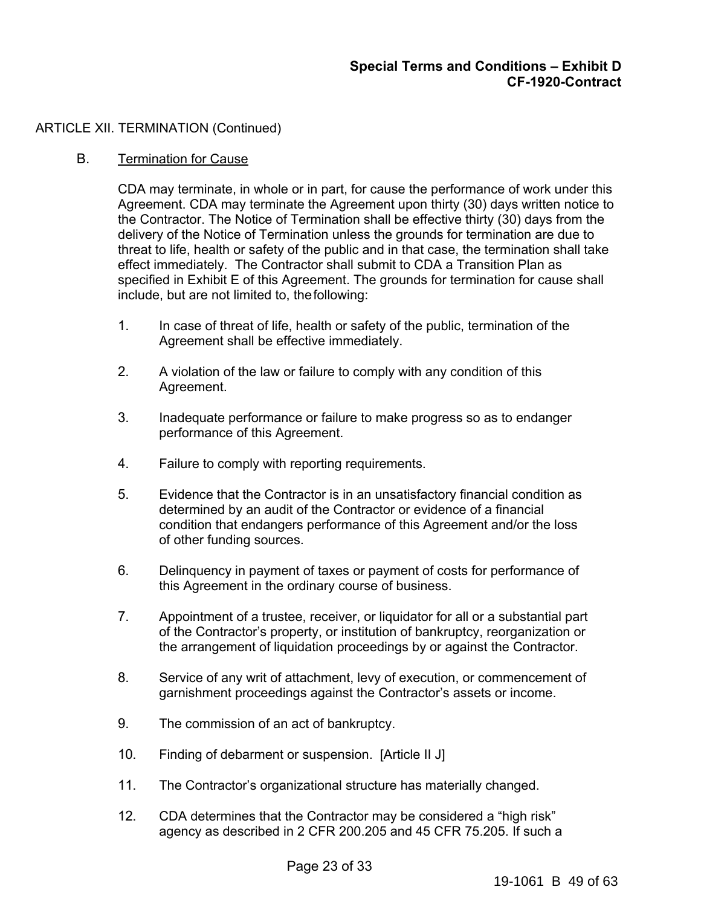ARTICLE XII. TERMINATION (Continued)

B. Termination for Cause

CDA may terminate, in whole or in part, for cause the performance of work under this Agreement. CDA may terminate the Agreement upon thirty (30) days written notice to the Contractor. The Notice of Termination shall be effective thirty (30) days from the delivery of the Notice of Termination unless the grounds for termination are due to threat to life, health or safety of the public and in that case, the termination shall take effect immediately. The Contractor shall submit to CDA a Transition Plan as specified in Exhibit E of this Agreement. The grounds for termination for cause shall include, but are not limited to, the following:

1. In case of threat of life, health or safety of the public, termination of the Agreement shall be effective immediately.

2. A violation of the law or failure to comply with any condition of this Agreement.

3. Inadequate performance or failure to make progress so as to endanger performance of this Agreement.

4. Failure to comply with reporting requirements.

5. Evidence that the Contractor is in an unsatisfactory financial condition as determined by an audit of the Contractor or evidence of a financial condition that endangers performance of this Agreement and/or the loss of other funding sources.

6. Delinquency in payment of taxes or payment of costs for performance of this Agreement in the ordinary course of business.

7. Appointment of a trustee, receiver, or liquidator for all or a substantial part of the Contractor's property, or institution of bankruptcy, reorganization or the arrangement of liquidation proceedings by or against the Contractor.

8. Service of any writ of attachment, levy of execution, or commencement of garnishment proceedings against the Contractor's assets or income.

9. The commission of an act of bankruptcy.

10. Finding of debarment or suspension. [Article II J]

11. The Contractor's organizational structure has materially changed.

12. CDA determines that the Contractor may be considered a "high risk" agency as described in 2 CFR 200.205 and 45 CFR 75.205. If such a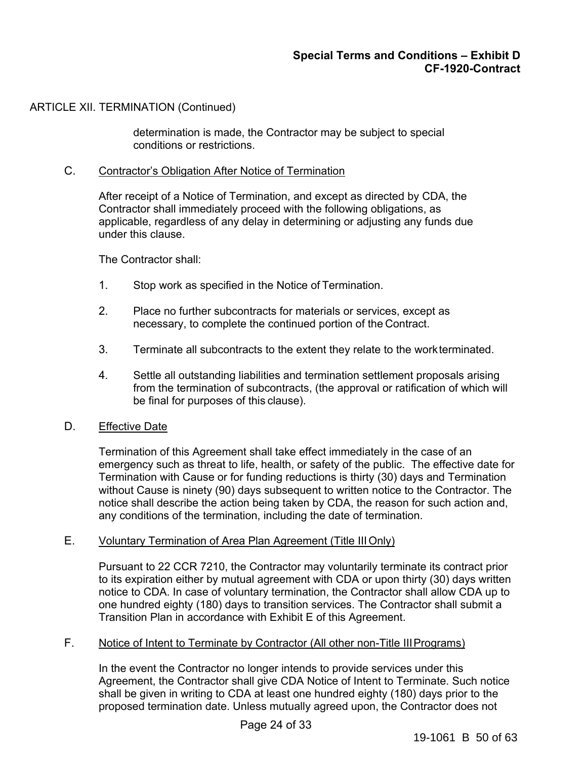ARTICLE XII. TERMINATION (Continued)

determination is made, the Contractor may be subject to special conditions or restrictions.

C. <u>Contractor's Obligation After Notice of Termination</u>

After receipt of a Notice of Termination, and except as directed by CDA, the Contractor shall immediately proceed with the following obligations, as applicable, regardless of any delay in determining or adjusting any funds due under this clause.

The Contractor shall:

1. Stop work as specified in the Notice of Termination.

2. Place no further subcontracts for materials or services, except as necessary, to complete the continued portion of the Contract.

3. Terminate all subcontracts to the extent they relate to the work terminated.

4. Settle all outstanding liabilities and termination settlement proposals arising from the termination of subcontracts, (the approval or ratification of which will be final for purposes of this clause).

D. <u>Effective Date</u>

Termination of this Agreement shall take effect immediately in the case of an emergency such as threat to life, health, or safety of the public. The effective date for Termination with Cause or for funding reductions is thirty (30) days and Termination without Cause is ninety (90) days subsequent to written notice to the Contractor. The notice shall describe the action being taken by CDA, the reason for such action and, any conditions of the termination, including the date of termination.

E. <u>Voluntary Termination of Area Plan Agreement (Title III Only)</u>

Pursuant to 22 CCR 7210, the Contractor may voluntarily terminate its contract prior to its expiration either by mutual agreement with CDA or upon thirty (30) days written notice to CDA. In case of voluntary termination, the Contractor shall allow CDA up to one hundred eighty (180) days to transition services. The Contractor shall submit a Transition Plan in accordance with Exhibit E of this Agreement.

F. <u>Notice of Intent to Terminate by Contractor (All other non-Title III Programs)</u>

In the event the Contractor no longer intends to provide services under this Agreement, the Contractor shall give CDA Notice of Intent to Terminate. Such notice shall be given in writing to CDA at least one hundred eighty (180) days prior to the proposed termination date. Unless mutually agreed upon, the Contractor does not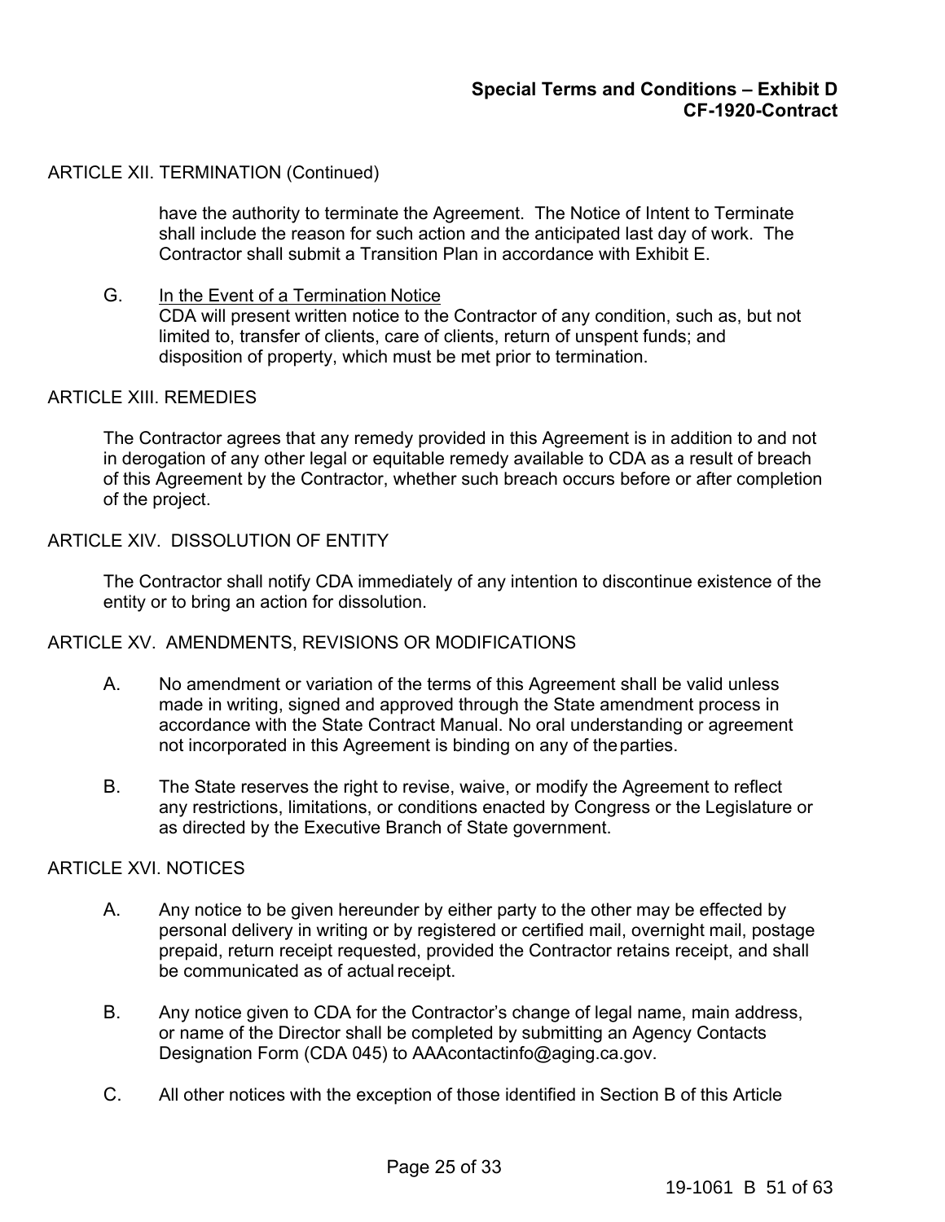ARTICLE XII. TERMINATION (Continued)

have the authority to terminate the Agreement. The Notice of Intent to Terminate shall include the reason for such action and the anticipated last day of work. The Contractor shall submit a Transition Plan in accordance with Exhibit E.

G. In the Event of a Termination Notice
CDA will present written notice to the Contractor of any condition, such as, but not limited to, transfer of clients, care of clients, return of unspent funds; and disposition of property, which must be met prior to termination.

ARTICLE XIII. REMEDIES

The Contractor agrees that any remedy provided in this Agreement is in addition to and not in derogation of any other legal or equitable remedy available to CDA as a result of breach of this Agreement by the Contractor, whether such breach occurs before or after completion of the project.

ARTICLE XIV. DISSOLUTION OF ENTITY

The Contractor shall notify CDA immediately of any intention to discontinue existence of the entity or to bring an action for dissolution.

ARTICLE XV. AMENDMENTS, REVISIONS OR MODIFICATIONS

A. No amendment or variation of the terms of this Agreement shall be valid unless made in writing, signed and approved through the State amendment process in accordance with the State Contract Manual. No oral understanding or agreement not incorporated in this Agreement is binding on any of the parties.

B. The State reserves the right to revise, waive, or modify the Agreement to reflect any restrictions, limitations, or conditions enacted by Congress or the Legislature or as directed by the Executive Branch of State government.

ARTICLE XVI. NOTICES

A. Any notice to be given hereunder by either party to the other may be effected by personal delivery in writing or by registered or certified mail, overnight mail, postage prepaid, return receipt requested, provided the Contractor retains receipt, and shall be communicated as of actual receipt.

B. Any notice given to CDA for the Contractor's change of legal name, main address, or name of the Director shall be completed by submitting an Agency Contacts Designation Form (CDA 045) to AAAcontactinfo@aging.ca.gov.

C. All other notices with the exception of those identified in Section B of this Article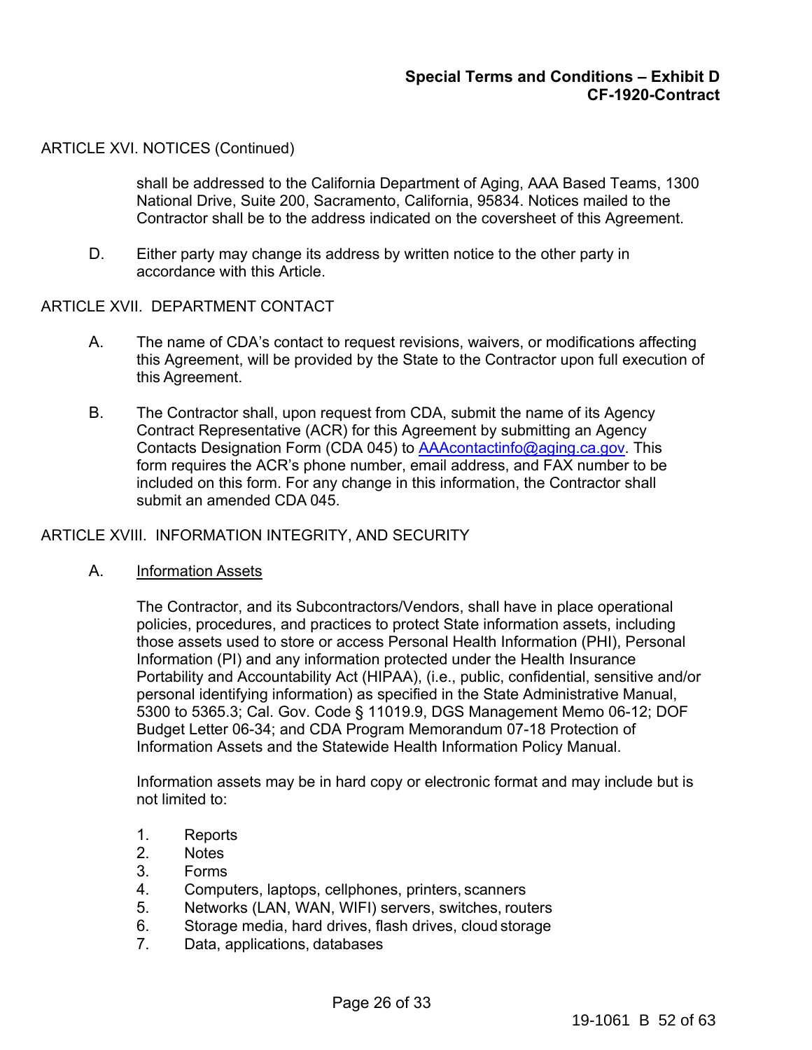ARTICLE XVI. NOTICES (Continued)

shall be addressed to the California Department of Aging, AAA Based Teams, 1300 National Drive, Suite 200, Sacramento, California, 95834. Notices mailed to the Contractor shall be to the address indicated on the coversheet of this Agreement.

D. Either party may change its address by written notice to the other party in accordance with this Article.

ARTICLE XVII. DEPARTMENT CONTACT

A. The name of CDA's contact to request revisions, waivers, or modifications affecting this Agreement, will be provided by the State to the Contractor upon full execution of this Agreement.

B. The Contractor shall, upon request from CDA, submit the name of its Agency Contract Representative (ACR) for this Agreement by submitting an Agency Contacts Designation Form (CDA 045) to AAAcontactinfo@aging.ca.gov. This form requires the ACR's phone number, email address, and FAX number to be included on this form. For any change in this information, the Contractor shall submit an amended CDA 045.

ARTICLE XVIII. INFORMATION INTEGRITY, AND SECURITY

A. <u>Information Assets</u>

The Contractor, and its Subcontractors/Vendors, shall have in place operational policies, procedures, and practices to protect State information assets, including those assets used to store or access Personal Health Information (PHI), Personal Information (PI) and any information protected under the Health Insurance Portability and Accountability Act (HIPAA), (i.e., public, confidential, sensitive and/or personal identifying information) as specified in the State Administrative Manual, 5300 to 5365.3; Cal. Gov. Code § 11019.9, DGS Management Memo 06-12; DOF Budget Letter 06-34; and CDA Program Memorandum 07-18 Protection of Information Assets and the Statewide Health Information Policy Manual.

Information assets may be in hard copy or electronic format and may include but is not limited to:

1. Reports
2. Notes
3. Forms
4. Computers, laptops, cellphones, printers, scanners
5. Networks (LAN, WAN, WIFI) servers, switches, routers
6. Storage media, hard drives, flash drives, cloud storage
7. Data, applications, databases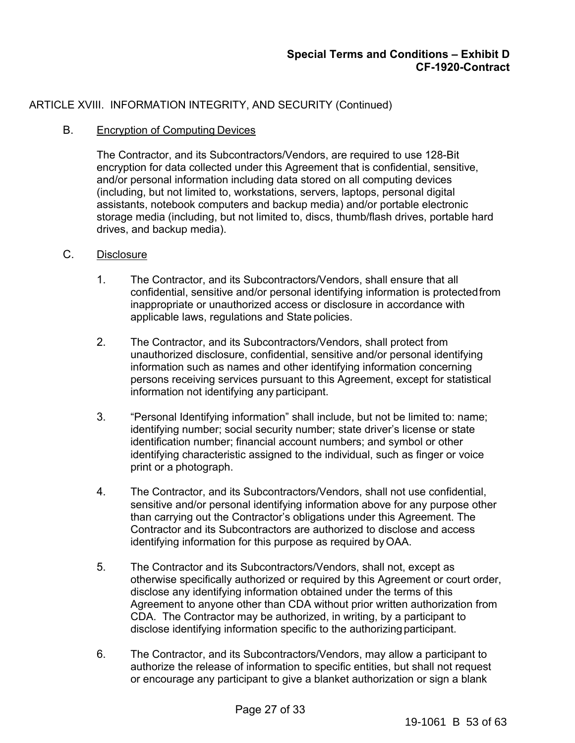ARTICLE XVIII. INFORMATION INTEGRITY, AND SECURITY (Continued)

B. Encryption of Computing Devices

The Contractor, and its Subcontractors/Vendors, are required to use 128-Bit encryption for data collected under this Agreement that is confidential, sensitive, and/or personal information including data stored on all computing devices (including, but not limited to, workstations, servers, laptops, personal digital assistants, notebook computers and backup media) and/or portable electronic storage media (including, but not limited to, discs, thumb/flash drives, portable hard drives, and backup media).

C. Disclosure

1. The Contractor, and its Subcontractors/Vendors, shall ensure that all confidential, sensitive and/or personal identifying information is protected from inappropriate or unauthorized access or disclosure in accordance with applicable laws, regulations and State policies.

2. The Contractor, and its Subcontractors/Vendors, shall protect from unauthorized disclosure, confidential, sensitive and/or personal identifying information such as names and other identifying information concerning persons receiving services pursuant to this Agreement, except for statistical information not identifying any participant.

3. "Personal Identifying information" shall include, but not be limited to: name; identifying number; social security number; state driver's license or state identification number; financial account numbers; and symbol or other identifying characteristic assigned to the individual, such as finger or voice print or a photograph.

4. The Contractor, and its Subcontractors/Vendors, shall not use confidential, sensitive and/or personal identifying information above for any purpose other than carrying out the Contractor's obligations under this Agreement. The Contractor and its Subcontractors are authorized to disclose and access identifying information for this purpose as required by OAA.

5. The Contractor and its Subcontractors/Vendors, shall not, except as otherwise specifically authorized or required by this Agreement or court order, disclose any identifying information obtained under the terms of this Agreement to anyone other than CDA without prior written authorization from CDA. The Contractor may be authorized, in writing, by a participant to disclose identifying information specific to the authorizing participant.

6. The Contractor, and its Subcontractors/Vendors, may allow a participant to authorize the release of information to specific entities, but shall not request or encourage any participant to give a blanket authorization or sign a blank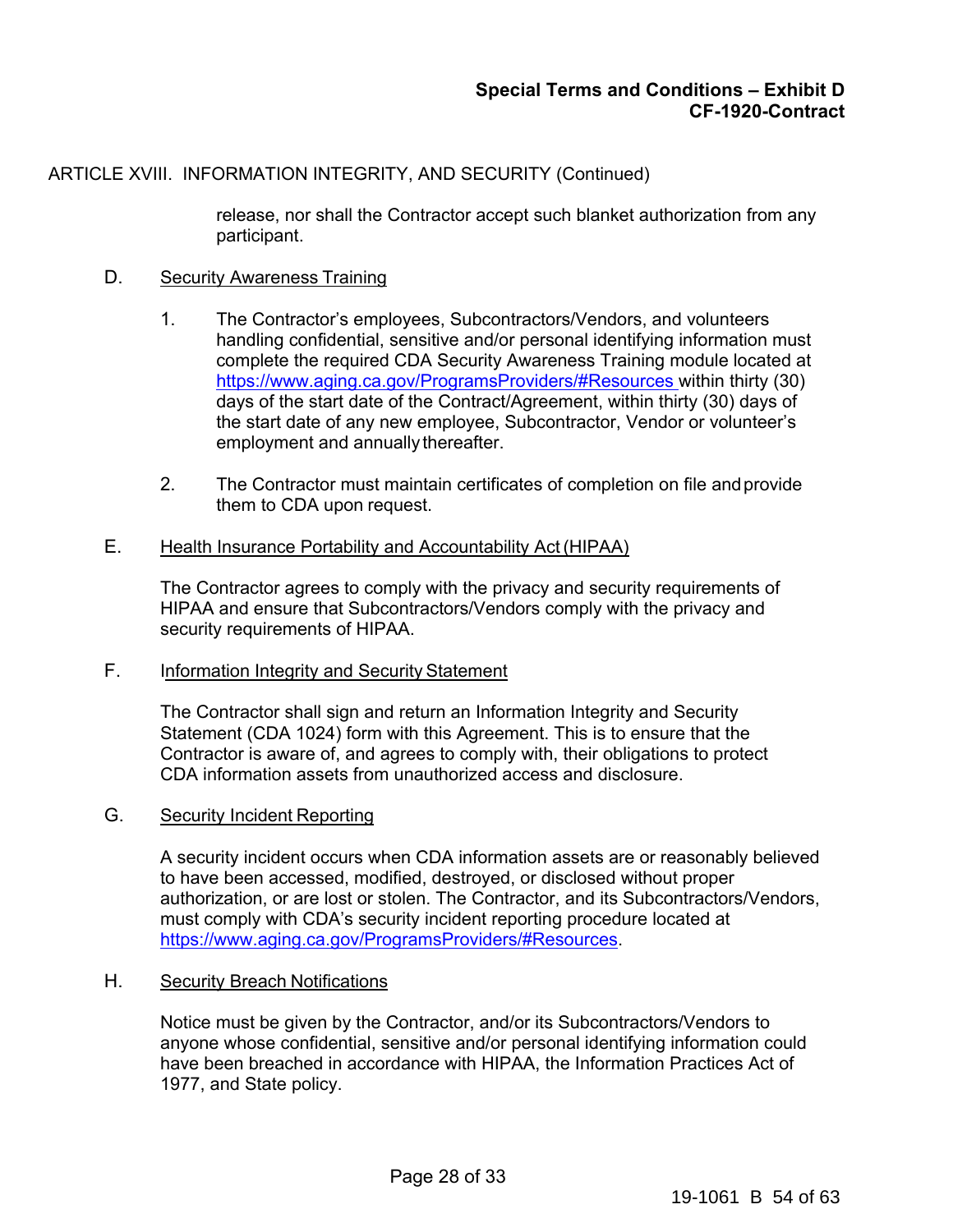ARTICLE XVIII. INFORMATION INTEGRITY, AND SECURITY (Continued)

release, nor shall the Contractor accept such blanket authorization from any participant.

D. Security Awareness Training

1. The Contractor's employees, Subcontractors/Vendors, and volunteers handling confidential, sensitive and/or personal identifying information must complete the required CDA Security Awareness Training module located at https://www.aging.ca.gov/ProgramsProviders/#Resources within thirty (30) days of the start date of the Contract/Agreement, within thirty (30) days of the start date of any new employee, Subcontractor, Vendor or volunteer's employment and annually thereafter.

2. The Contractor must maintain certificates of completion on file and provide them to CDA upon request.

E. Health Insurance Portability and Accountability Act (HIPAA)

The Contractor agrees to comply with the privacy and security requirements of HIPAA and ensure that Subcontractors/Vendors comply with the privacy and security requirements of HIPAA.

F. Information Integrity and Security Statement

The Contractor shall sign and return an Information Integrity and Security Statement (CDA 1024) form with this Agreement. This is to ensure that the Contractor is aware of, and agrees to comply with, their obligations to protect CDA information assets from unauthorized access and disclosure.

G. Security Incident Reporting

A security incident occurs when CDA information assets are or reasonably believed to have been accessed, modified, destroyed, or disclosed without proper authorization, or are lost or stolen. The Contractor, and its Subcontractors/Vendors, must comply with CDA's security incident reporting procedure located at https://www.aging.ca.gov/ProgramsProviders/#Resources.

H. Security Breach Notifications

Notice must be given by the Contractor, and/or its Subcontractors/Vendors to anyone whose confidential, sensitive and/or personal identifying information could have been breached in accordance with HIPAA, the Information Practices Act of 1977, and State policy.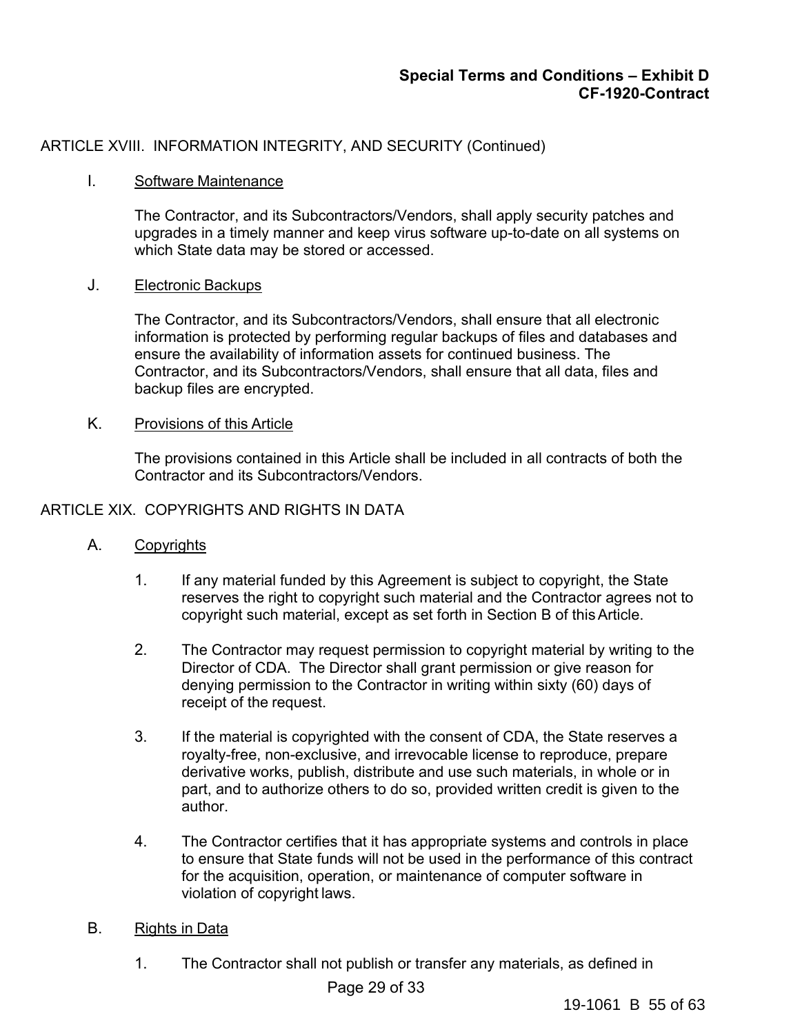ARTICLE XVIII. INFORMATION INTEGRITY, AND SECURITY (Continued)

I. Software Maintenance

The Contractor, and its Subcontractors/Vendors, shall apply security patches and upgrades in a timely manner and keep virus software up-to-date on all systems on which State data may be stored or accessed.

J. Electronic Backups

The Contractor, and its Subcontractors/Vendors, shall ensure that all electronic information is protected by performing regular backups of files and databases and ensure the availability of information assets for continued business. The Contractor, and its Subcontractors/Vendors, shall ensure that all data, files and backup files are encrypted.

K. Provisions of this Article

The provisions contained in this Article shall be included in all contracts of both the Contractor and its Subcontractors/Vendors.

ARTICLE XIX. COPYRIGHTS AND RIGHTS IN DATA

A. Copyrights

1. If any material funded by this Agreement is subject to copyright, the State reserves the right to copyright such material and the Contractor agrees not to copyright such material, except as set forth in Section B of this Article.

2. The Contractor may request permission to copyright material by writing to the Director of CDA. The Director shall grant permission or give reason for denying permission to the Contractor in writing within sixty (60) days of receipt of the request.

3. If the material is copyrighted with the consent of CDA, the State reserves a royalty-free, non-exclusive, and irrevocable license to reproduce, prepare derivative works, publish, distribute and use such materials, in whole or in part, and to authorize others to do so, provided written credit is given to the author.

4. The Contractor certifies that it has appropriate systems and controls in place to ensure that State funds will not be used in the performance of this contract for the acquisition, operation, or maintenance of computer software in violation of copyright laws.

B. Rights in Data

1. The Contractor shall not publish or transfer any materials, as defined in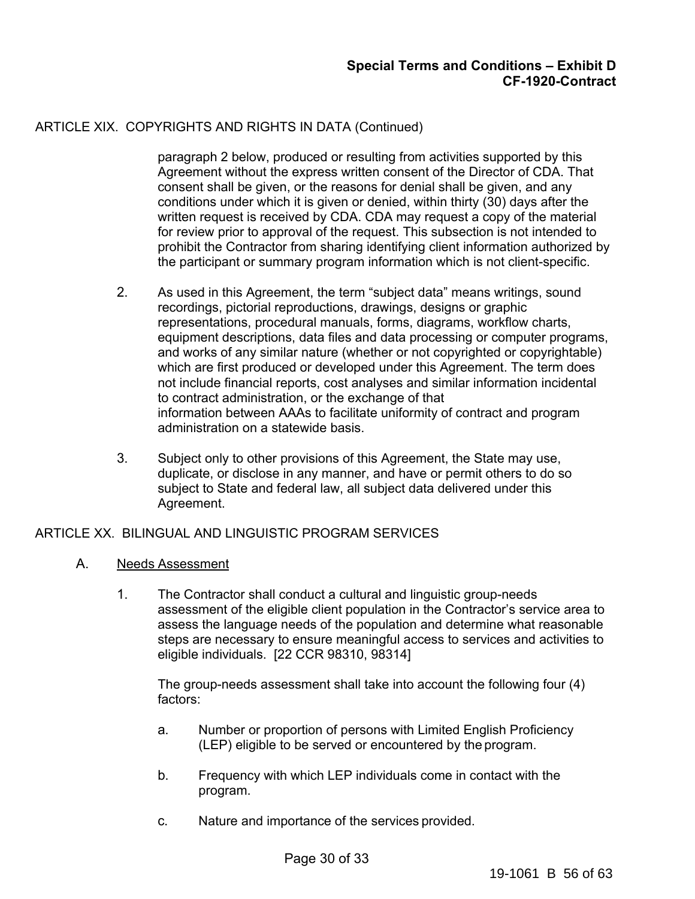ARTICLE XIX. COPYRIGHTS AND RIGHTS IN DATA (Continued)

paragraph 2 below, produced or resulting from activities supported by this Agreement without the express written consent of the Director of CDA. That consent shall be given, or the reasons for denial shall be given, and any conditions under which it is given or denied, within thirty (30) days after the written request is received by CDA. CDA may request a copy of the material for review prior to approval of the request. This subsection is not intended to prohibit the Contractor from sharing identifying client information authorized by the participant or summary program information which is not client-specific.

2. As used in this Agreement, the term "subject data" means writings, sound recordings, pictorial reproductions, drawings, designs or graphic representations, procedural manuals, forms, diagrams, workflow charts, equipment descriptions, data files and data processing or computer programs, and works of any similar nature (whether or not copyrighted or copyrightable) which are first produced or developed under this Agreement. The term does not include financial reports, cost analyses and similar information incidental to contract administration, or the exchange of that information between AAAs to facilitate uniformity of contract and program administration on a statewide basis.

3. Subject only to other provisions of this Agreement, the State may use, duplicate, or disclose in any manner, and have or permit others to do so subject to State and federal law, all subject data delivered under this Agreement.

ARTICLE XX. BILINGUAL AND LINGUISTIC PROGRAM SERVICES

A. Needs Assessment

1. The Contractor shall conduct a cultural and linguistic group-needs assessment of the eligible client population in the Contractor's service area to assess the language needs of the population and determine what reasonable steps are necessary to ensure meaningful access to services and activities to eligible individuals. [22 CCR 98310, 98314]

The group-needs assessment shall take into account the following four (4) factors:

a. Number or proportion of persons with Limited English Proficiency (LEP) eligible to be served or encountered by the program.

b. Frequency with which LEP individuals come in contact with the program.

c. Nature and importance of the services provided.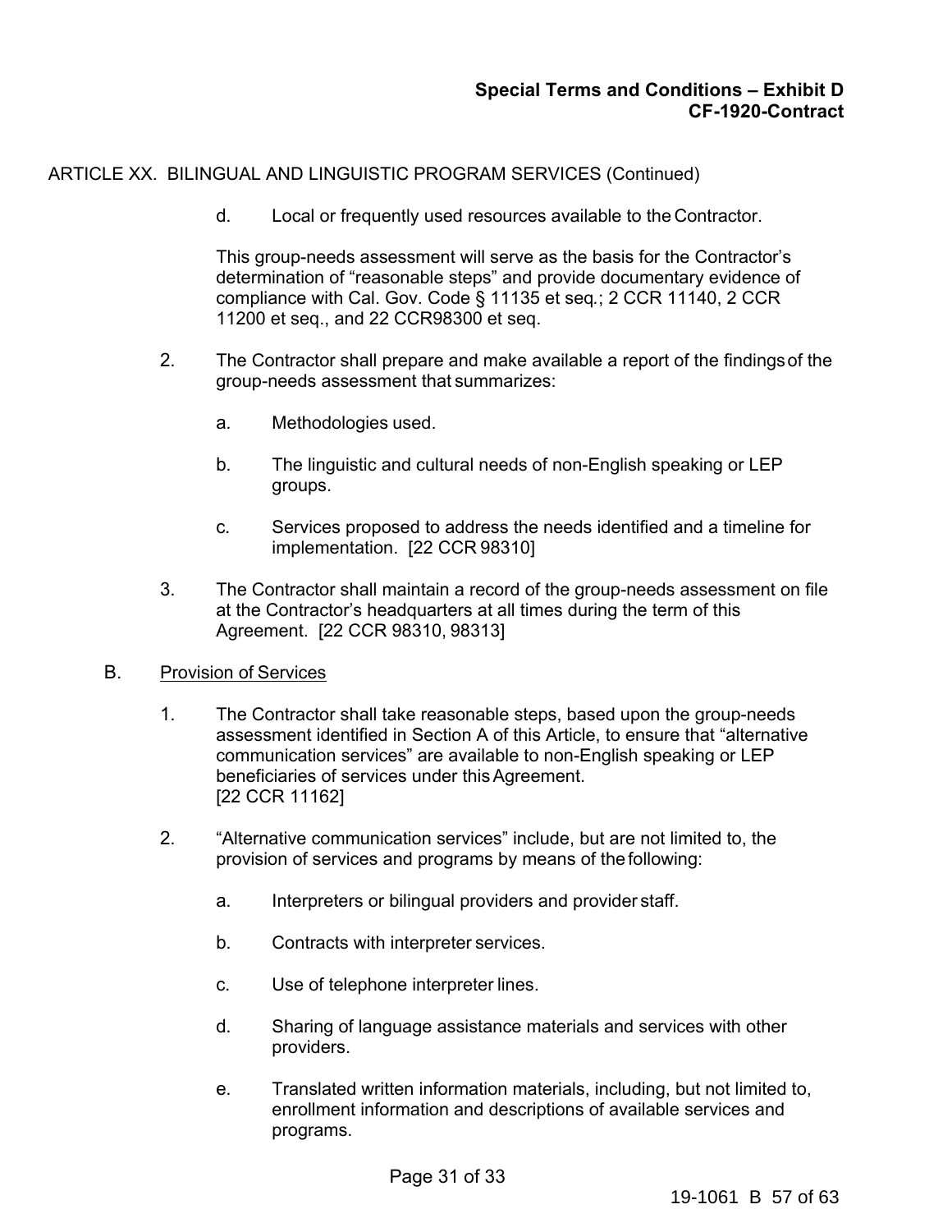ARTICLE XX. BILINGUAL AND LINGUISTIC PROGRAM SERVICES (Continued)

d. Local or frequently used resources available to the Contractor.

This group-needs assessment will serve as the basis for the Contractor's determination of "reasonable steps" and provide documentary evidence of compliance with Cal. Gov. Code § 11135 et seq.; 2 CCR 11140, 2 CCR 11200 et seq., and 22 CCR98300 et seq.

2. The Contractor shall prepare and make available a report of the findings of the group-needs assessment that summarizes:

   a. Methodologies used.

   b. The linguistic and cultural needs of non-English speaking or LEP groups.

   c. Services proposed to address the needs identified and a timeline for implementation. [22 CCR 98310]

3. The Contractor shall maintain a record of the group-needs assessment on file at the Contractor's headquarters at all times during the term of this Agreement. [22 CCR 98310, 98313]

B. <u>Provision of Services</u>

1. The Contractor shall take reasonable steps, based upon the group-needs assessment identified in Section A of this Article, to ensure that "alternative communication services" are available to non-English speaking or LEP beneficiaries of services under this Agreement.
[22 CCR 11162]

2. "Alternative communication services" include, but are not limited to, the provision of services and programs by means of the following:

   a. Interpreters or bilingual providers and provider staff.

   b. Contracts with interpreter services.

   c. Use of telephone interpreter lines.

   d. Sharing of language assistance materials and services with other providers.

   e. Translated written information materials, including, but not limited to, enrollment information and descriptions of available services and programs.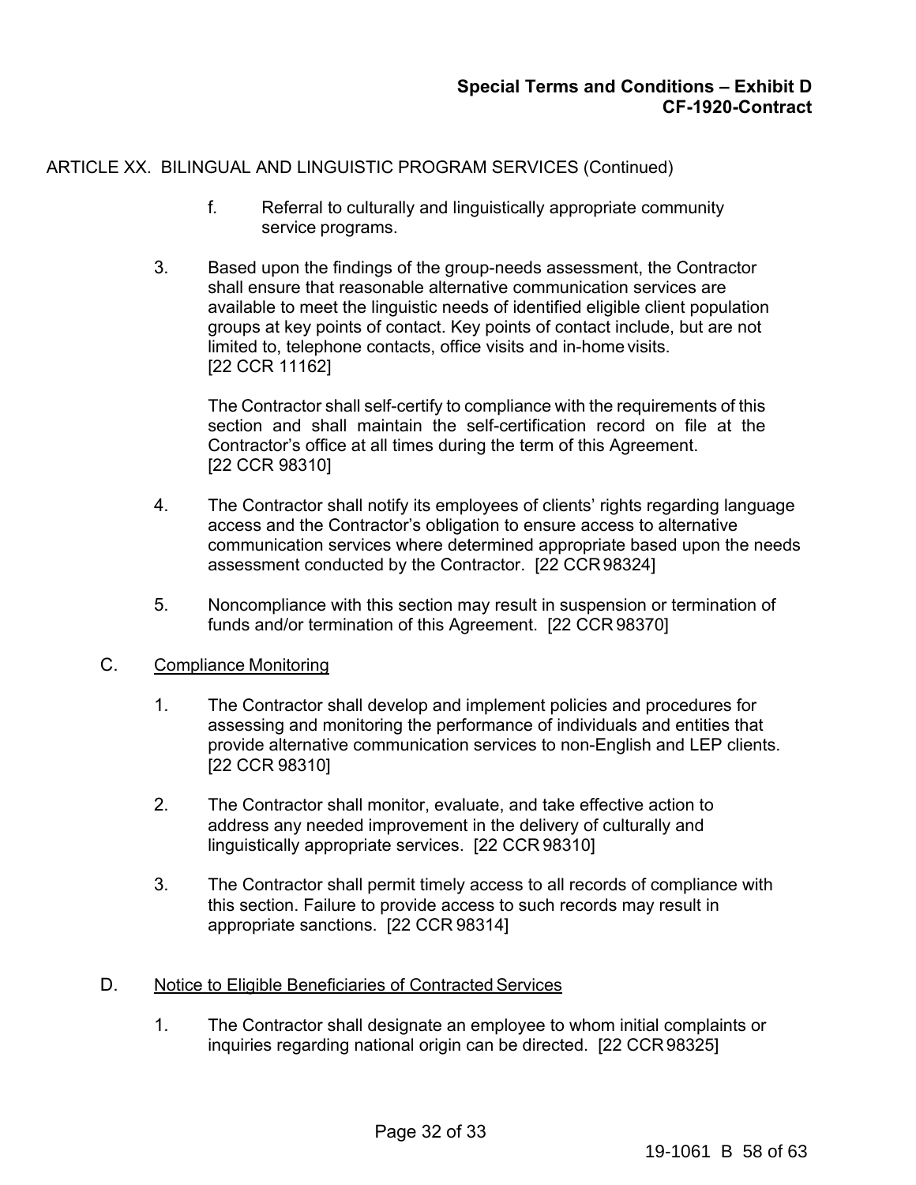ARTICLE XX. BILINGUAL AND LINGUISTIC PROGRAM SERVICES (Continued)

f. Referral to culturally and linguistically appropriate community service programs.

3. Based upon the findings of the group-needs assessment, the Contractor shall ensure that reasonable alternative communication services are available to meet the linguistic needs of identified eligible client population groups at key points of contact. Key points of contact include, but are not limited to, telephone contacts, office visits and in-home visits. [22 CCR 11162]

   The Contractor shall self-certify to compliance with the requirements of this section and shall maintain the self-certification record on file at the Contractor's office at all times during the term of this Agreement. [22 CCR 98310]

4. The Contractor shall notify its employees of clients' rights regarding language access and the Contractor's obligation to ensure access to alternative communication services where determined appropriate based upon the needs assessment conducted by the Contractor. [22 CCR 98324]

5. Noncompliance with this section may result in suspension or termination of funds and/or termination of this Agreement. [22 CCR 98370]

C. <u>Compliance Monitoring</u>

1. The Contractor shall develop and implement policies and procedures for assessing and monitoring the performance of individuals and entities that provide alternative communication services to non-English and LEP clients. [22 CCR 98310]

2. The Contractor shall monitor, evaluate, and take effective action to address any needed improvement in the delivery of culturally and linguistically appropriate services. [22 CCR 98310]

3. The Contractor shall permit timely access to all records of compliance with this section. Failure to provide access to such records may result in appropriate sanctions. [22 CCR 98314]

D. <u>Notice to Eligible Beneficiaries of Contracted Services</u>

1. The Contractor shall designate an employee to whom initial complaints or inquiries regarding national origin can be directed. [22 CCR 98325]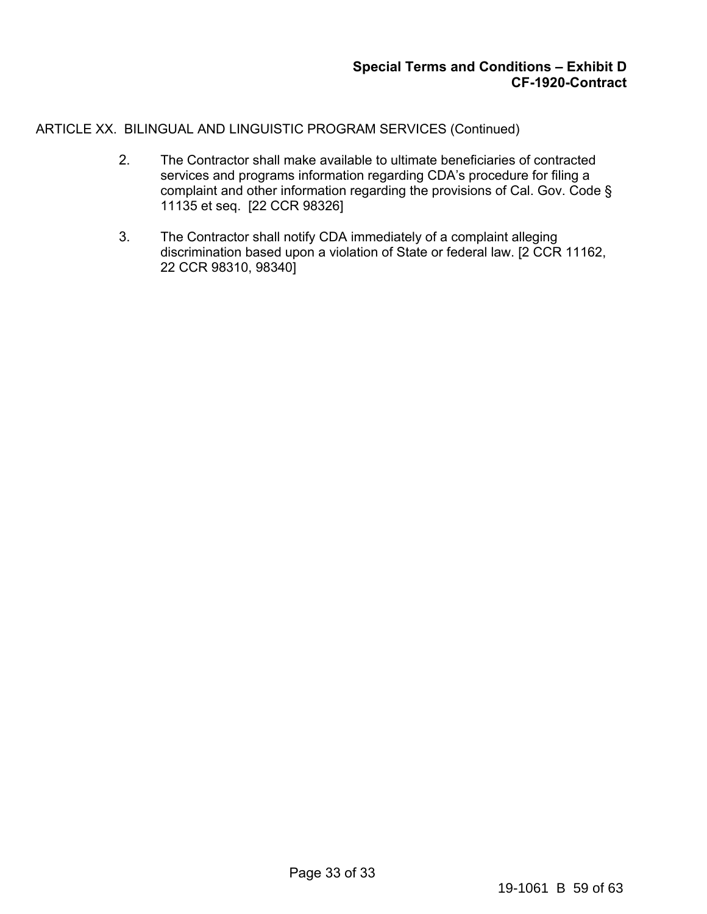ARTICLE XX. BILINGUAL AND LINGUISTIC PROGRAM SERVICES (Continued)

2. The Contractor shall make available to ultimate beneficiaries of contracted services and programs information regarding CDA's procedure for filing a complaint and other information regarding the provisions of Cal. Gov. Code § 11135 et seq. [22 CCR 98326]

3. The Contractor shall notify CDA immediately of a complaint alleging discrimination based upon a violation of State or federal law. [2 CCR 11162, 22 CCR 98310, 98340]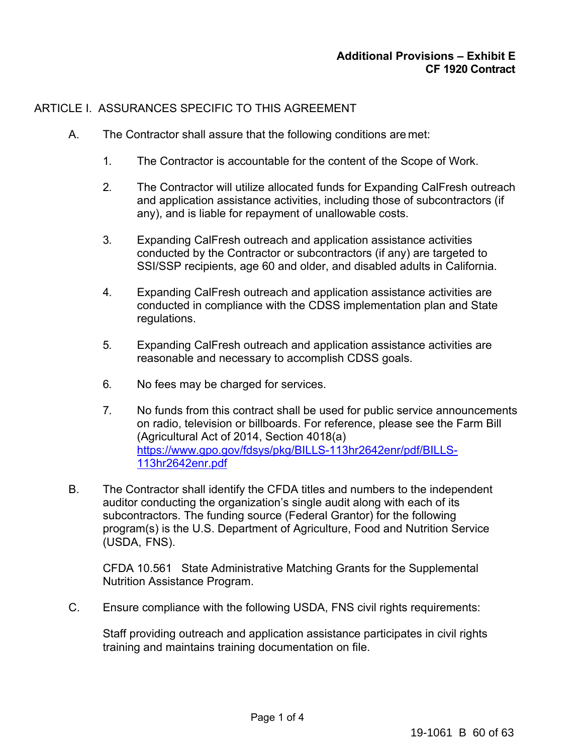**Additional Provisions – Exhibit E**
**CF 1920 Contract**

## ARTICLE I. ASSURANCES SPECIFIC TO THIS AGREEMENT

A. The Contractor shall assure that the following conditions are met:

1. The Contractor is accountable for the content of the Scope of Work.

2. The Contractor will utilize allocated funds for Expanding CalFresh outreach and application assistance activities, including those of subcontractors (if any), and is liable for repayment of unallowable costs.

3. Expanding CalFresh outreach and application assistance activities conducted by the Contractor or subcontractors (if any) are targeted to SSI/SSP recipients, age 60 and older, and disabled adults in California.

4. Expanding CalFresh outreach and application assistance activities are conducted in compliance with the CDSS implementation plan and State regulations.

5. Expanding CalFresh outreach and application assistance activities are reasonable and necessary to accomplish CDSS goals.

6. No fees may be charged for services.

7. No funds from this contract shall be used for public service announcements on radio, television or billboards. For reference, please see the Farm Bill (Agricultural Act of 2014, Section 4018(a) https://www.gpo.gov/fdsys/pkg/BILLS-113hr2642enr/pdf/BILLS-113hr2642enr.pdf

B. The Contractor shall identify the CFDA titles and numbers to the independent auditor conducting the organization's single audit along with each of its subcontractors. The funding source (Federal Grantor) for the following program(s) is the U.S. Department of Agriculture, Food and Nutrition Service (USDA, FNS).

   CFDA 10.561 State Administrative Matching Grants for the Supplemental Nutrition Assistance Program.

C. Ensure compliance with the following USDA, FNS civil rights requirements:

   Staff providing outreach and application assistance participates in civil rights training and maintains training documentation on file.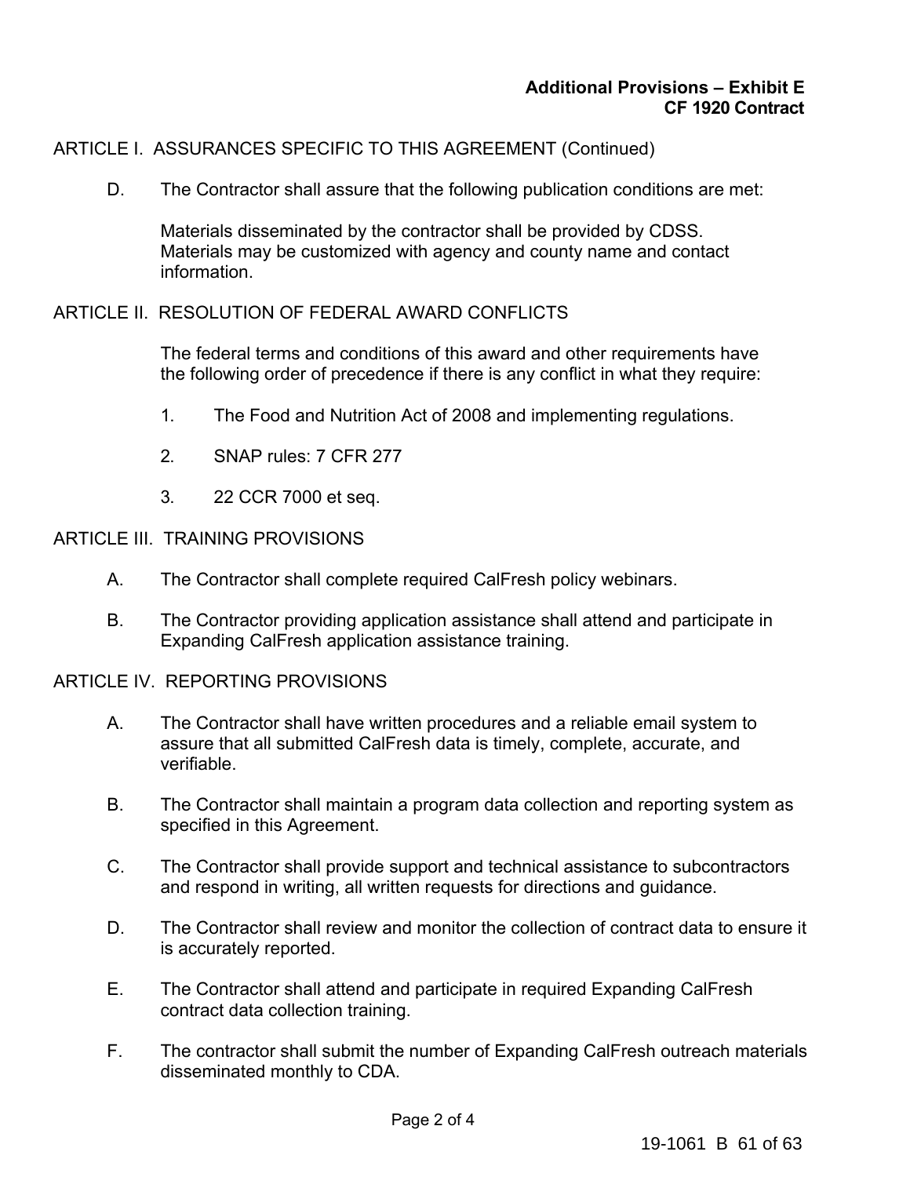**Additional Provisions – Exhibit E**
**CF 1920 Contract**

ARTICLE I. ASSURANCES SPECIFIC TO THIS AGREEMENT (Continued)

D. The Contractor shall assure that the following publication conditions are met:

Materials disseminated by the contractor shall be provided by CDSS. Materials may be customized with agency and county name and contact information.

ARTICLE II. RESOLUTION OF FEDERAL AWARD CONFLICTS

The federal terms and conditions of this award and other requirements have the following order of precedence if there is any conflict in what they require:

1. The Food and Nutrition Act of 2008 and implementing regulations.

2. SNAP rules: 7 CFR 277

3. 22 CCR 7000 et seq.

ARTICLE III. TRAINING PROVISIONS

A. The Contractor shall complete required CalFresh policy webinars.

B. The Contractor providing application assistance shall attend and participate in Expanding CalFresh application assistance training.

ARTICLE IV. REPORTING PROVISIONS

A. The Contractor shall have written procedures and a reliable email system to assure that all submitted CalFresh data is timely, complete, accurate, and verifiable.

B. The Contractor shall maintain a program data collection and reporting system as specified in this Agreement.

C. The Contractor shall provide support and technical assistance to subcontractors and respond in writing, all written requests for directions and guidance.

D. The Contractor shall review and monitor the collection of contract data to ensure it is accurately reported.

E. The Contractor shall attend and participate in required Expanding CalFresh contract data collection training.

F. The contractor shall submit the number of Expanding CalFresh outreach materials disseminated monthly to CDA.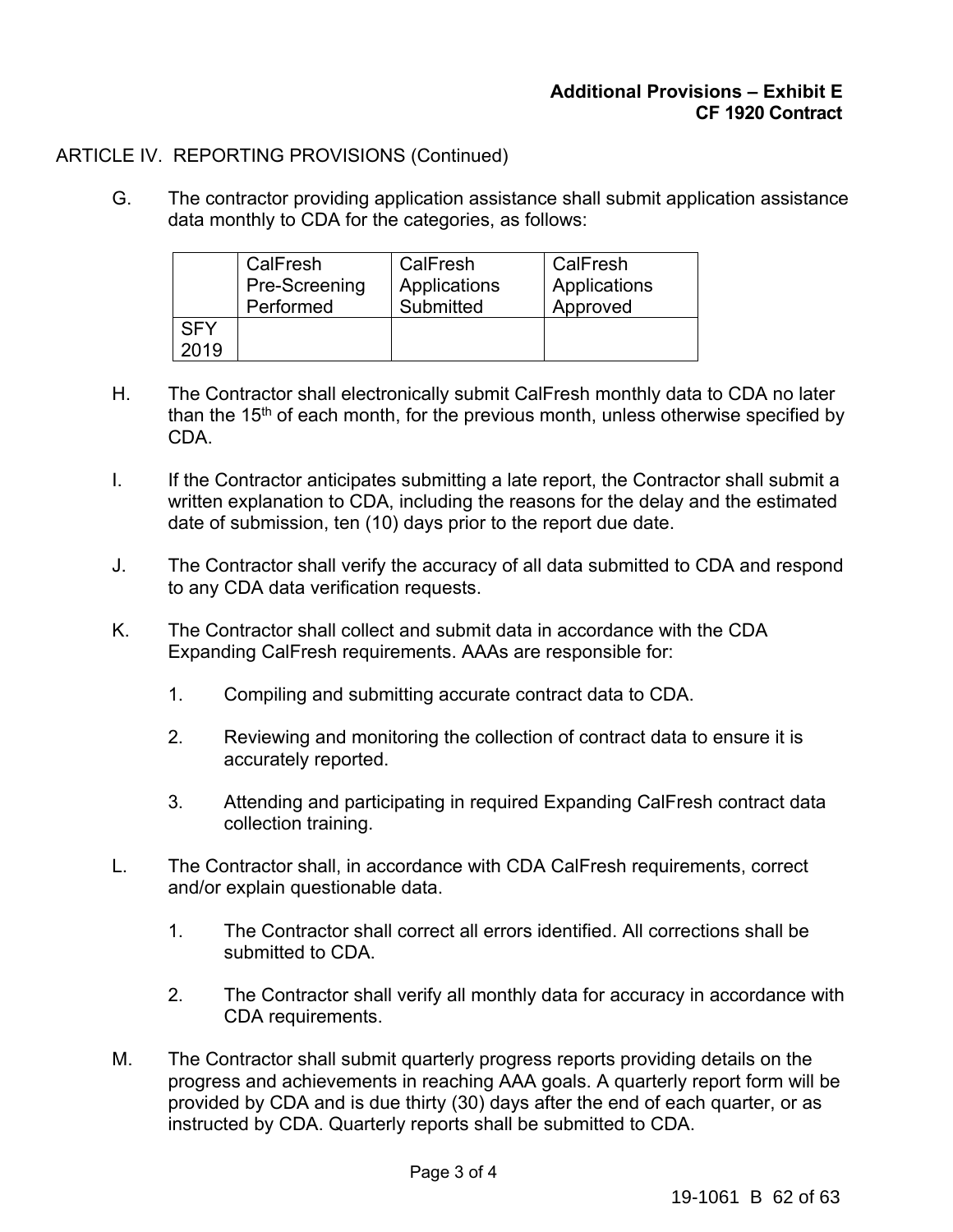**Additional Provisions – Exhibit E**
**CF 1920 Contract**

ARTICLE IV. REPORTING PROVISIONS (Continued)

G. The contractor providing application assistance shall submit application assistance data monthly to CDA for the categories, as follows:

| | CalFresh Pre-Screening Performed | CalFresh Applications Submitted | CalFresh Applications Approved |
|---|---|---|---|
| SFY 2019 | | | |

H. The Contractor shall electronically submit CalFresh monthly data to CDA no later than the 15th of each month, for the previous month, unless otherwise specified by CDA.

I. If the Contractor anticipates submitting a late report, the Contractor shall submit a written explanation to CDA, including the reasons for the delay and the estimated date of submission, ten (10) days prior to the report due date.

J. The Contractor shall verify the accuracy of all data submitted to CDA and respond to any CDA data verification requests.

K. The Contractor shall collect and submit data in accordance with the CDA Expanding CalFresh requirements. AAAs are responsible for:

   1. Compiling and submitting accurate contract data to CDA.

   2. Reviewing and monitoring the collection of contract data to ensure it is accurately reported.

   3. Attending and participating in required Expanding CalFresh contract data collection training.

L. The Contractor shall, in accordance with CDA CalFresh requirements, correct and/or explain questionable data.

   1. The Contractor shall correct all errors identified. All corrections shall be submitted to CDA.

   2. The Contractor shall verify all monthly data for accuracy in accordance with CDA requirements.

M. The Contractor shall submit quarterly progress reports providing details on the progress and achievements in reaching AAA goals. A quarterly report form will be provided by CDA and is due thirty (30) days after the end of each quarter, or as instructed by CDA. Quarterly reports shall be submitted to CDA.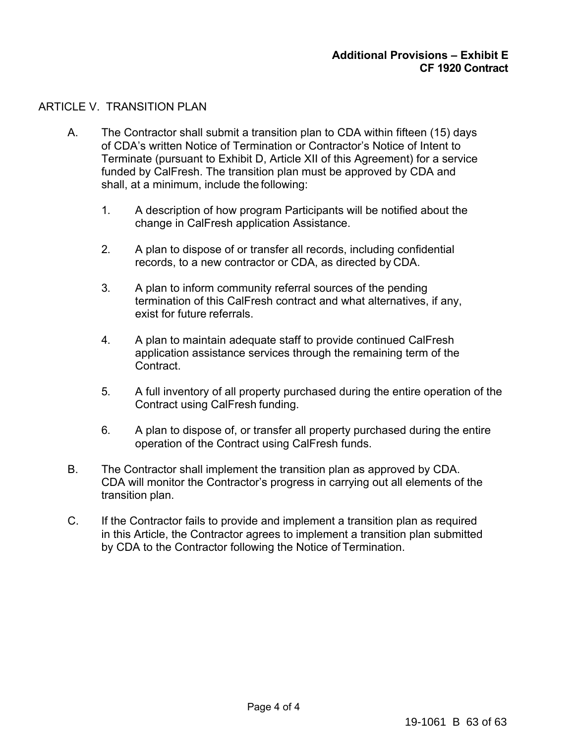## ARTICLE V. TRANSITION PLAN

A. The Contractor shall submit a transition plan to CDA within fifteen (15) days of CDA's written Notice of Termination or Contractor's Notice of Intent to Terminate (pursuant to Exhibit D, Article XII of this Agreement) for a service funded by CalFresh. The transition plan must be approved by CDA and shall, at a minimum, include the following:

1. A description of how program Participants will be notified about the change in CalFresh application Assistance.

2. A plan to dispose of or transfer all records, including confidential records, to a new contractor or CDA, as directed by CDA.

3. A plan to inform community referral sources of the pending termination of this CalFresh contract and what alternatives, if any, exist for future referrals.

4. A plan to maintain adequate staff to provide continued CalFresh application assistance services through the remaining term of the Contract.

5. A full inventory of all property purchased during the entire operation of the Contract using CalFresh funding.

6. A plan to dispose of, or transfer all property purchased during the entire operation of the Contract using CalFresh funds.

B. The Contractor shall implement the transition plan as approved by CDA. CDA will monitor the Contractor's progress in carrying out all elements of the transition plan.

C. If the Contractor fails to provide and implement a transition plan as required in this Article, the Contractor agrees to implement a transition plan submitted by CDA to the Contractor following the Notice of Termination.